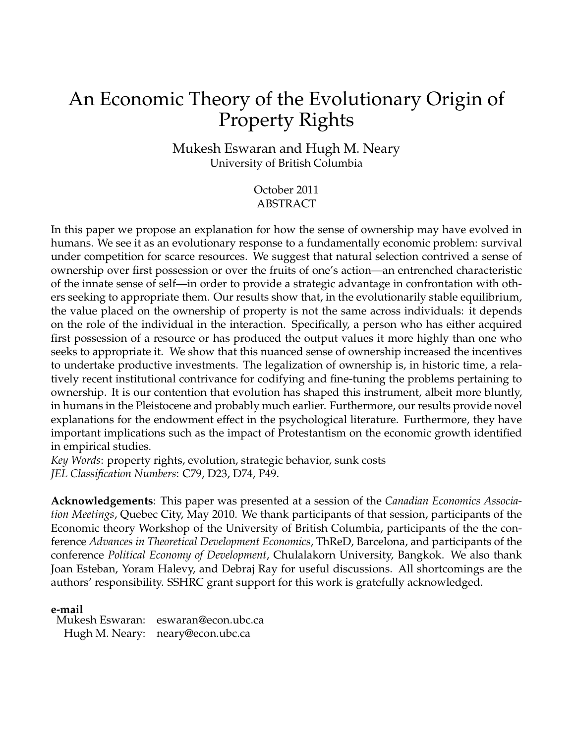# An Economic Theory of the Evolutionary Origin of Property Rights

Mukesh Eswaran and Hugh M. Neary
University of British Columbia

October 2011

ABSTRACT

In this paper we propose an explanation for how the sense of ownership may have evolved in humans. We see it as an evolutionary response to a fundamentally economic problem: survival under competition for scarce resources. We suggest that natural selection contrived a sense of ownership over first possession or over the fruits of one's action—an entrenched characteristic of the innate sense of self—in order to provide a strategic advantage in confrontation with others seeking to appropriate them. Our results show that, in the evolutionarily stable equilibrium, the value placed on the ownership of property is not the same across individuals: it depends on the role of the individual in the interaction. Specifically, a person who has either acquired first possession of a resource or has produced the output values it more highly than one who seeks to appropriate it. We show that this nuanced sense of ownership increased the incentives to undertake productive investments. The legalization of ownership is, in historic time, a relatively recent institutional contrivance for codifying and fine-tuning the problems pertaining to ownership. It is our contention that evolution has shaped this instrument, albeit more bluntly, in humans in the Pleistocene and probably much earlier. Furthermore, our results provide novel explanations for the endowment effect in the psychological literature. Furthermore, they have important implications such as the impact of Protestantism on the economic growth identified in empirical studies.

*Key Words*: property rights, evolution, strategic behavior, sunk costs

*JEL Classification Numbers*: C79, D23, D74, P49.

**Acknowledgements**: This paper was presented at a session of the *Canadian Economics Association Meetings*, Quebec City, May 2010. We thank participants of that session, participants of the Economic theory Workshop of the University of British Columbia, participants of the the conference *Advances in Theoretical Development Economics*, ThReD, Barcelona, and participants of the conference *Political Economy of Development*, Chulalakorn University, Bangkok. We also thank Joan Esteban, Yoram Halevy, and Debraj Ray for useful discussions. All shortcomings are the authors' responsibility. SSHRC grant support for this work is gratefully acknowledged.

**e-mail**

Mukesh Eswaran: eswaran@econ.ubc.ca

Hugh M. Neary: neary@econ.ubc.ca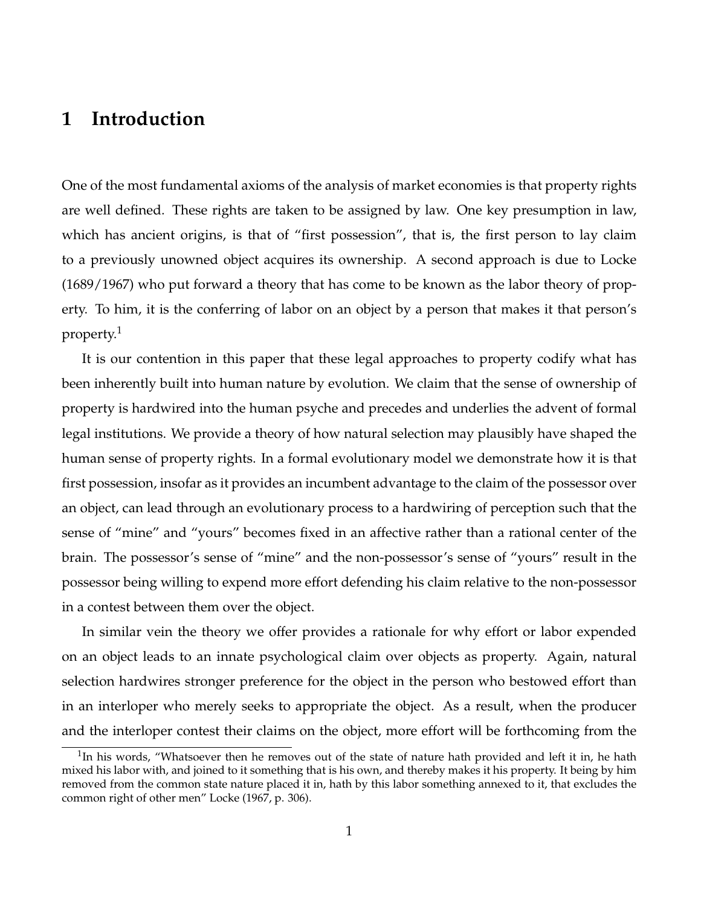# 1 Introduction

One of the most fundamental axioms of the analysis of market economies is that property rights are well defined. These rights are taken to be assigned by law. One key presumption in law, which has ancient origins, is that of "first possession", that is, the first person to lay claim to a previously unowned object acquires its ownership. A second approach is due to Locke (1689/1967) who put forward a theory that has come to be known as the labor theory of property. To him, it is the conferring of labor on an object by a person that makes it that person's property.[1]

It is our contention in this paper that these legal approaches to property codify what has been inherently built into human nature by evolution. We claim that the sense of ownership of property is hardwired into the human psyche and precedes and underlies the advent of formal legal institutions. We provide a theory of how natural selection may plausibly have shaped the human sense of property rights. In a formal evolutionary model we demonstrate how it is that first possession, insofar as it provides an incumbent advantage to the claim of the possessor over an object, can lead through an evolutionary process to a hardwiring of perception such that the sense of "mine" and "yours" becomes fixed in an affective rather than a rational center of the brain. The possessor's sense of "mine" and the non-possessor's sense of "yours" result in the possessor being willing to expend more effort defending his claim relative to the non-possessor in a contest between them over the object.

In similar vein the theory we offer provides a rationale for why effort or labor expended on an object leads to an innate psychological claim over objects as property. Again, natural selection hardwires stronger preference for the object in the person who bestowed effort than in an interloper who merely seeks to appropriate the object. As a result, when the producer and the interloper contest their claims on the object, more effort will be forthcoming from the

[1] In his words, "Whatsoever then he removes out of the state of nature hath provided and left it in, he hath mixed his labor with, and joined to it something that is his own, and thereby makes it his property. It being by him removed from the common state nature placed it in, hath by this labor something annexed to it, that excludes the common right of other men" Locke (1967, p. 306).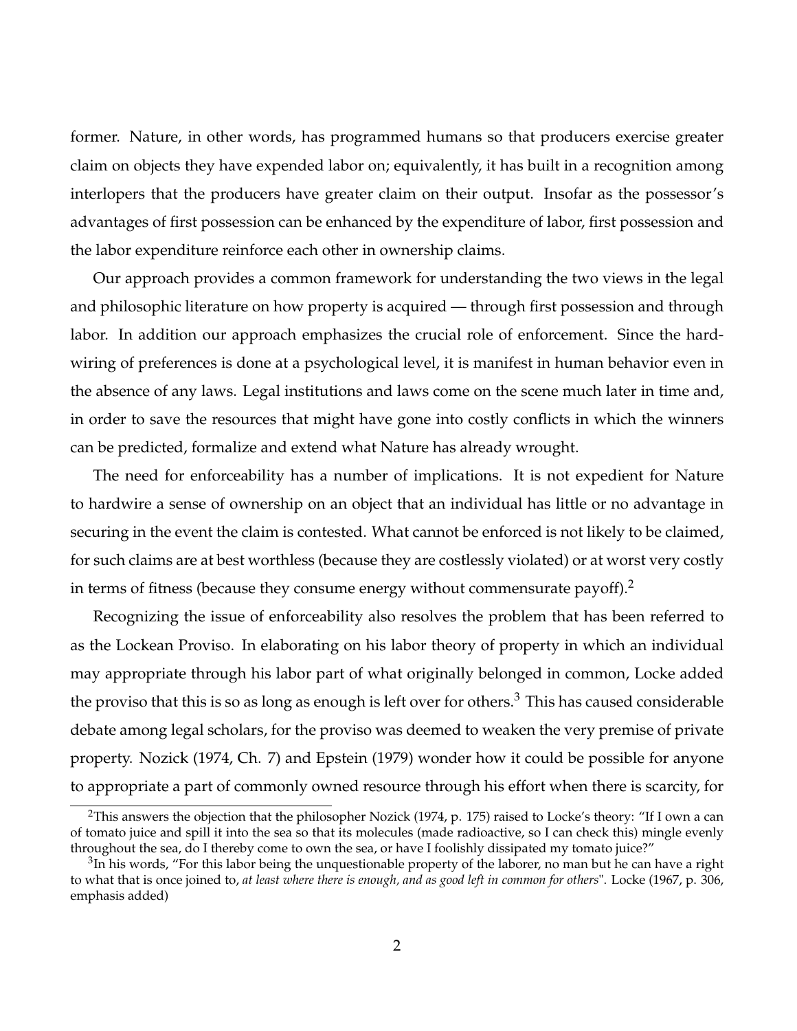former. Nature, in other words, has programmed humans so that producers exercise greater claim on objects they have expended labor on; equivalently, it has built in a recognition among interlopers that the producers have greater claim on their output. Insofar as the possessor's advantages of first possession can be enhanced by the expenditure of labor, first possession and the labor expenditure reinforce each other in ownership claims.

Our approach provides a common framework for understanding the two views in the legal and philosophic literature on how property is acquired — through first possession and through labor. In addition our approach emphasizes the crucial role of enforcement. Since the hard-wiring of preferences is done at a psychological level, it is manifest in human behavior even in the absence of any laws. Legal institutions and laws come on the scene much later in time and, in order to save the resources that might have gone into costly conflicts in which the winners can be predicted, formalize and extend what Nature has already wrought.

The need for enforceability has a number of implications. It is not expedient for Nature to hardwire a sense of ownership on an object that an individual has little or no advantage in securing in the event the claim is contested. What cannot be enforced is not likely to be claimed, for such claims are at best worthless (because they are costlessly violated) or at worst very costly in terms of fitness (because they consume energy without commensurate payoff).[2]

Recognizing the issue of enforceability also resolves the problem that has been referred to as the Lockean Proviso. In elaborating on his labor theory of property in which an individual may appropriate through his labor part of what originally belonged in common, Locke added the proviso that this is so as long as enough is left over for others.[3] This has caused considerable debate among legal scholars, for the proviso was deemed to weaken the very premise of private property. Nozick (1974, Ch. 7) and Epstein (1979) wonder how it could be possible for anyone to appropriate a part of commonly owned resource through his effort when there is scarcity, for

---

[2]This answers the objection that the philosopher Nozick (1974, p. 175) raised to Locke's theory: "If I own a can of tomato juice and spill it into the sea so that its molecules (made radioactive, so I can check this) mingle evenly throughout the sea, do I thereby come to own the sea, or have I foolishly dissipated my tomato juice?"

[3]In his words, "For this labor being the unquestionable property of the laborer, no man but he can have a right to what that is once joined to, *at least where there is enough, and as good left in common for others*". Locke (1967, p. 306, emphasis added)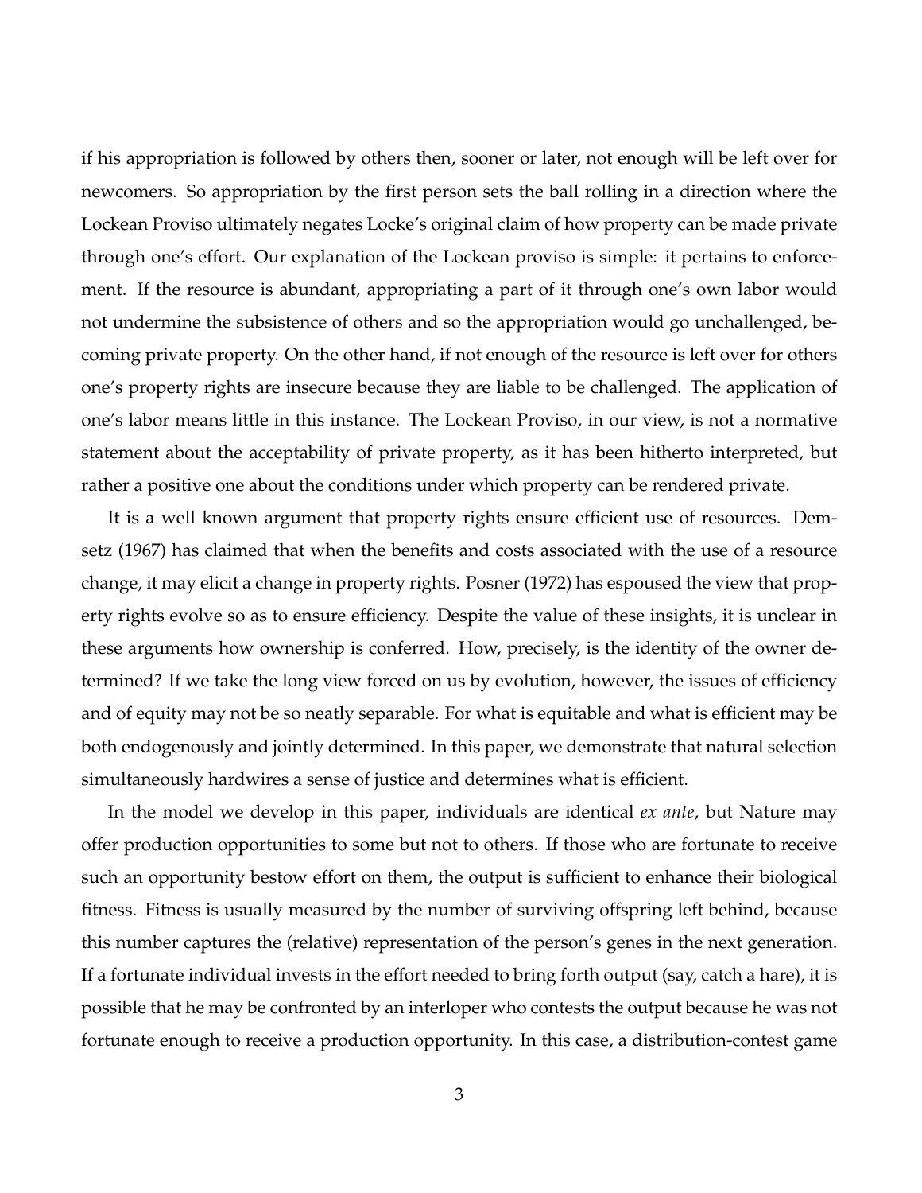if his appropriation is followed by others then, sooner or later, not enough will be left over for newcomers. So appropriation by the first person sets the ball rolling in a direction where the Lockean Proviso ultimately negates Locke's original claim of how property can be made private through one's effort. Our explanation of the Lockean proviso is simple: it pertains to enforcement. If the resource is abundant, appropriating a part of it through one's own labor would not undermine the subsistence of others and so the appropriation would go unchallenged, becoming private property. On the other hand, if not enough of the resource is left over for others one's property rights are insecure because they are liable to be challenged. The application of one's labor means little in this instance. The Lockean Proviso, in our view, is not a normative statement about the acceptability of private property, as it has been hitherto interpreted, but rather a positive one about the conditions under which property can be rendered private.

It is a well known argument that property rights ensure efficient use of resources. Demsetz (1967) has claimed that when the benefits and costs associated with the use of a resource change, it may elicit a change in property rights. Posner (1972) has espoused the view that property rights evolve so as to ensure efficiency. Despite the value of these insights, it is unclear in these arguments how ownership is conferred. How, precisely, is the identity of the owner determined? If we take the long view forced on us by evolution, however, the issues of efficiency and of equity may not be so neatly separable. For what is equitable and what is efficient may be both endogenously and jointly determined. In this paper, we demonstrate that natural selection simultaneously hardwires a sense of justice and determines what is efficient.

In the model we develop in this paper, individuals are identical *ex ante*, but Nature may offer production opportunities to some but not to others. If those who are fortunate to receive such an opportunity bestow effort on them, the output is sufficient to enhance their biological fitness. Fitness is usually measured by the number of surviving offspring left behind, because this number captures the (relative) representation of the person's genes in the next generation. If a fortunate individual invests in the effort needed to bring forth output (say, catch a hare), it is possible that he may be confronted by an interloper who contests the output because he was not fortunate enough to receive a production opportunity. In this case, a distribution-contest game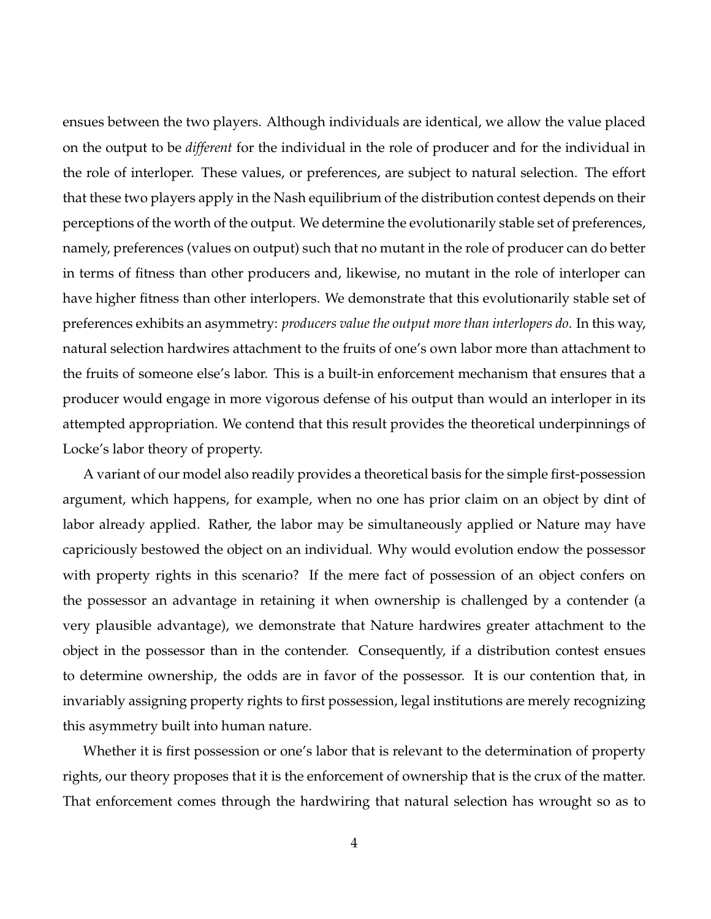ensues between the two players. Although individuals are identical, we allow the value placed on the output to be *different* for the individual in the role of producer and for the individual in the role of interloper. These values, or preferences, are subject to natural selection. The effort that these two players apply in the Nash equilibrium of the distribution contest depends on their perceptions of the worth of the output. We determine the evolutionarily stable set of preferences, namely, preferences (values on output) such that no mutant in the role of producer can do better in terms of fitness than other producers and, likewise, no mutant in the role of interloper can have higher fitness than other interlopers. We demonstrate that this evolutionarily stable set of preferences exhibits an asymmetry: *producers value the output more than interlopers do*. In this way, natural selection hardwires attachment to the fruits of one's own labor more than attachment to the fruits of someone else's labor. This is a built-in enforcement mechanism that ensures that a producer would engage in more vigorous defense of his output than would an interloper in its attempted appropriation. We contend that this result provides the theoretical underpinnings of Locke's labor theory of property.

A variant of our model also readily provides a theoretical basis for the simple first-possession argument, which happens, for example, when no one has prior claim on an object by dint of labor already applied. Rather, the labor may be simultaneously applied or Nature may have capriciously bestowed the object on an individual. Why would evolution endow the possessor with property rights in this scenario? If the mere fact of possession of an object confers on the possessor an advantage in retaining it when ownership is challenged by a contender (a very plausible advantage), we demonstrate that Nature hardwires greater attachment to the object in the possessor than in the contender. Consequently, if a distribution contest ensues to determine ownership, the odds are in favor of the possessor. It is our contention that, in invariably assigning property rights to first possession, legal institutions are merely recognizing this asymmetry built into human nature.

Whether it is first possession or one's labor that is relevant to the determination of property rights, our theory proposes that it is the enforcement of ownership that is the crux of the matter. That enforcement comes through the hardwiring that natural selection has wrought so as to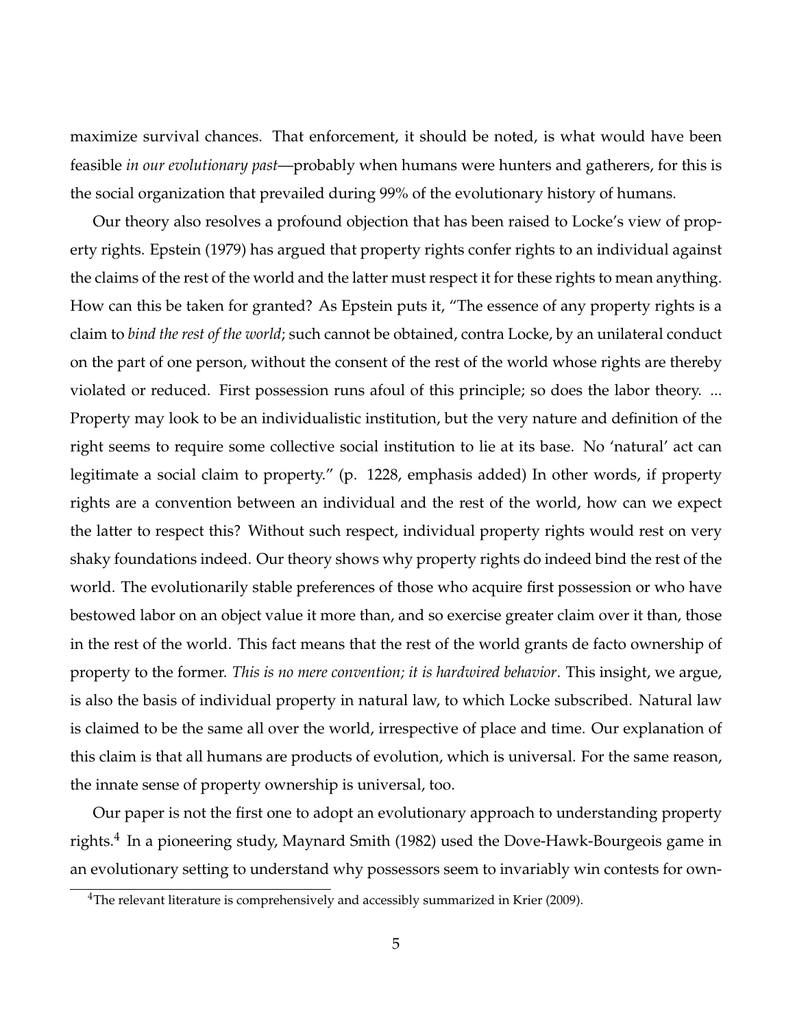maximize survival chances. That enforcement, it should be noted, is what would have been feasible *in our evolutionary past*—probably when humans were hunters and gatherers, for this is the social organization that prevailed during 99% of the evolutionary history of humans.

Our theory also resolves a profound objection that has been raised to Locke's view of property rights. Epstein (1979) has argued that property rights confer rights to an individual against the claims of the rest of the world and the latter must respect it for these rights to mean anything. How can this be taken for granted? As Epstein puts it, "The essence of any property rights is a claim to *bind the rest of the world*; such cannot be obtained, contra Locke, by an unilateral conduct on the part of one person, without the consent of the rest of the world whose rights are thereby violated or reduced. First possession runs afoul of this principle; so does the labor theory. ... Property may look to be an individualistic institution, but the very nature and definition of the right seems to require some collective social institution to lie at its base. No 'natural' act can legitimate a social claim to property." (p. 1228, emphasis added) In other words, if property rights are a convention between an individual and the rest of the world, how can we expect the latter to respect this? Without such respect, individual property rights would rest on very shaky foundations indeed. Our theory shows why property rights do indeed bind the rest of the world. The evolutionarily stable preferences of those who acquire first possession or who have bestowed labor on an object value it more than, and so exercise greater claim over it than, those in the rest of the world. This fact means that the rest of the world grants de facto ownership of property to the former. *This is no mere convention; it is hardwired behavior*. This insight, we argue, is also the basis of individual property in natural law, to which Locke subscribed. Natural law is claimed to be the same all over the world, irrespective of place and time. Our explanation of this claim is that all humans are products of evolution, which is universal. For the same reason, the innate sense of property ownership is universal, too.

Our paper is not the first one to adopt an evolutionary approach to understanding property rights.[4] In a pioneering study, Maynard Smith (1982) used the Dove-Hawk-Bourgeois game in an evolutionary setting to understand why possessors seem to invariably win contests for own-

[4] The relevant literature is comprehensively and accessibly summarized in Krier (2009).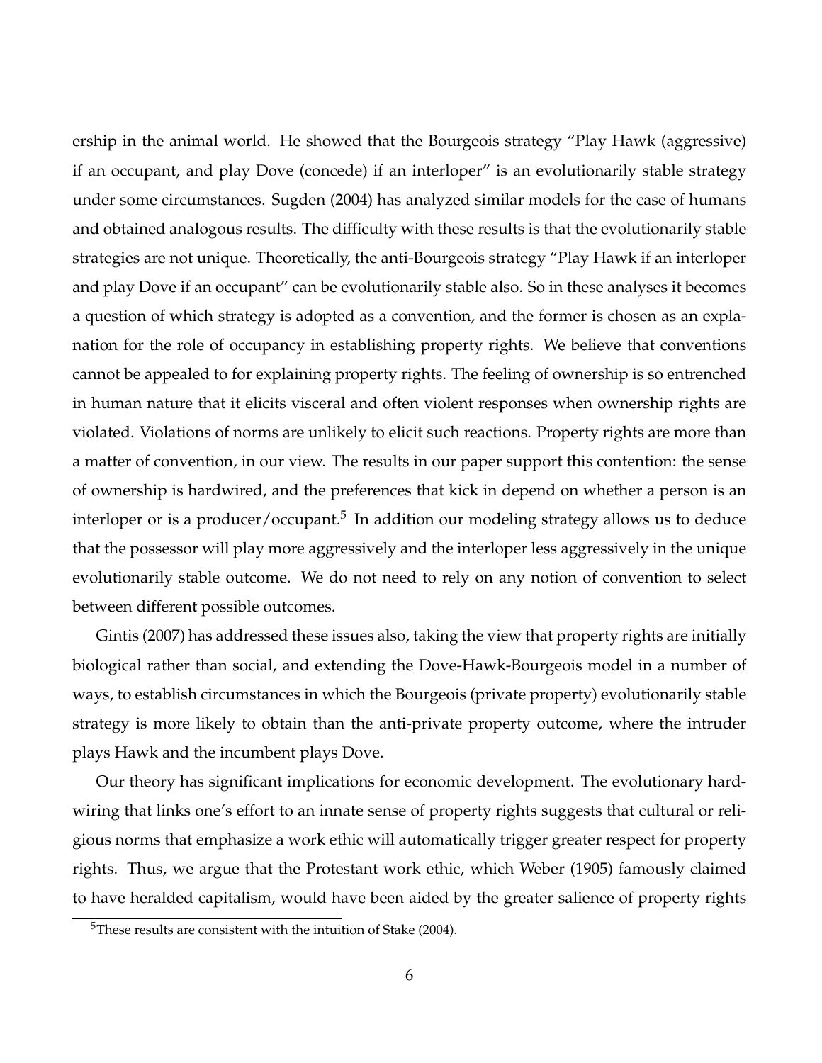ership in the animal world. He showed that the Bourgeois strategy "Play Hawk (aggressive) if an occupant, and play Dove (concede) if an interloper" is an evolutionarily stable strategy under some circumstances. Sugden (2004) has analyzed similar models for the case of humans and obtained analogous results. The difficulty with these results is that the evolutionarily stable strategies are not unique. Theoretically, the anti-Bourgeois strategy "Play Hawk if an interloper and play Dove if an occupant" can be evolutionarily stable also. So in these analyses it becomes a question of which strategy is adopted as a convention, and the former is chosen as an explanation for the role of occupancy in establishing property rights. We believe that conventions cannot be appealed to for explaining property rights. The feeling of ownership is so entrenched in human nature that it elicits visceral and often violent responses when ownership rights are violated. Violations of norms are unlikely to elicit such reactions. Property rights are more than a matter of convention, in our view. The results in our paper support this contention: the sense of ownership is hardwired, and the preferences that kick in depend on whether a person is an interloper or is a producer/occupant.[5] In addition our modeling strategy allows us to deduce that the possessor will play more aggressively and the interloper less aggressively in the unique evolutionarily stable outcome. We do not need to rely on any notion of convention to select between different possible outcomes.

Gintis (2007) has addressed these issues also, taking the view that property rights are initially biological rather than social, and extending the Dove-Hawk-Bourgeois model in a number of ways, to establish circumstances in which the Bourgeois (private property) evolutionarily stable strategy is more likely to obtain than the anti-private property outcome, where the intruder plays Hawk and the incumbent plays Dove.

Our theory has significant implications for economic development. The evolutionary hardwiring that links one's effort to an innate sense of property rights suggests that cultural or religious norms that emphasize a work ethic will automatically trigger greater respect for property rights. Thus, we argue that the Protestant work ethic, which Weber (1905) famously claimed to have heralded capitalism, would have been aided by the greater salience of property rights

[5] These results are consistent with the intuition of Stake (2004).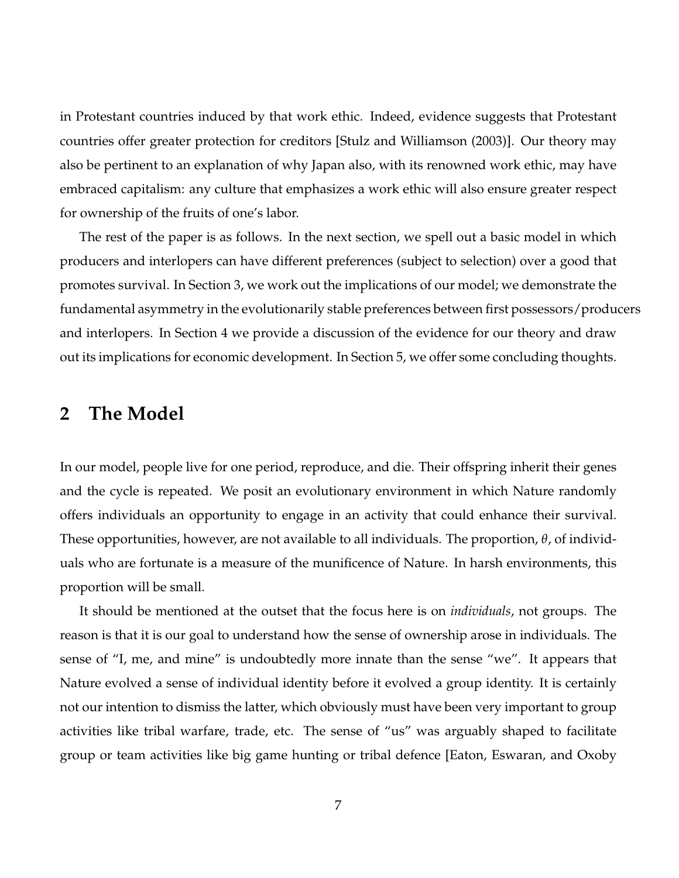in Protestant countries induced by that work ethic. Indeed, evidence suggests that Protestant countries offer greater protection for creditors [Stulz and Williamson (2003)]. Our theory may also be pertinent to an explanation of why Japan also, with its renowned work ethic, may have embraced capitalism: any culture that emphasizes a work ethic will also ensure greater respect for ownership of the fruits of one's labor.

The rest of the paper is as follows. In the next section, we spell out a basic model in which producers and interlopers can have different preferences (subject to selection) over a good that promotes survival. In Section 3, we work out the implications of our model; we demonstrate the fundamental asymmetry in the evolutionarily stable preferences between first possessors/producers and interlopers. In Section 4 we provide a discussion of the evidence for our theory and draw out its implications for economic development. In Section 5, we offer some concluding thoughts.

## 2 The Model

In our model, people live for one period, reproduce, and die. Their offspring inherit their genes and the cycle is repeated. We posit an evolutionary environment in which Nature randomly offers individuals an opportunity to engage in an activity that could enhance their survival. These opportunities, however, are not available to all individuals. The proportion, $\theta$, of individuals who are fortunate is a measure of the munificence of Nature. In harsh environments, this proportion will be small.

It should be mentioned at the outset that the focus here is on *individuals*, not groups. The reason is that it is our goal to understand how the sense of ownership arose in individuals. The sense of "I, me, and mine" is undoubtedly more innate than the sense "we". It appears that Nature evolved a sense of individual identity before it evolved a group identity. It is certainly not our intention to dismiss the latter, which obviously must have been very important to group activities like tribal warfare, trade, etc. The sense of "us" was arguably shaped to facilitate group or team activities like big game hunting or tribal defence [Eaton, Eswaran, and Oxoby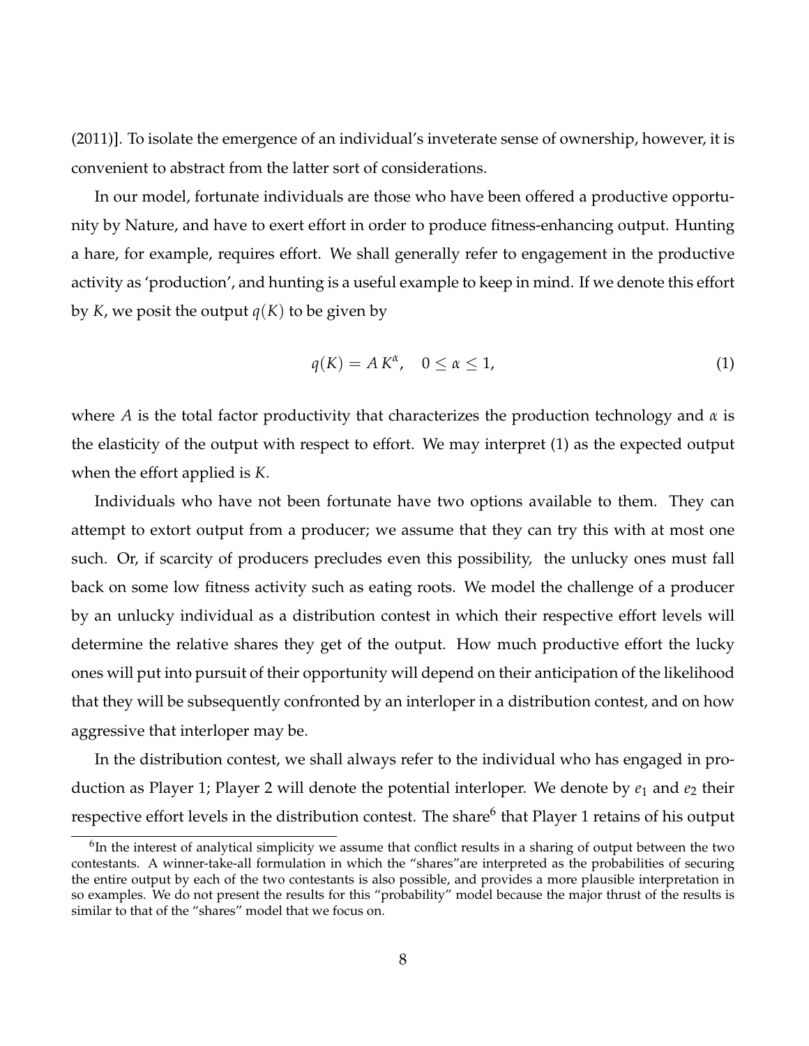(2011)]. To isolate the emergence of an individual's inveterate sense of ownership, however, it is convenient to abstract from the latter sort of considerations.

In our model, fortunate individuals are those who have been offered a productive opportunity by Nature, and have to exert effort in order to produce fitness-enhancing output. Hunting a hare, for example, requires effort. We shall generally refer to engagement in the productive activity as 'production', and hunting is a useful example to keep in mind. If we denote this effort by $K$, we posit the output $q(K)$ to be given by

$$q(K) = A\,K^{\alpha}, \quad 0 \leq \alpha \leq 1, \tag{1}$$

where $A$ is the total factor productivity that characterizes the production technology and $\alpha$ is the elasticity of the output with respect to effort. We may interpret (1) as the expected output when the effort applied is $K$.

Individuals who have not been fortunate have two options available to them. They can attempt to extort output from a producer; we assume that they can try this with at most one such. Or, if scarcity of producers precludes even this possibility, the unlucky ones must fall back on some low fitness activity such as eating roots. We model the challenge of a producer by an unlucky individual as a distribution contest in which their respective effort levels will determine the relative shares they get of the output. How much productive effort the lucky ones will put into pursuit of their opportunity will depend on their anticipation of the likelihood that they will be subsequently confronted by an interloper in a distribution contest, and on how aggressive that interloper may be.

In the distribution contest, we shall always refer to the individual who has engaged in production as Player 1; Player 2 will denote the potential interloper. We denote by $e_1$ and $e_2$ their respective effort levels in the distribution contest. The share[6] that Player 1 retains of his output

[6] In the interest of analytical simplicity we assume that conflict results in a sharing of output between the two contestants. A winner-take-all formulation in which the "shares"are interpreted as the probabilities of securing the entire output by each of the two contestants is also possible, and provides a more plausible interpretation in so examples. We do not present the results for this "probability" model because the major thrust of the results is similar to that of the "shares" model that we focus on.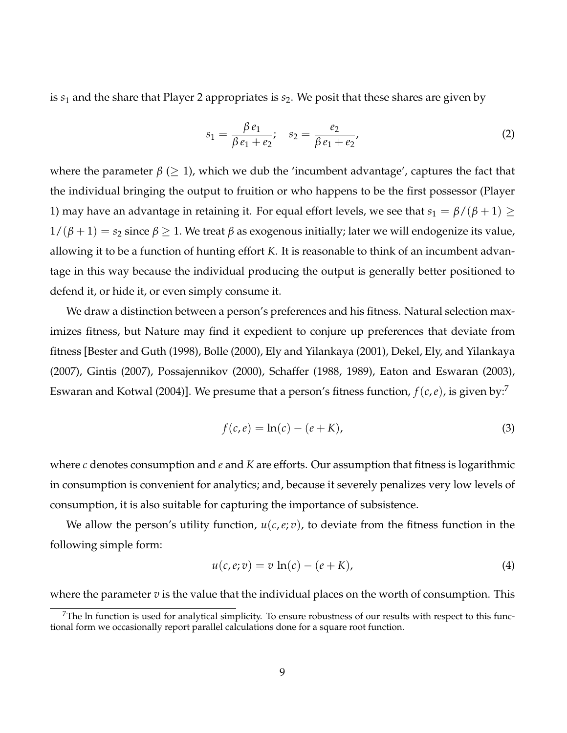is $s_1$ and the share that Player 2 appropriates is $s_2$. We posit that these shares are given by

$$s_1 = \frac{\beta\, e_1}{\beta\, e_1 + e_2}; \quad s_2 = \frac{e_2}{\beta\, e_1 + e_2}, \tag{2}$$

where the parameter $\beta$ ($\geq 1$), which we dub the 'incumbent advantage', captures the fact that the individual bringing the output to fruition or who happens to be the first possessor (Player 1) may have an advantage in retaining it. For equal effort levels, we see that $s_1 = \beta/(\beta+1) \geq 1/(\beta+1) = s_2$ since $\beta \geq 1$. We treat $\beta$ as exogenous initially; later we will endogenize its value, allowing it to be a function of hunting effort $K$. It is reasonable to think of an incumbent advantage in this way because the individual producing the output is generally better positioned to defend it, or hide it, or even simply consume it.

We draw a distinction between a person's preferences and his fitness. Natural selection maximizes fitness, but Nature may find it expedient to conjure up preferences that deviate from fitness [Bester and Guth (1998), Bolle (2000), Ely and Yilankaya (2001), Dekel, Ely, and Yilankaya (2007), Gintis (2007), Possajennikov (2000), Schaffer (1988, 1989), Eaton and Eswaran (2003), Eswaran and Kotwal (2004)]. We presume that a person's fitness function, $f(c, e)$, is given by:[7]

$$f(c, e) = \ln(c) - (e + K), \tag{3}$$

where $c$ denotes consumption and $e$ and $K$ are efforts. Our assumption that fitness is logarithmic in consumption is convenient for analytics; and, because it severely penalizes very low levels of consumption, it is also suitable for capturing the importance of subsistence.

We allow the person's utility function, $u(c, e; v)$, to deviate from the fitness function in the following simple form:

$$u(c, e; v) = v\, \ln(c) - (e + K), \tag{4}$$

where the parameter $v$ is the value that the individual places on the worth of consumption. This

[7] The ln function is used for analytical simplicity. To ensure robustness of our results with respect to this functional form we occasionally report parallel calculations done for a square root function.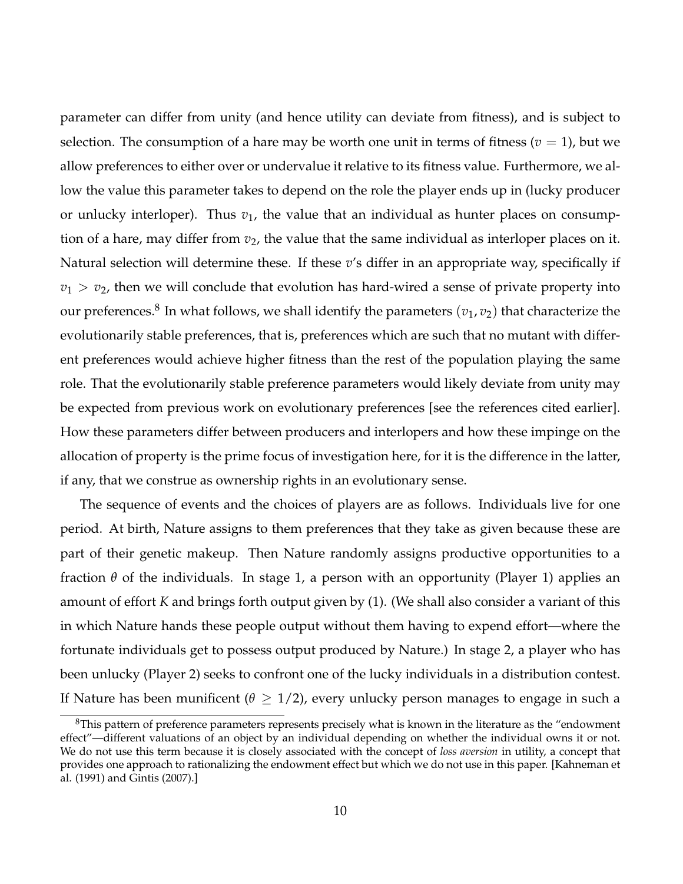parameter can differ from unity (and hence utility can deviate from fitness), and is subject to selection. The consumption of a hare may be worth one unit in terms of fitness ($v = 1$), but we allow preferences to either over or undervalue it relative to its fitness value. Furthermore, we allow the value this parameter takes to depend on the role the player ends up in (lucky producer or unlucky interloper). Thus $v_1$, the value that an individual as hunter places on consumption of a hare, may differ from $v_2$, the value that the same individual as interloper places on it. Natural selection will determine these. If these $v$'s differ in an appropriate way, specifically if $v_1 > v_2$, then we will conclude that evolution has hard-wired a sense of private property into our preferences.[8] In what follows, we shall identify the parameters $(v_1, v_2)$ that characterize the evolutionarily stable preferences, that is, preferences which are such that no mutant with different preferences would achieve higher fitness than the rest of the population playing the same role. That the evolutionarily stable preference parameters would likely deviate from unity may be expected from previous work on evolutionary preferences [see the references cited earlier]. How these parameters differ between producers and interlopers and how these impinge on the allocation of property is the prime focus of investigation here, for it is the difference in the latter, if any, that we construe as ownership rights in an evolutionary sense.

The sequence of events and the choices of players are as follows. Individuals live for one period. At birth, Nature assigns to them preferences that they take as given because these are part of their genetic makeup. Then Nature randomly assigns productive opportunities to a fraction $\theta$ of the individuals. In stage 1, a person with an opportunity (Player 1) applies an amount of effort $K$ and brings forth output given by (1). (We shall also consider a variant of this in which Nature hands these people output without them having to expend effort—where the fortunate individuals get to possess output produced by Nature.) In stage 2, a player who has been unlucky (Player 2) seeks to confront one of the lucky individuals in a distribution contest. If Nature has been munificent ($\theta \geq 1/2$), every unlucky person manages to engage in such a

[8] This pattern of preference parameters represents precisely what is known in the literature as the "endowment effect"—different valuations of an object by an individual depending on whether the individual owns it or not. We do not use this term because it is closely associated with the concept of *loss aversion* in utility, a concept that provides one approach to rationalizing the endowment effect but which we do not use in this paper. [Kahneman et al. (1991) and Gintis (2007).]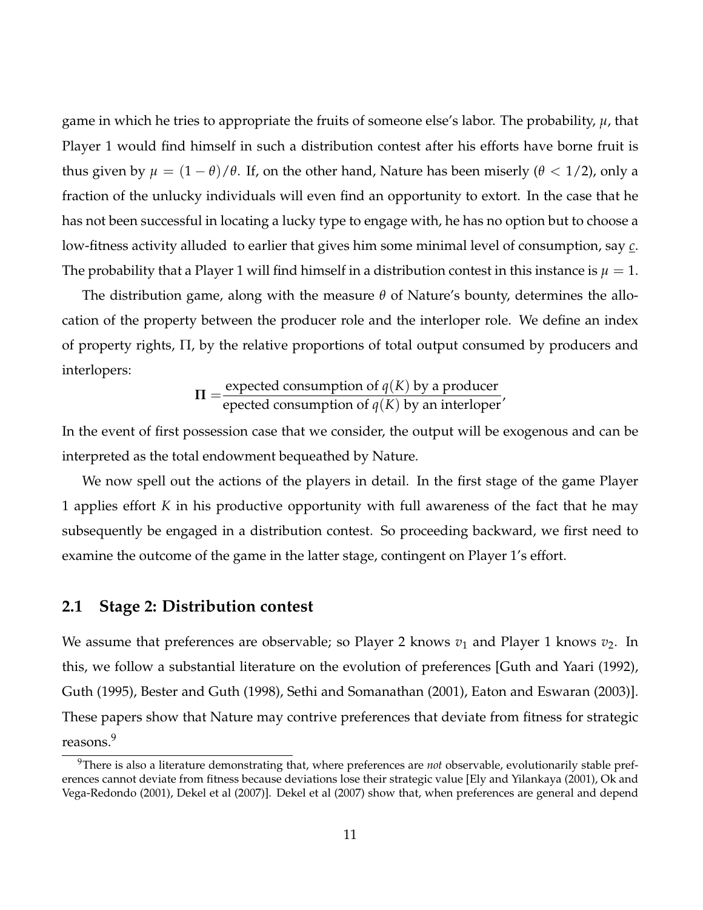game in which he tries to appropriate the fruits of someone else's labor. The probability, $\mu$, that Player 1 would find himself in such a distribution contest after his efforts have borne fruit is thus given by $\mu = (1-\theta)/\theta$. If, on the other hand, Nature has been miserly ($\theta < 1/2$), only a fraction of the unlucky individuals will even find an opportunity to extort. In the case that he has not been successful in locating a lucky type to engage with, he has no option but to choose a low-fitness activity alluded to earlier that gives him some minimal level of consumption, say $\underline{c}$. The probability that a Player 1 will find himself in a distribution contest in this instance is $\mu = 1$.

The distribution game, along with the measure $\theta$ of Nature's bounty, determines the allocation of the property between the producer role and the interloper role. We define an index of property rights, $\Pi$, by the relative proportions of total output consumed by producers and interlopers:

$$\mathbf{\Pi} = \frac{\text{expected consumption of } q(K) \text{ by a producer}}{\text{epected consumption of } q(K) \text{ by an interloper}},$$

In the event of first possession case that we consider, the output will be exogenous and can be interpreted as the total endowment bequeathed by Nature.

We now spell out the actions of the players in detail. In the first stage of the game Player 1 applies effort $K$ in his productive opportunity with full awareness of the fact that he may subsequently be engaged in a distribution contest. So proceeding backward, we first need to examine the outcome of the game in the latter stage, contingent on Player 1's effort.

## 2.1 Stage 2: Distribution contest

We assume that preferences are observable; so Player 2 knows $v_1$ and Player 1 knows $v_2$. In this, we follow a substantial literature on the evolution of preferences [Guth and Yaari (1992), Guth (1995), Bester and Guth (1998), Sethi and Somanathan (2001), Eaton and Eswaran (2003)]. These papers show that Nature may contrive preferences that deviate from fitness for strategic reasons.[9]

[9] There is also a literature demonstrating that, where preferences are *not* observable, evolutionarily stable preferences cannot deviate from fitness because deviations lose their strategic value [Ely and Yilankaya (2001), Ok and Vega-Redondo (2001), Dekel et al (2007)]. Dekel et al (2007) show that, when preferences are general and depend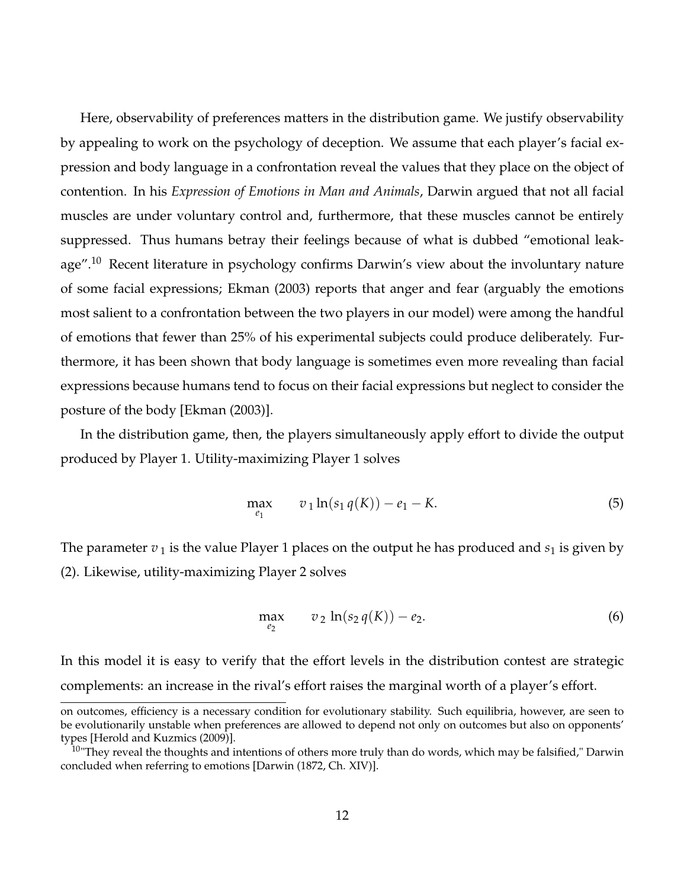Here, observability of preferences matters in the distribution game. We justify observability by appealing to work on the psychology of deception. We assume that each player's facial expression and body language in a confrontation reveal the values that they place on the object of contention. In his *Expression of Emotions in Man and Animals*, Darwin argued that not all facial muscles are under voluntary control and, furthermore, that these muscles cannot be entirely suppressed. Thus humans betray their feelings because of what is dubbed "emotional leakage".[10] Recent literature in psychology confirms Darwin's view about the involuntary nature of some facial expressions; Ekman (2003) reports that anger and fear (arguably the emotions most salient to a confrontation between the two players in our model) were among the handful of emotions that fewer than 25% of his experimental subjects could produce deliberately. Furthermore, it has been shown that body language is sometimes even more revealing than facial expressions because humans tend to focus on their facial expressions but neglect to consider the posture of the body [Ekman (2003)].

In the distribution game, then, the players simultaneously apply effort to divide the output produced by Player 1. Utility-maximizing Player 1 solves

$$\max_{e_1} \qquad v_1 \ln(s_1\, q(K)) - e_1 - K. \tag{5}$$

The parameter $v_1$ is the value Player 1 places on the output he has produced and $s_1$ is given by (2). Likewise, utility-maximizing Player 2 solves

$$\max_{e_2} \qquad v_2 \ln(s_2\, q(K)) - e_2. \tag{6}$$

In this model it is easy to verify that the effort levels in the distribution contest are strategic complements: an increase in the rival's effort raises the marginal worth of a player's effort.

---

on outcomes, efficiency is a necessary condition for evolutionary stability. Such equilibria, however, are seen to be evolutionarily unstable when preferences are allowed to depend not only on outcomes but also on opponents' types [Herold and Kuzmics (2009)].

[10] "They reveal the thoughts and intentions of others more truly than do words, which may be falsified," Darwin concluded when referring to emotions [Darwin (1872, Ch. XIV)].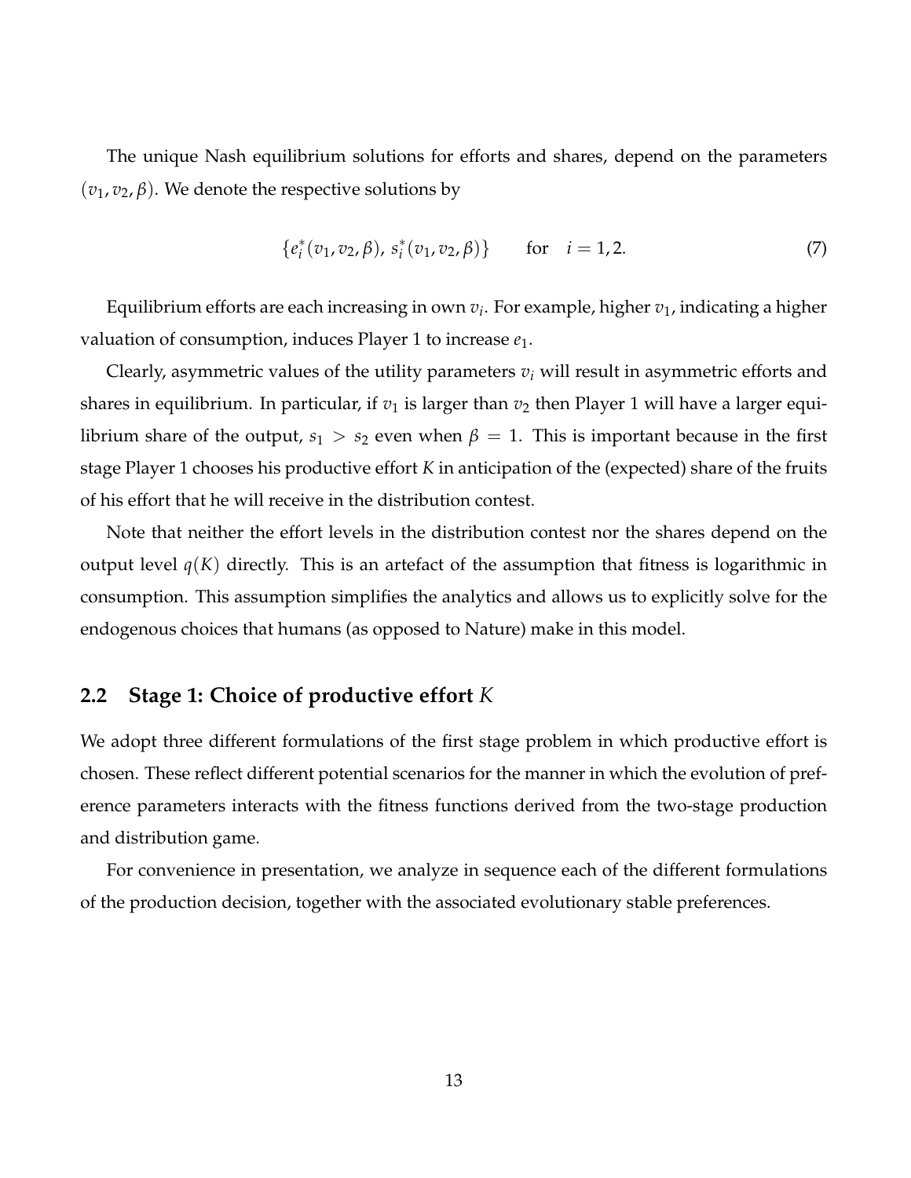The unique Nash equilibrium solutions for efforts and shares, depend on the parameters $(v_1, v_2, \beta)$. We denote the respective solutions by

$$\{e_i^*(v_1, v_2, \beta),\ s_i^*(v_1, v_2, \beta)\} \qquad \text{for} \quad i = 1, 2. \tag{7}$$

Equilibrium efforts are each increasing in own $v_i$. For example, higher $v_1$, indicating a higher valuation of consumption, induces Player 1 to increase $e_1$.

Clearly, asymmetric values of the utility parameters $v_i$ will result in asymmetric efforts and shares in equilibrium. In particular, if $v_1$ is larger than $v_2$ then Player 1 will have a larger equilibrium share of the output, $s_1 > s_2$ even when $\beta = 1$. This is important because in the first stage Player 1 chooses his productive effort $K$ in anticipation of the (expected) share of the fruits of his effort that he will receive in the distribution contest.

Note that neither the effort levels in the distribution contest nor the shares depend on the output level $q(K)$ directly. This is an artefact of the assumption that fitness is logarithmic in consumption. This assumption simplifies the analytics and allows us to explicitly solve for the endogenous choices that humans (as opposed to Nature) make in this model.

## 2.2 Stage 1: Choice of productive effort $K$

We adopt three different formulations of the first stage problem in which productive effort is chosen. These reflect different potential scenarios for the manner in which the evolution of preference parameters interacts with the fitness functions derived from the two-stage production and distribution game.

For convenience in presentation, we analyze in sequence each of the different formulations of the production decision, together with the associated evolutionary stable preferences.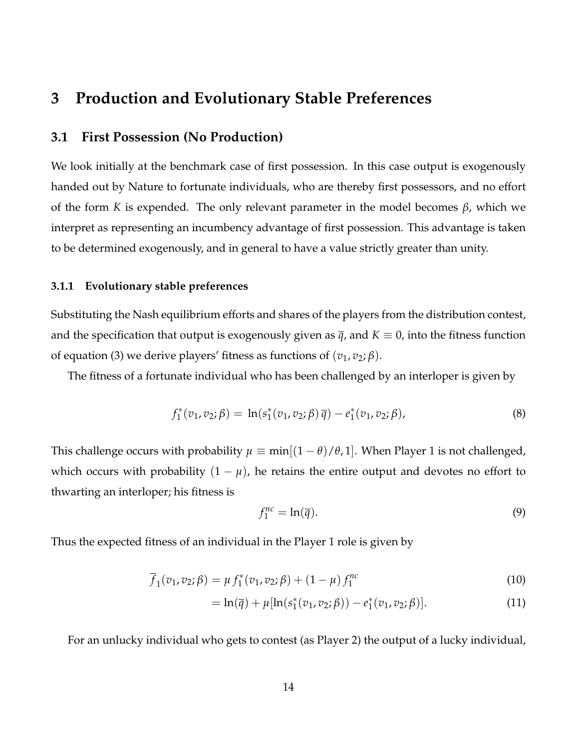# 3 Production and Evolutionary Stable Preferences

## 3.1 First Possession (No Production)

We look initially at the benchmark case of first possession. In this case output is exogenously handed out by Nature to fortunate individuals, who are thereby first possessors, and no effort of the form $K$ is expended. The only relevant parameter in the model becomes $\beta$, which we interpret as representing an incumbency advantage of first possession. This advantage is taken to be determined exogenously, and in general to have a value strictly greater than unity.

### 3.1.1 Evolutionary stable preferences

Substituting the Nash equilibrium efforts and shares of the players from the distribution contest, and the specification that output is exogenously given as $\overline{q}$, and $K \equiv 0$, into the fitness function of equation (3) we derive players' fitness as functions of $(v_1, v_2; \beta)$.

The fitness of a fortunate individual who has been challenged by an interloper is given by

$$f_1^*(v_1, v_2; \beta) = \ln(s_1^*(v_1, v_2; \beta)\,\overline{q}) - e_1^*(v_1, v_2; \beta), \tag{8}$$

This challenge occurs with probability $\mu \equiv \min[(1-\theta)/\theta, 1]$. When Player 1 is not challenged, which occurs with probability $(1-\mu)$, he retains the entire output and devotes no effort to thwarting an interloper; his fitness is

$$f_1^{nc} = \ln(\overline{q}). \tag{9}$$

Thus the expected fitness of an individual in the Player 1 role is given by

$$\overline{f}_1(v_1, v_2; \beta) = \mu\, f_1^*(v_1, v_2; \beta) + (1-\mu)\, f_1^{nc} \tag{10}$$

$$= \ln(\overline{q}) + \mu[\ln(s_1^*(v_1, v_2; \beta)) - e_1^*(v_1, v_2; \beta)]. \tag{11}$$

For an unlucky individual who gets to contest (as Player 2) the output of a lucky individual,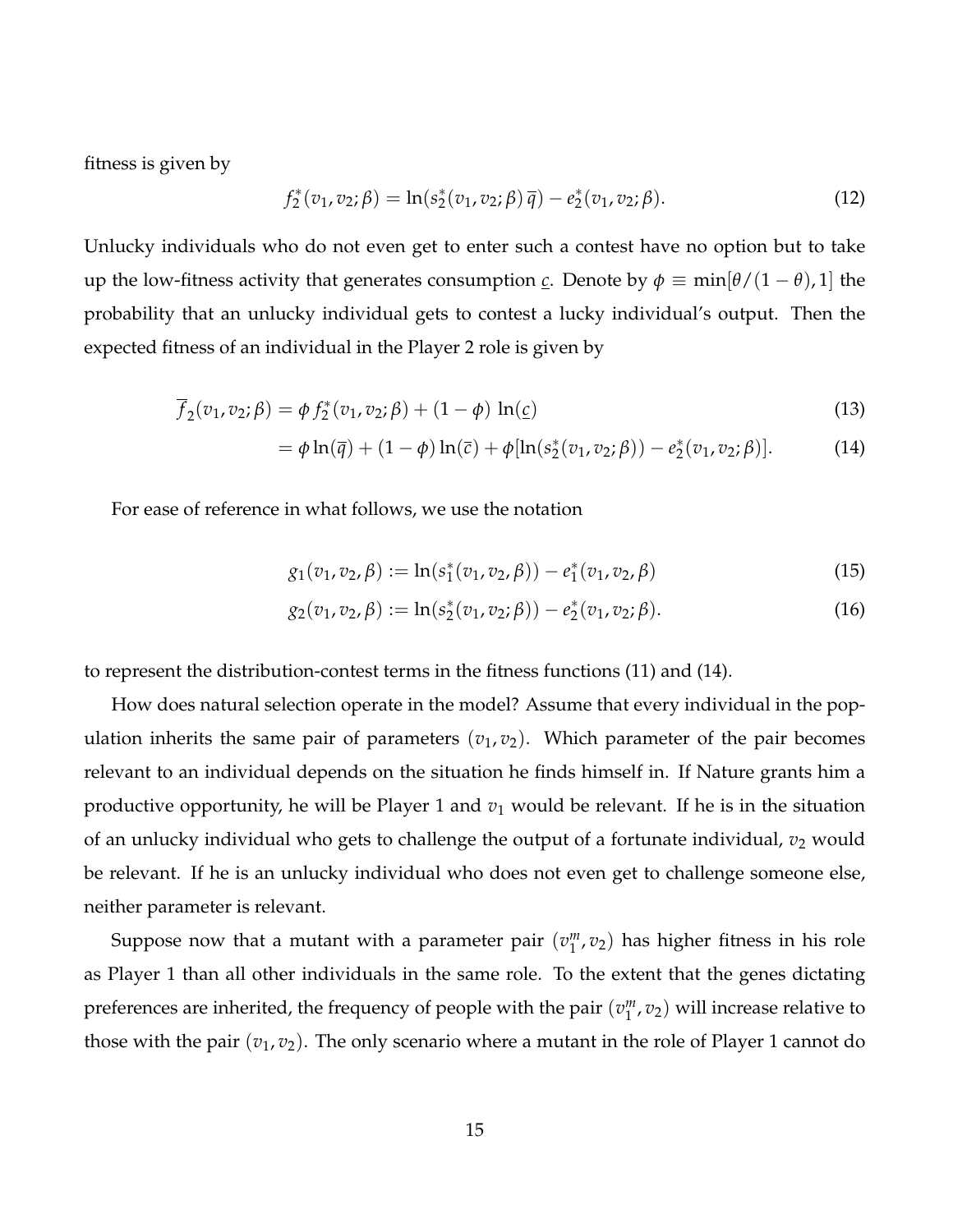fitness is given by

$$f_2^*(v_1, v_2; \beta) = \ln(s_2^*(v_1, v_2; \beta)\,\overline{q}) - e_2^*(v_1, v_2; \beta). \tag{12}$$

Unlucky individuals who do not even get to enter such a contest have no option but to take up the low-fitness activity that generates consumption $\underline{c}$. Denote by $\phi \equiv \min[\theta/(1-\theta), 1]$ the probability that an unlucky individual gets to contest a lucky individual's output. Then the expected fitness of an individual in the Player 2 role is given by

$$\overline{f}_2(v_1, v_2; \beta) = \phi\, f_2^*(v_1, v_2; \beta) + (1-\phi)\, \ln(\underline{c}) \tag{13}$$

$$= \phi \ln(\overline{q}) + (1-\phi)\ln(\overline{c}) + \phi[\ln(s_2^*(v_1, v_2; \beta)) - e_2^*(v_1, v_2; \beta)]. \tag{14}$$

For ease of reference in what follows, we use the notation

$$g_1(v_1, v_2, \beta) := \ln(s_1^*(v_1, v_2, \beta)) - e_1^*(v_1, v_2, \beta) \tag{15}$$

$$g_2(v_1, v_2, \beta) := \ln(s_2^*(v_1, v_2; \beta)) - e_2^*(v_1, v_2; \beta). \tag{16}$$

to represent the distribution-contest terms in the fitness functions (11) and (14).

How does natural selection operate in the model? Assume that every individual in the population inherits the same pair of parameters $(v_1, v_2)$. Which parameter of the pair becomes relevant to an individual depends on the situation he finds himself in. If Nature grants him a productive opportunity, he will be Player 1 and $v_1$ would be relevant. If he is in the situation of an unlucky individual who gets to challenge the output of a fortunate individual, $v_2$ would be relevant. If he is an unlucky individual who does not even get to challenge someone else, neither parameter is relevant.

Suppose now that a mutant with a parameter pair $(v_1^m, v_2)$ has higher fitness in his role as Player 1 than all other individuals in the same role. To the extent that the genes dictating preferences are inherited, the frequency of people with the pair $(v_1^m, v_2)$ will increase relative to those with the pair $(v_1, v_2)$. The only scenario where a mutant in the role of Player 1 cannot do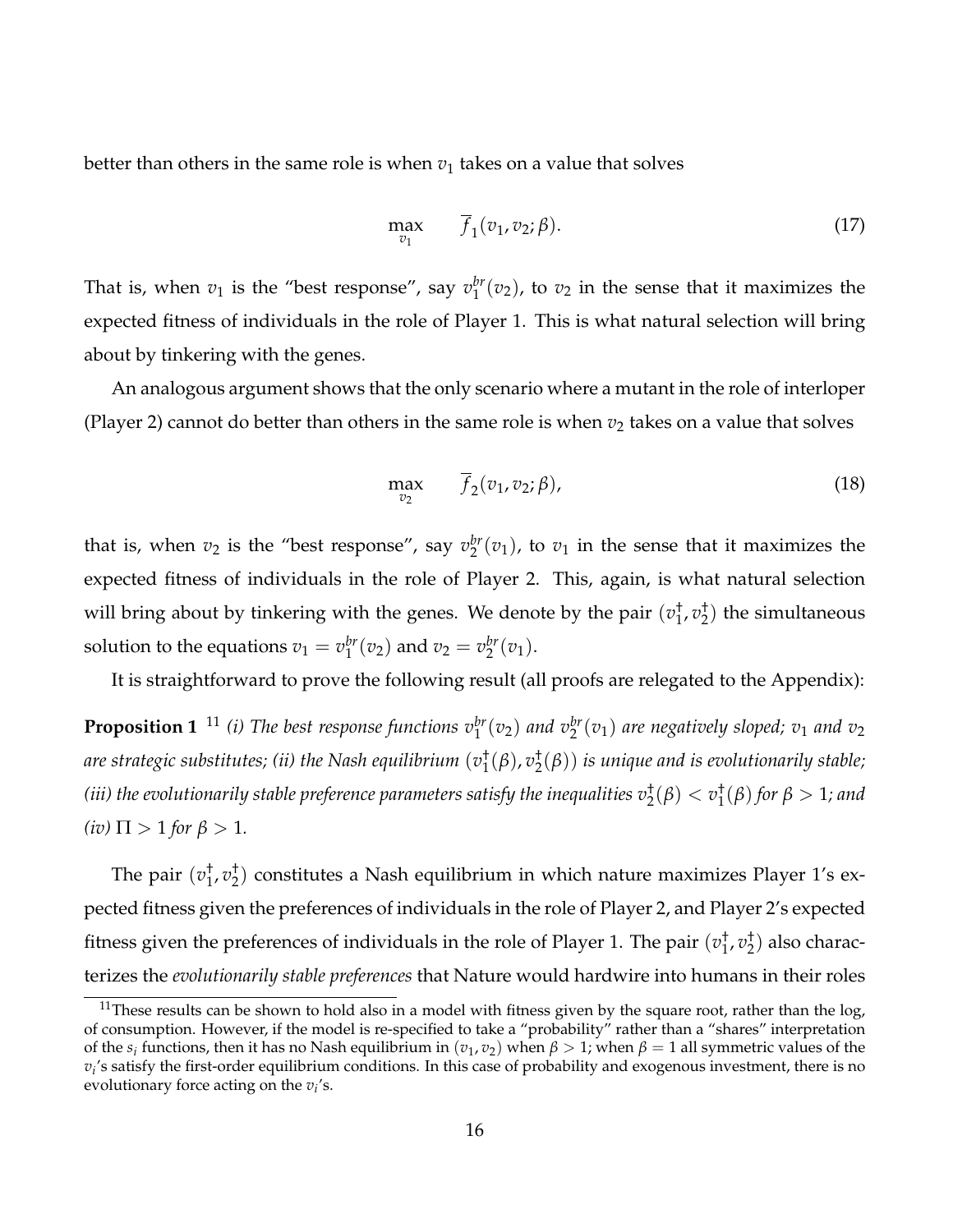better than others in the same role is when $v_1$ takes on a value that solves

$$\max_{v_1} \qquad \overline{f}_1(v_1, v_2; \beta). \tag{17}$$

That is, when $v_1$ is the "best response", say $v_1^{br}(v_2)$, to $v_2$ in the sense that it maximizes the expected fitness of individuals in the role of Player 1. This is what natural selection will bring about by tinkering with the genes.

An analogous argument shows that the only scenario where a mutant in the role of interloper (Player 2) cannot do better than others in the same role is when $v_2$ takes on a value that solves

$$\max_{v_2} \qquad \overline{f}_2(v_1, v_2; \beta), \tag{18}$$

that is, when $v_2$ is the "best response", say $v_2^{br}(v_1)$, to $v_1$ in the sense that it maximizes the expected fitness of individuals in the role of Player 2. This, again, is what natural selection will bring about by tinkering with the genes. We denote by the pair $(v_1^{\dagger}, v_2^{\dagger})$ the simultaneous solution to the equations $v_1 = v_1^{br}(v_2)$ and $v_2 = v_2^{br}(v_1)$.

It is straightforward to prove the following result (all proofs are relegated to the Appendix):

**Proposition 1** [11] *(i) The best response functions $v_1^{br}(v_2)$ and $v_2^{br}(v_1)$ are negatively sloped; $v_1$ and $v_2$ are strategic substitutes; (ii) the Nash equilibrium $(v_1^{\dagger}(\beta), v_2^{\dagger}(\beta))$ is unique and is evolutionarily stable; (iii) the evolutionarily stable preference parameters satisfy the inequalities $v_2^{\dagger}(\beta) < v_1^{\dagger}(\beta)$ for $\beta > 1$; and (iv) $\Pi > 1$ for $\beta > 1$.*

The pair $(v_1^{\dagger}, v_2^{\dagger})$ constitutes a Nash equilibrium in which nature maximizes Player 1's expected fitness given the preferences of individuals in the role of Player 2, and Player 2's expected fitness given the preferences of individuals in the role of Player 1. The pair $(v_1^{\dagger}, v_2^{\dagger})$ also characterizes the *evolutionarily stable preferences* that Nature would hardwire into humans in their roles

[11] These results can be shown to hold also in a model with fitness given by the square root, rather than the log, of consumption. However, if the model is re-specified to take a "probability" rather than a "shares" interpretation of the $s_i$ functions, then it has no Nash equilibrium in $(v_1, v_2)$ when $\beta > 1$; when $\beta = 1$ all symmetric values of the $v_i$'s satisfy the first-order equilibrium conditions. In this case of probability and exogenous investment, there is no evolutionary force acting on the $v_i$'s.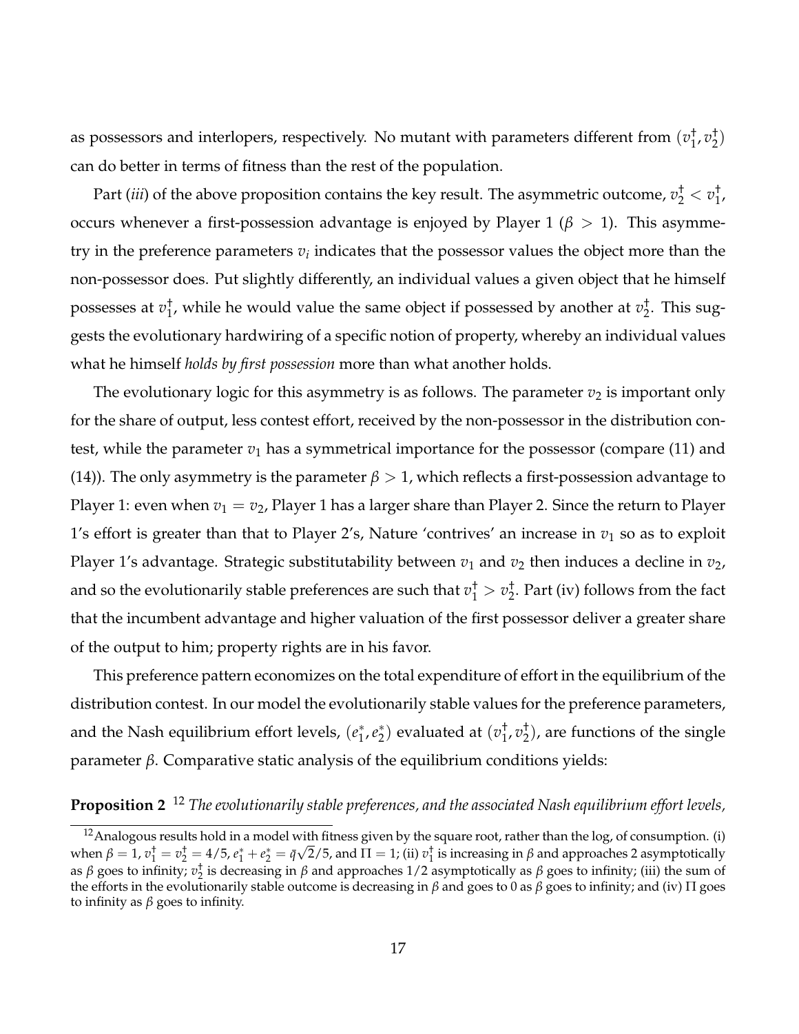as possessors and interlopers, respectively. No mutant with parameters different from $(v_1^\dagger, v_2^\dagger)$ can do better in terms of fitness than the rest of the population.

Part (*iii*) of the above proposition contains the key result. The asymmetric outcome, $v_2^\dagger < v_1^\dagger$, occurs whenever a first-possession advantage is enjoyed by Player 1 ($\beta > 1$). This asymmetry in the preference parameters $v_i$ indicates that the possessor values the object more than the non-possessor does. Put slightly differently, an individual values a given object that he himself possesses at $v_1^\dagger$, while he would value the same object if possessed by another at $v_2^\dagger$. This suggests the evolutionary hardwiring of a specific notion of property, whereby an individual values what he himself *holds by first possession* more than what another holds.

The evolutionary logic for this asymmetry is as follows. The parameter $v_2$ is important only for the share of output, less contest effort, received by the non-possessor in the distribution contest, while the parameter $v_1$ has a symmetrical importance for the possessor (compare (11) and (14)). The only asymmetry is the parameter $\beta > 1$, which reflects a first-possession advantage to Player 1: even when $v_1 = v_2$, Player 1 has a larger share than Player 2. Since the return to Player 1's effort is greater than that to Player 2's, Nature 'contrives' an increase in $v_1$ so as to exploit Player 1's advantage. Strategic substitutability between $v_1$ and $v_2$ then induces a decline in $v_2$, and so the evolutionarily stable preferences are such that $v_1^\dagger > v_2^\dagger$. Part (iv) follows from the fact that the incumbent advantage and higher valuation of the first possessor deliver a greater share of the output to him; property rights are in his favor.

This preference pattern economizes on the total expenditure of effort in the equilibrium of the distribution contest. In our model the evolutionarily stable values for the preference parameters, and the Nash equilibrium effort levels, $(e_1^*, e_2^*)$ evaluated at $(v_1^\dagger, v_2^\dagger)$, are functions of the single parameter $\beta$. Comparative static analysis of the equilibrium conditions yields:

**Proposition 2** [12] *The evolutionarily stable preferences, and the associated Nash equilibrium effort levels,*

[12] Analogous results hold in a model with fitness given by the square root, rather than the log, of consumption. (i) when $\beta = 1$, $v_1^\dagger = v_2^\dagger = 4/5$, $e_1^* + e_2^* = \bar{q}\sqrt{2}/5$, and $\Pi = 1$; (ii) $v_1^\dagger$ is increasing in $\beta$ and approaches 2 asymptotically as $\beta$ goes to infinity; $v_2^\dagger$ is decreasing in $\beta$ and approaches $1/2$ asymptotically as $\beta$ goes to infinity; (iii) the sum of the efforts in the evolutionarily stable outcome is decreasing in $\beta$ and goes to 0 as $\beta$ goes to infinity; and (iv) $\Pi$ goes to infinity as $\beta$ goes to infinity.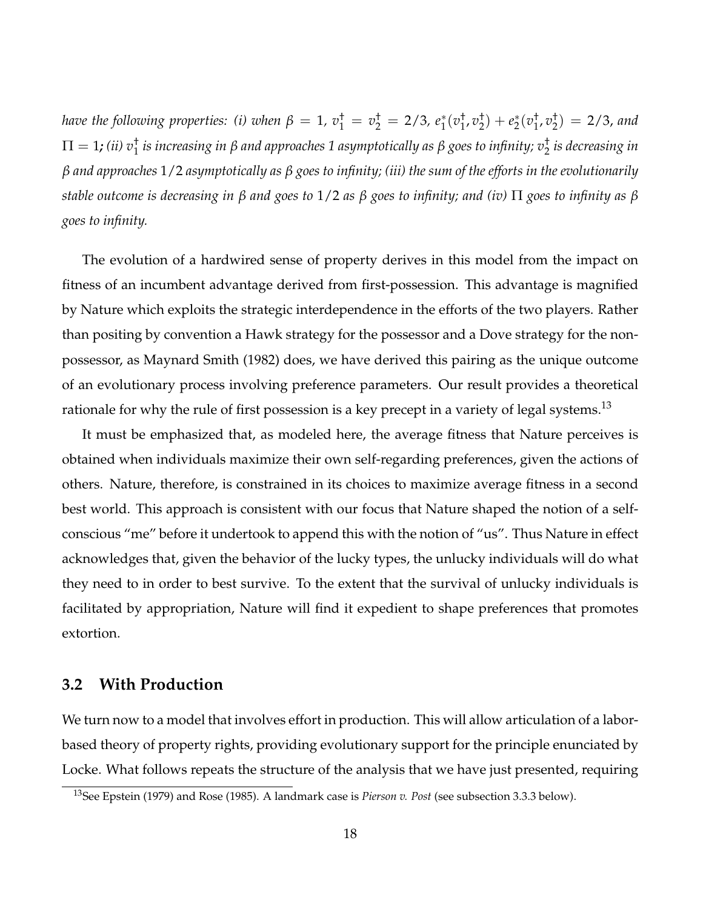*have the following properties: (i) when $\beta = 1$, $v_1^\dagger = v_2^\dagger = 2/3$, $e_1^*(v_1^\dagger, v_2^\dagger) + e_2^*(v_1^\dagger, v_2^\dagger) = 2/3$, and $\Pi = 1$; (ii) $v_1^\dagger$ is increasing in $\beta$ and approaches 1 asymptotically as $\beta$ goes to infinity; $v_2^\dagger$ is decreasing in $\beta$ and approaches $1/2$ asymptotically as $\beta$ goes to infinity; (iii) the sum of the efforts in the evolutionarily stable outcome is decreasing in $\beta$ and goes to $1/2$ as $\beta$ goes to infinity; and (iv) $\Pi$ goes to infinity as $\beta$ goes to infinity.*

The evolution of a hardwired sense of property derives in this model from the impact on fitness of an incumbent advantage derived from first-possession. This advantage is magnified by Nature which exploits the strategic interdependence in the efforts of the two players. Rather than positing by convention a Hawk strategy for the possessor and a Dove strategy for the non-possessor, as Maynard Smith (1982) does, we have derived this pairing as the unique outcome of an evolutionary process involving preference parameters. Our result provides a theoretical rationale for why the rule of first possession is a key precept in a variety of legal systems.[13]

It must be emphasized that, as modeled here, the average fitness that Nature perceives is obtained when individuals maximize their own self-regarding preferences, given the actions of others. Nature, therefore, is constrained in its choices to maximize average fitness in a second best world. This approach is consistent with our focus that Nature shaped the notion of a self-conscious "me" before it undertook to append this with the notion of "us". Thus Nature in effect acknowledges that, given the behavior of the lucky types, the unlucky individuals will do what they need to in order to best survive. To the extent that the survival of unlucky individuals is facilitated by appropriation, Nature will find it expedient to shape preferences that promotes extortion.

### 3.2 With Production

We turn now to a model that involves effort in production. This will allow articulation of a labor-based theory of property rights, providing evolutionary support for the principle enunciated by Locke. What follows repeats the structure of the analysis that we have just presented, requiring

[13] See Epstein (1979) and Rose (1985). A landmark case is *Pierson v. Post* (see subsection 3.3.3 below).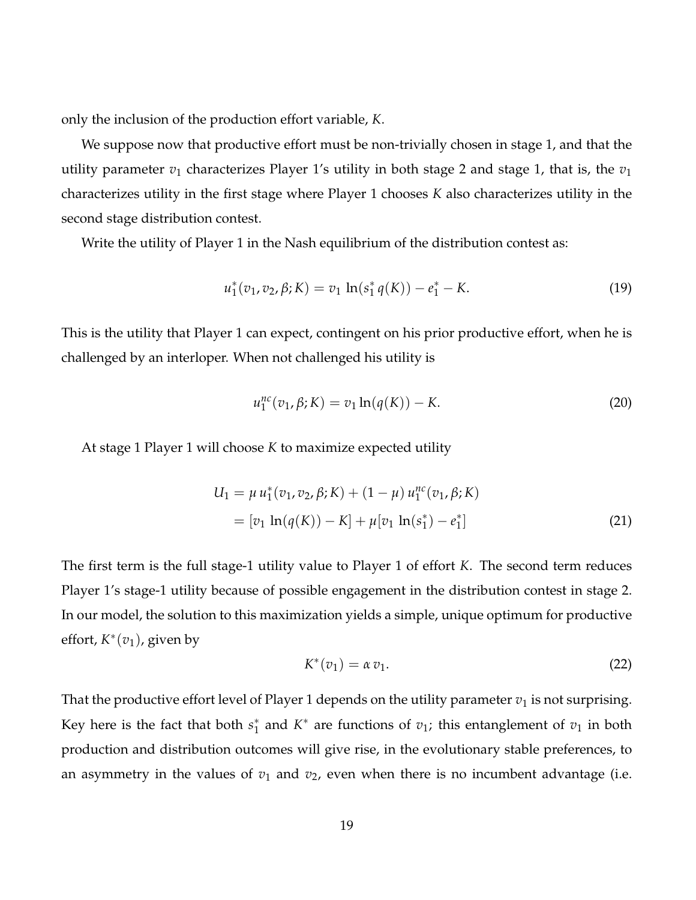only the inclusion of the production effort variable, $K$.

We suppose now that productive effort must be non-trivially chosen in stage 1, and that the utility parameter $v_1$ characterizes Player 1's utility in both stage 2 and stage 1, that is, the $v_1$ characterizes utility in the first stage where Player 1 chooses $K$ also characterizes utility in the second stage distribution contest.

Write the utility of Player 1 in the Nash equilibrium of the distribution contest as:

$$u_1^*(v_1, v_2, \beta; K) = v_1 \, \ln(s_1^* \, q(K)) - e_1^* - K. \tag{19}$$

This is the utility that Player 1 can expect, contingent on his prior productive effort, when he is challenged by an interloper. When not challenged his utility is

$$u_1^{nc}(v_1, \beta; K) = v_1 \ln(q(K)) - K. \tag{20}$$

At stage 1 Player 1 will choose $K$ to maximize expected utility

$$\begin{aligned} U_1 &= \mu \, u_1^*(v_1, v_2, \beta; K) + (1 - \mu) \, u_1^{nc}(v_1, \beta; K) \\ &= [v_1 \, \ln(q(K)) - K] + \mu[v_1 \, \ln(s_1^*) - e_1^*] \end{aligned} \tag{21}$$

The first term is the full stage-1 utility value to Player 1 of effort $K$. The second term reduces Player 1's stage-1 utility because of possible engagement in the distribution contest in stage 2. In our model, the solution to this maximization yields a simple, unique optimum for productive effort, $K^*(v_1)$, given by

$$K^*(v_1) = \alpha \, v_1. \tag{22}$$

That the productive effort level of Player 1 depends on the utility parameter $v_1$ is not surprising. Key here is the fact that both $s_1^*$ and $K^*$ are functions of $v_1$; this entanglement of $v_1$ in both production and distribution outcomes will give rise, in the evolutionary stable preferences, to an asymmetry in the values of $v_1$ and $v_2$, even when there is no incumbent advantage (i.e.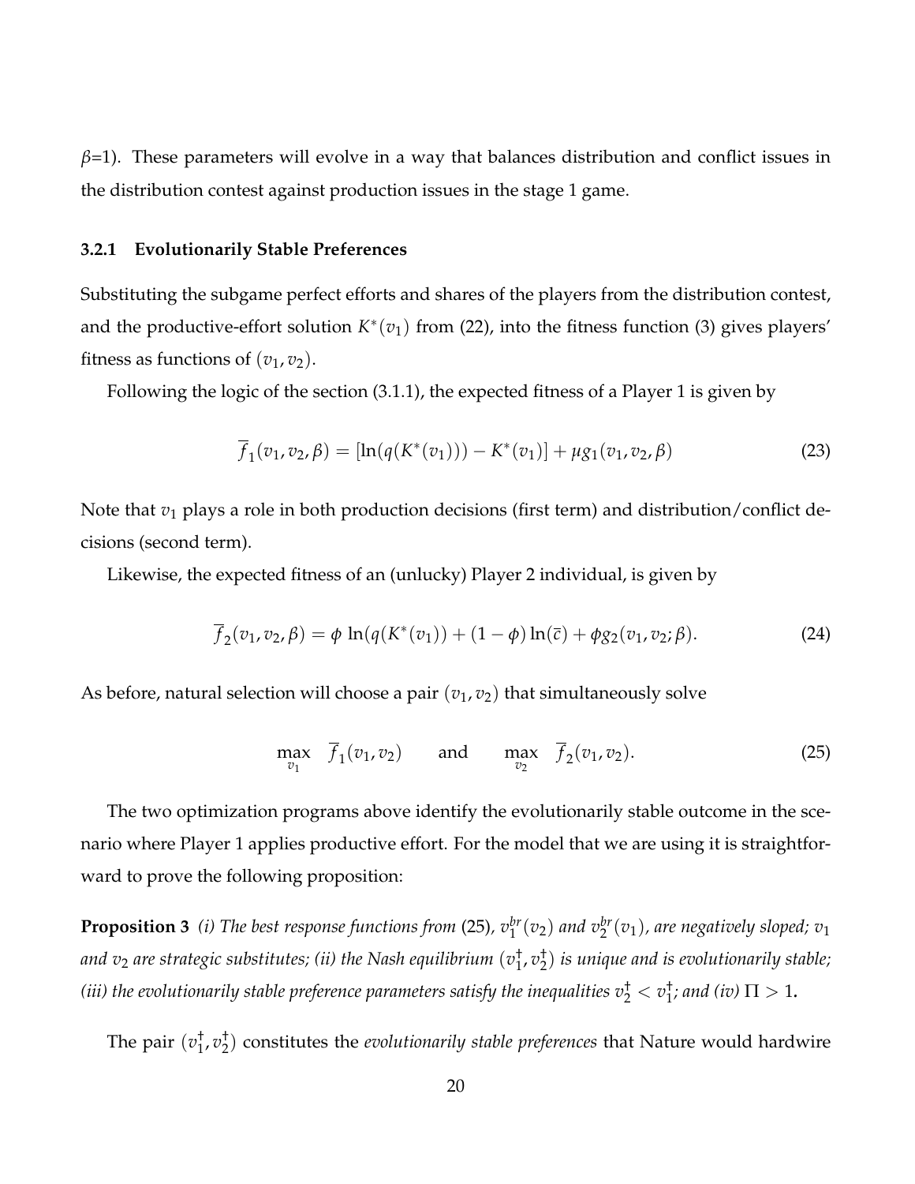$\beta$=1). These parameters will evolve in a way that balances distribution and conflict issues in the distribution contest against production issues in the stage 1 game.

### 3.2.1 Evolutionarily Stable Preferences

Substituting the subgame perfect efforts and shares of the players from the distribution contest, and the productive-effort solution $K^*(v_1)$ from (22), into the fitness function (3) gives players' fitness as functions of $(v_1, v_2)$.

Following the logic of the section (3.1.1), the expected fitness of a Player 1 is given by

$$\overline{f}_1(v_1, v_2, \beta) = [\ln(q(K^*(v_1))) - K^*(v_1)] + \mu g_1(v_1, v_2, \beta) \tag{23}$$

Note that $v_1$ plays a role in both production decisions (first term) and distribution/conflict decisions (second term).

Likewise, the expected fitness of an (unlucky) Player 2 individual, is given by

$$\overline{f}_2(v_1, v_2, \beta) = \phi \, \ln(q(K^*(v_1)) + (1 - \phi)\ln(\overline{c}) + \phi g_2(v_1, v_2; \beta). \tag{24}$$

As before, natural selection will choose a pair $(v_1, v_2)$ that simultaneously solve

$$\max_{v_1} \quad \overline{f}_1(v_1, v_2) \qquad \text{and} \qquad \max_{v_2} \quad \overline{f}_2(v_1, v_2). \tag{25}$$

The two optimization programs above identify the evolutionarily stable outcome in the scenario where Player 1 applies productive effort. For the model that we are using it is straightforward to prove the following proposition:

**Proposition 3** *(i) The best response functions from* (25)*, $v_1^{br}(v_2)$ and $v_2^{br}(v_1)$, are negatively sloped; $v_1$ and $v_2$ are strategic substitutes; (ii) the Nash equilibrium $(v_1^\dagger, v_2^\dagger)$ is unique and is evolutionarily stable; (iii) the evolutionarily stable preference parameters satisfy the inequalities $v_2^\dagger < v_1^\dagger$; and (iv) $\Pi > 1$.*

The pair $(v_1^\dagger, v_2^\dagger)$ constitutes the *evolutionarily stable preferences* that Nature would hardwire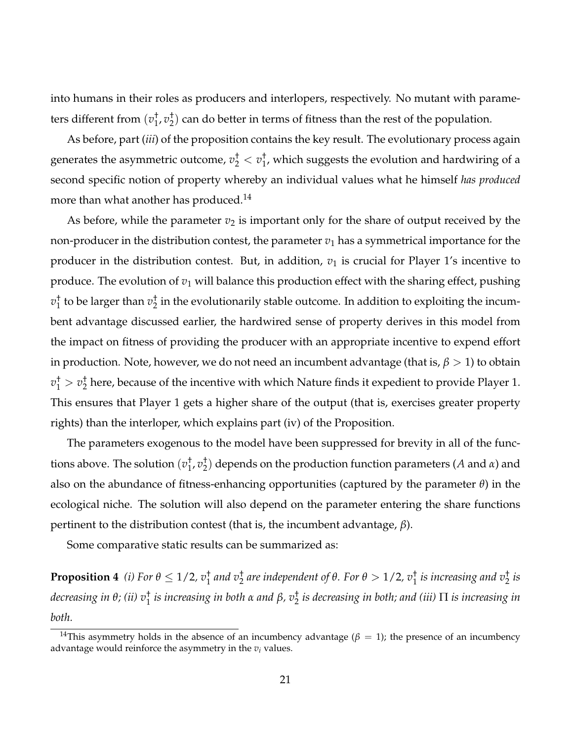into humans in their roles as producers and interlopers, respectively. No mutant with parameters different from $(v_1^\dagger, v_2^\dagger)$ can do better in terms of fitness than the rest of the population.

As before, part (*iii*) of the proposition contains the key result. The evolutionary process again generates the asymmetric outcome, $v_2^\dagger < v_1^\dagger$, which suggests the evolution and hardwiring of a second specific notion of property whereby an individual values what he himself *has produced* more than what another has produced.[14]

As before, while the parameter $v_2$ is important only for the share of output received by the non-producer in the distribution contest, the parameter $v_1$ has a symmetrical importance for the producer in the distribution contest. But, in addition, $v_1$ is crucial for Player 1's incentive to produce. The evolution of $v_1$ will balance this production effect with the sharing effect, pushing $v_1^\dagger$ to be larger than $v_2^\dagger$ in the evolutionarily stable outcome. In addition to exploiting the incumbent advantage discussed earlier, the hardwired sense of property derives in this model from the impact on fitness of providing the producer with an appropriate incentive to expend effort in production. Note, however, we do not need an incumbent advantage (that is, $\beta > 1$) to obtain $v_1^\dagger > v_2^\dagger$ here, because of the incentive with which Nature finds it expedient to provide Player 1. This ensures that Player 1 gets a higher share of the output (that is, exercises greater property rights) than the interloper, which explains part (iv) of the Proposition.

The parameters exogenous to the model have been suppressed for brevity in all of the functions above. The solution $(v_1^\dagger, v_2^\dagger)$ depends on the production function parameters ($A$ and $\alpha$) and also on the abundance of fitness-enhancing opportunities (captured by the parameter $\theta$) in the ecological niche. The solution will also depend on the parameter entering the share functions pertinent to the distribution contest (that is, the incumbent advantage, $\beta$).

Some comparative static results can be summarized as:

**Proposition 4** *(i) For $\theta \leq 1/2$, $v_1^\dagger$ and $v_2^\dagger$ are independent of $\theta$. For $\theta > 1/2$, $v_1^\dagger$ is increasing and $v_2^\dagger$ is decreasing in $\theta$; (ii) $v_1^\dagger$ is increasing in both $\alpha$ and $\beta$, $v_2^\dagger$ is decreasing in both; and (iii) $\Pi$ is increasing in both.*

[14]This asymmetry holds in the absence of an incumbency advantage ($\beta = 1$); the presence of an incumbency advantage would reinforce the asymmetry in the $v_i$ values.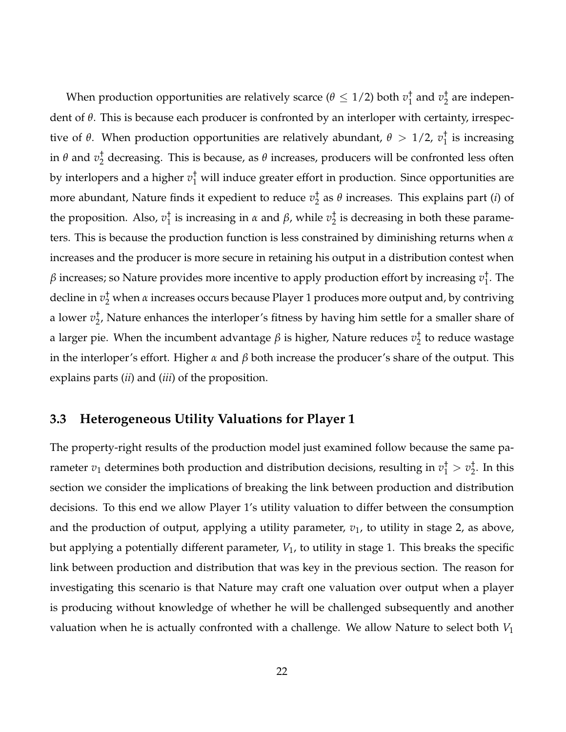When production opportunities are relatively scarce ($\theta \leq 1/2$) both $v_1^\dagger$ and $v_2^\dagger$ are independent of $\theta$. This is because each producer is confronted by an interloper with certainty, irrespective of $\theta$. When production opportunities are relatively abundant, $\theta > 1/2$, $v_1^\dagger$ is increasing in $\theta$ and $v_2^\dagger$ decreasing. This is because, as $\theta$ increases, producers will be confronted less often by interlopers and a higher $v_1^\dagger$ will induce greater effort in production. Since opportunities are more abundant, Nature finds it expedient to reduce $v_2^\dagger$ as $\theta$ increases. This explains part (*i*) of the proposition. Also, $v_1^\dagger$ is increasing in $\alpha$ and $\beta$, while $v_2^\dagger$ is decreasing in both these parameters. This is because the production function is less constrained by diminishing returns when $\alpha$ increases and the producer is more secure in retaining his output in a distribution contest when $\beta$ increases; so Nature provides more incentive to apply production effort by increasing $v_1^\dagger$. The decline in $v_2^\dagger$ when $\alpha$ increases occurs because Player 1 produces more output and, by contriving a lower $v_2^\dagger$, Nature enhances the interloper's fitness by having him settle for a smaller share of a larger pie. When the incumbent advantage $\beta$ is higher, Nature reduces $v_2^\dagger$ to reduce wastage in the interloper's effort. Higher $\alpha$ and $\beta$ both increase the producer's share of the output. This explains parts (*ii*) and (*iii*) of the proposition.

### 3.3 Heterogeneous Utility Valuations for Player 1

The property-right results of the production model just examined follow because the same parameter $v_1$ determines both production and distribution decisions, resulting in $v_1^\dagger > v_2^\dagger$. In this section we consider the implications of breaking the link between production and distribution decisions. To this end we allow Player 1's utility valuation to differ between the consumption and the production of output, applying a utility parameter, $v_1$, to utility in stage 2, as above, but applying a potentially different parameter, $V_1$, to utility in stage 1. This breaks the specific link between production and distribution that was key in the previous section. The reason for investigating this scenario is that Nature may craft one valuation over output when a player is producing without knowledge of whether he will be challenged subsequently and another valuation when he is actually confronted with a challenge. We allow Nature to select both $V_1$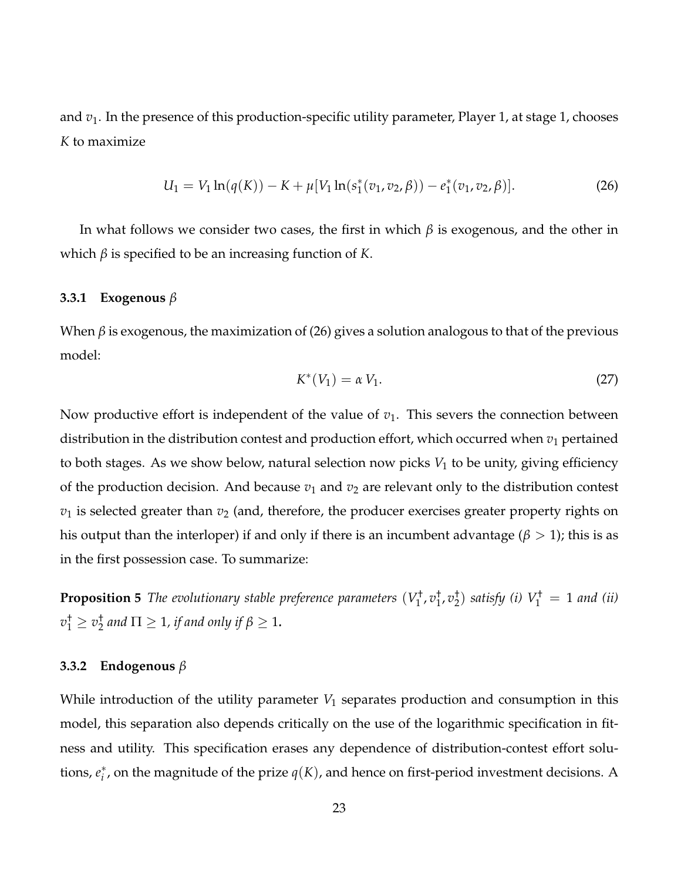and $v_1$. In the presence of this production-specific utility parameter, Player 1, at stage 1, chooses $K$ to maximize

$$U_1 = V_1 \ln(q(K)) - K + \mu[V_1 \ln(s_1^*(v_1, v_2, \beta)) - e_1^*(v_1, v_2, \beta)]. \tag{26}$$

In what follows we consider two cases, the first in which $\beta$ is exogenous, and the other in which $\beta$ is specified to be an increasing function of $K$.

### 3.3.1 Exogenous $\beta$

When $\beta$ is exogenous, the maximization of (26) gives a solution analogous to that of the previous model:

$$K^*(V_1) = \alpha V_1. \tag{27}$$

Now productive effort is independent of the value of $v_1$. This severs the connection between distribution in the distribution contest and production effort, which occurred when $v_1$ pertained to both stages. As we show below, natural selection now picks $V_1$ to be unity, giving efficiency of the production decision. And because $v_1$ and $v_2$ are relevant only to the distribution contest $v_1$ is selected greater than $v_2$ (and, therefore, the producer exercises greater property rights on his output than the interloper) if and only if there is an incumbent advantage ($\beta > 1$); this is as in the first possession case. To summarize:

**Proposition 5** *The evolutionary stable preference parameters $(V_1^\dagger, v_1^\dagger, v_2^\dagger)$ satisfy (i) $V_1^\dagger = 1$ and (ii) $v_1^\dagger \geq v_2^\dagger$ and $\Pi \geq 1$, if and only if $\beta \geq 1$.*

### 3.3.2 Endogenous $\beta$

While introduction of the utility parameter $V_1$ separates production and consumption in this model, this separation also depends critically on the use of the logarithmic specification in fitness and utility. This specification erases any dependence of distribution-contest effort solutions, $e_i^*$, on the magnitude of the prize $q(K)$, and hence on first-period investment decisions. A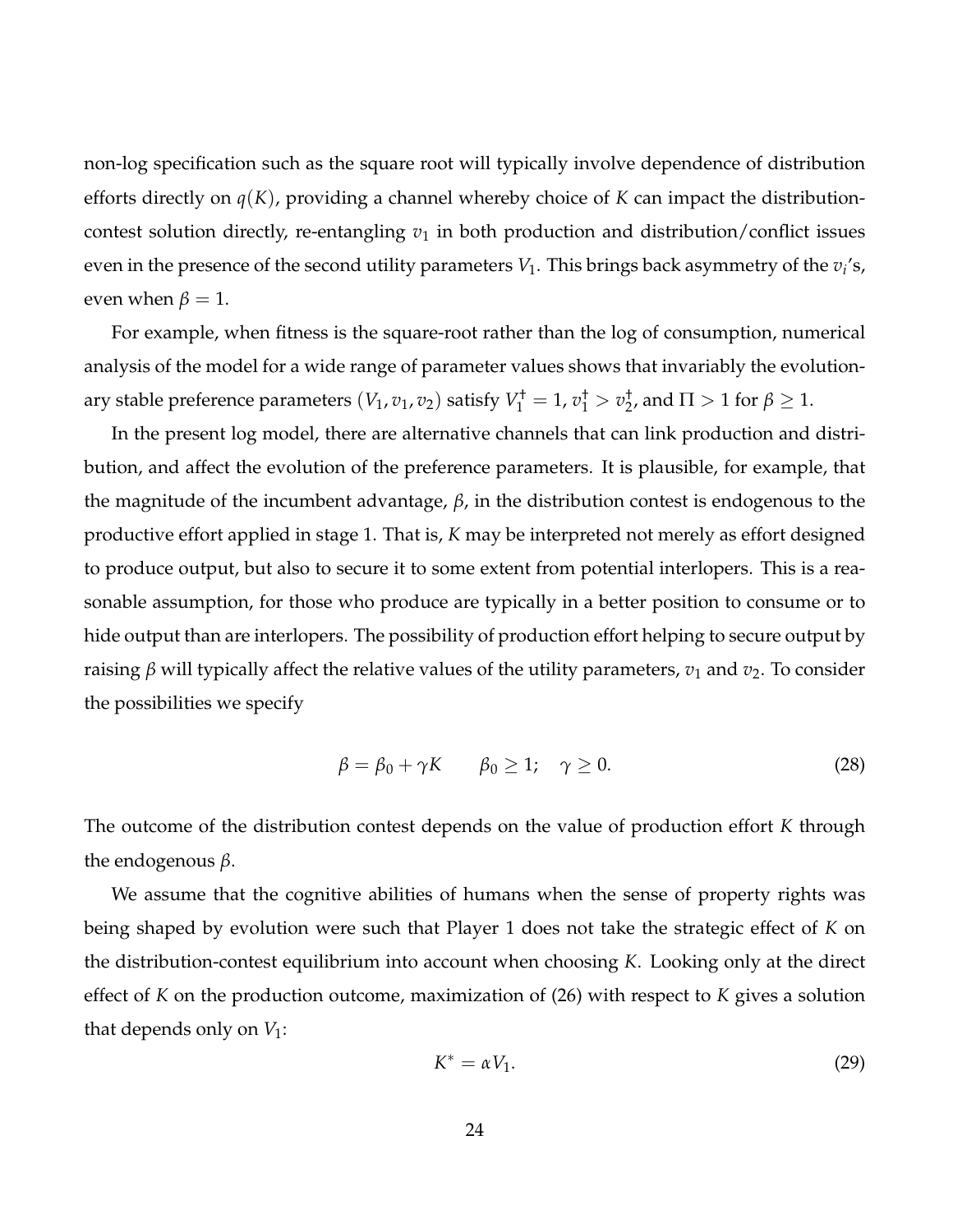non-log specification such as the square root will typically involve dependence of distribution efforts directly on $q(K)$, providing a channel whereby choice of $K$ can impact the distribution-contest solution directly, re-entangling $v_1$ in both production and distribution/conflict issues even in the presence of the second utility parameters $V_1$. This brings back asymmetry of the $v_i$'s, even when $\beta = 1$.

For example, when fitness is the square-root rather than the log of consumption, numerical analysis of the model for a wide range of parameter values shows that invariably the evolutionary stable preference parameters $(V_1, v_1, v_2)$ satisfy $V_1^\dagger = 1$, $v_1^\dagger > v_2^\dagger$, and $\Pi > 1$ for $\beta \geq 1$.

In the present log model, there are alternative channels that can link production and distribution, and affect the evolution of the preference parameters. It is plausible, for example, that the magnitude of the incumbent advantage, $\beta$, in the distribution contest is endogenous to the productive effort applied in stage 1. That is, $K$ may be interpreted not merely as effort designed to produce output, but also to secure it to some extent from potential interlopers. This is a reasonable assumption, for those who produce are typically in a better position to consume or to hide output than are interlopers. The possibility of production effort helping to secure output by raising $\beta$ will typically affect the relative values of the utility parameters, $v_1$ and $v_2$. To consider the possibilities we specify

$$\beta = \beta_0 + \gamma K \qquad \beta_0 \geq 1; \quad \gamma \geq 0. \tag{28}$$

The outcome of the distribution contest depends on the value of production effort $K$ through the endogenous $\beta$.

We assume that the cognitive abilities of humans when the sense of property rights was being shaped by evolution were such that Player 1 does not take the strategic effect of $K$ on the distribution-contest equilibrium into account when choosing $K$. Looking only at the direct effect of $K$ on the production outcome, maximization of (26) with respect to $K$ gives a solution that depends only on $V_1$:

$$K^* = \alpha V_1. \tag{29}$$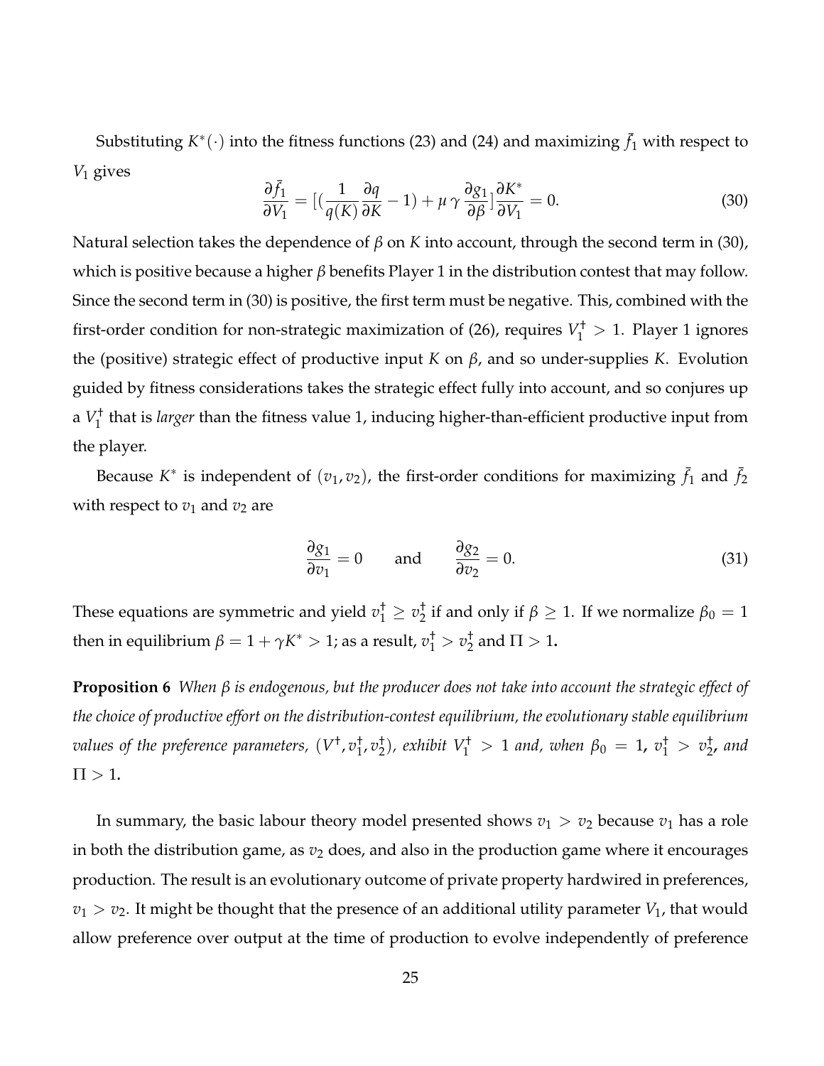Substituting $K^*(\cdot)$ into the fitness functions (23) and (24) and maximizing $\bar{f}_1$ with respect to $V_1$ gives

$$\frac{\partial \bar{f}_1}{\partial V_1} = [(\frac{1}{q(K)}\frac{\partial q}{\partial K} - 1) + \mu\, \gamma\, \frac{\partial g_1}{\partial \beta}]\frac{\partial K^*}{\partial V_1} = 0. \tag{30}$$

Natural selection takes the dependence of $\beta$ on $K$ into account, through the second term in (30), which is positive because a higher $\beta$ benefits Player 1 in the distribution contest that may follow. Since the second term in (30) is positive, the first term must be negative. This, combined with the first-order condition for non-strategic maximization of (26), requires $V_1^\dagger > 1$. Player 1 ignores the (positive) strategic effect of productive input $K$ on $\beta$, and so under-supplies $K$. Evolution guided by fitness considerations takes the strategic effect fully into account, and so conjures up a $V_1^\dagger$ that is *larger* than the fitness value 1, inducing higher-than-efficient productive input from the player.

Because $K^*$ is independent of $(v_1, v_2)$, the first-order conditions for maximizing $\bar{f}_1$ and $\bar{f}_2$ with respect to $v_1$ and $v_2$ are

$$\frac{\partial g_1}{\partial v_1} = 0 \qquad \text{and} \qquad \frac{\partial g_2}{\partial v_2} = 0. \tag{31}$$

These equations are symmetric and yield $v_1^\dagger \geq v_2^\dagger$ if and only if $\beta \geq 1$. If we normalize $\beta_0 = 1$ then in equilibrium $\beta = 1 + \gamma K^* > 1$; as a result, $v_1^\dagger > v_2^\dagger$ and $\Pi > 1$.

**Proposition 6** *When $\beta$ is endogenous, but the producer does not take into account the strategic effect of the choice of productive effort on the distribution-contest equilibrium, the evolutionary stable equilibrium values of the preference parameters, $(V^\dagger, v_1^\dagger, v_2^\dagger)$, exhibit $V_1^\dagger > 1$ and, when $\beta_0 = 1$, $v_1^\dagger > v_2^\dagger$, and $\Pi > 1$.*

In summary, the basic labour theory model presented shows $v_1 > v_2$ because $v_1$ has a role in both the distribution game, as $v_2$ does, and also in the production game where it encourages production. The result is an evolutionary outcome of private property hardwired in preferences, $v_1 > v_2$. It might be thought that the presence of an additional utility parameter $V_1$, that would allow preference over output at the time of production to evolve independently of preference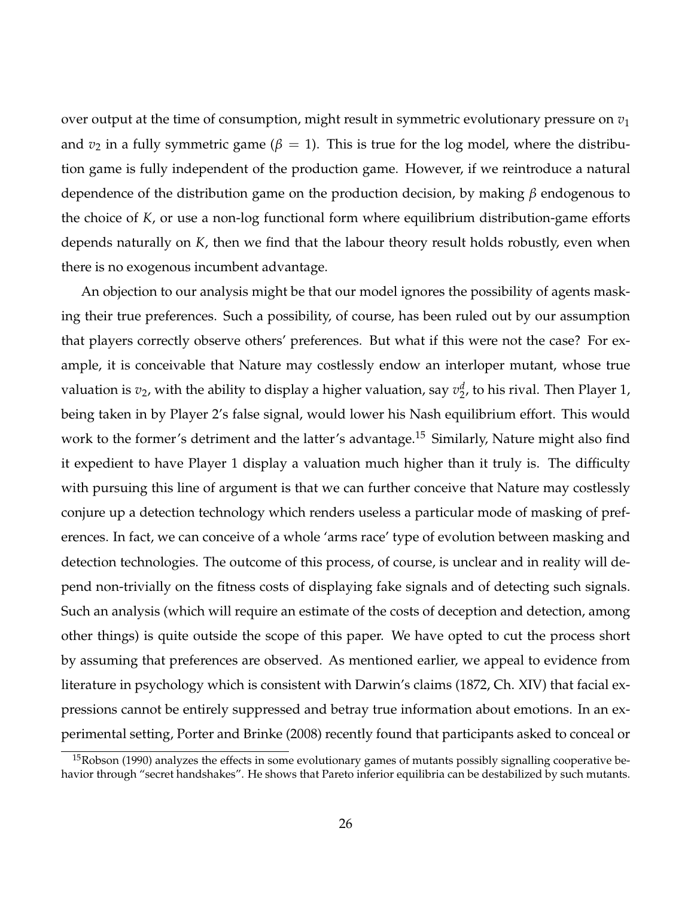over output at the time of consumption, might result in symmetric evolutionary pressure on $v_1$ and $v_2$ in a fully symmetric game ($\beta = 1$). This is true for the log model, where the distribution game is fully independent of the production game. However, if we reintroduce a natural dependence of the distribution game on the production decision, by making $\beta$ endogenous to the choice of $K$, or use a non-log functional form where equilibrium distribution-game efforts depends naturally on $K$, then we find that the labour theory result holds robustly, even when there is no exogenous incumbent advantage.

An objection to our analysis might be that our model ignores the possibility of agents masking their true preferences. Such a possibility, of course, has been ruled out by our assumption that players correctly observe others' preferences. But what if this were not the case? For example, it is conceivable that Nature may costlessly endow an interloper mutant, whose true valuation is $v_2$, with the ability to display a higher valuation, say $v_2^d$, to his rival. Then Player 1, being taken in by Player 2's false signal, would lower his Nash equilibrium effort. This would work to the former's detriment and the latter's advantage.[15] Similarly, Nature might also find it expedient to have Player 1 display a valuation much higher than it truly is. The difficulty with pursuing this line of argument is that we can further conceive that Nature may costlessly conjure up a detection technology which renders useless a particular mode of masking of preferences. In fact, we can conceive of a whole 'arms race' type of evolution between masking and detection technologies. The outcome of this process, of course, is unclear and in reality will depend non-trivially on the fitness costs of displaying fake signals and of detecting such signals. Such an analysis (which will require an estimate of the costs of deception and detection, among other things) is quite outside the scope of this paper. We have opted to cut the process short by assuming that preferences are observed. As mentioned earlier, we appeal to evidence from literature in psychology which is consistent with Darwin's claims (1872, Ch. XIV) that facial expressions cannot be entirely suppressed and betray true information about emotions. In an experimental setting, Porter and Brinke (2008) recently found that participants asked to conceal or

[15] Robson (1990) analyzes the effects in some evolutionary games of mutants possibly signalling cooperative behavior through "secret handshakes". He shows that Pareto inferior equilibria can be destabilized by such mutants.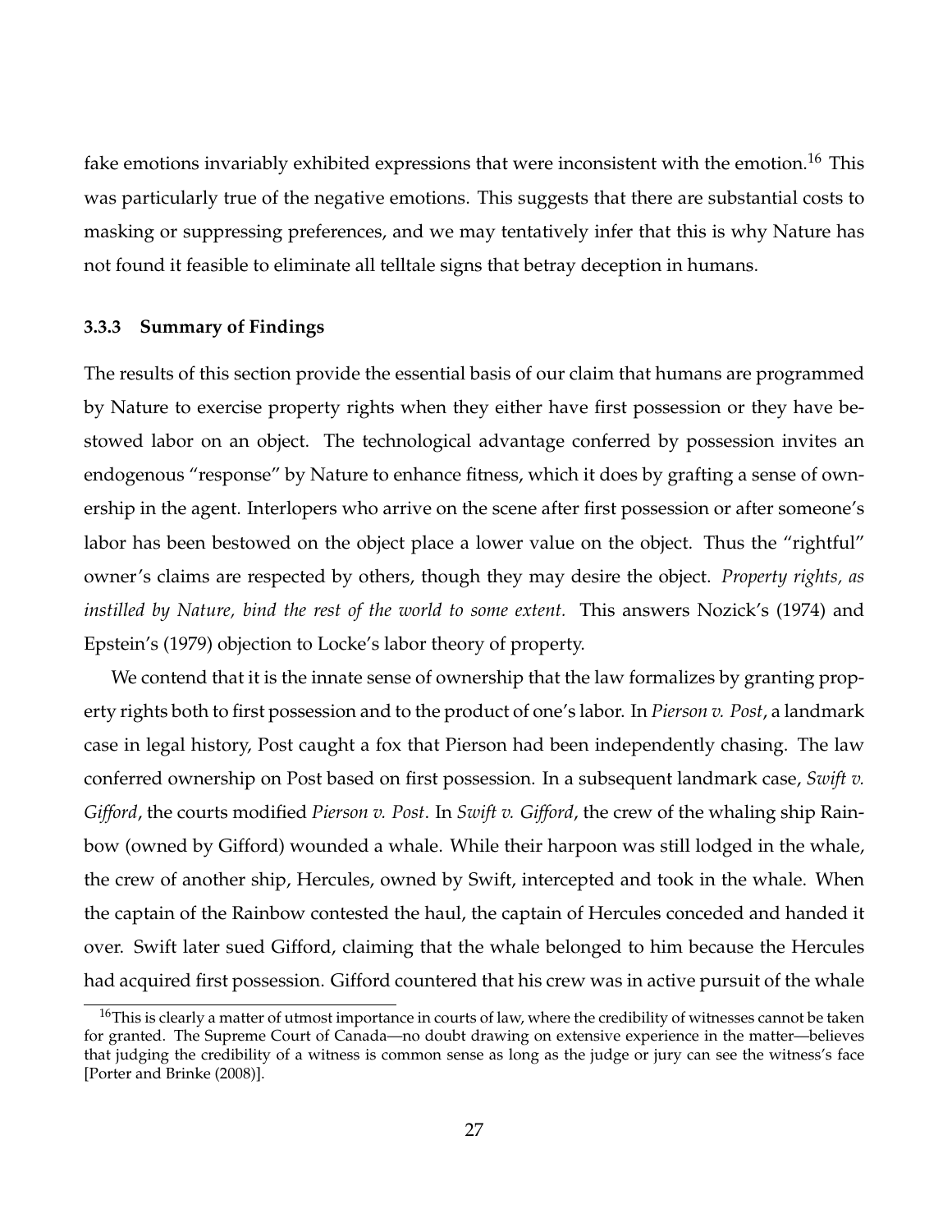fake emotions invariably exhibited expressions that were inconsistent with the emotion.[16] This was particularly true of the negative emotions. This suggests that there are substantial costs to masking or suppressing preferences, and we may tentatively infer that this is why Nature has not found it feasible to eliminate all telltale signs that betray deception in humans.

### 3.3.3 Summary of Findings

The results of this section provide the essential basis of our claim that humans are programmed by Nature to exercise property rights when they either have first possession or they have bestowed labor on an object. The technological advantage conferred by possession invites an endogenous "response" by Nature to enhance fitness, which it does by grafting a sense of ownership in the agent. Interlopers who arrive on the scene after first possession or after someone's labor has been bestowed on the object place a lower value on the object. Thus the "rightful" owner's claims are respected by others, though they may desire the object. *Property rights, as instilled by Nature, bind the rest of the world to some extent.* This answers Nozick's (1974) and Epstein's (1979) objection to Locke's labor theory of property.

We contend that it is the innate sense of ownership that the law formalizes by granting property rights both to first possession and to the product of one's labor. In *Pierson v. Post*, a landmark case in legal history, Post caught a fox that Pierson had been independently chasing. The law conferred ownership on Post based on first possession. In a subsequent landmark case, *Swift v. Gifford*, the courts modified *Pierson v. Post*. In *Swift v. Gifford*, the crew of the whaling ship Rainbow (owned by Gifford) wounded a whale. While their harpoon was still lodged in the whale, the crew of another ship, Hercules, owned by Swift, intercepted and took in the whale. When the captain of the Rainbow contested the haul, the captain of Hercules conceded and handed it over. Swift later sued Gifford, claiming that the whale belonged to him because the Hercules had acquired first possession. Gifford countered that his crew was in active pursuit of the whale

[16] This is clearly a matter of utmost importance in courts of law, where the credibility of witnesses cannot be taken for granted. The Supreme Court of Canada—no doubt drawing on extensive experience in the matter—believes that judging the credibility of a witness is common sense as long as the judge or jury can see the witness's face [Porter and Brinke (2008)].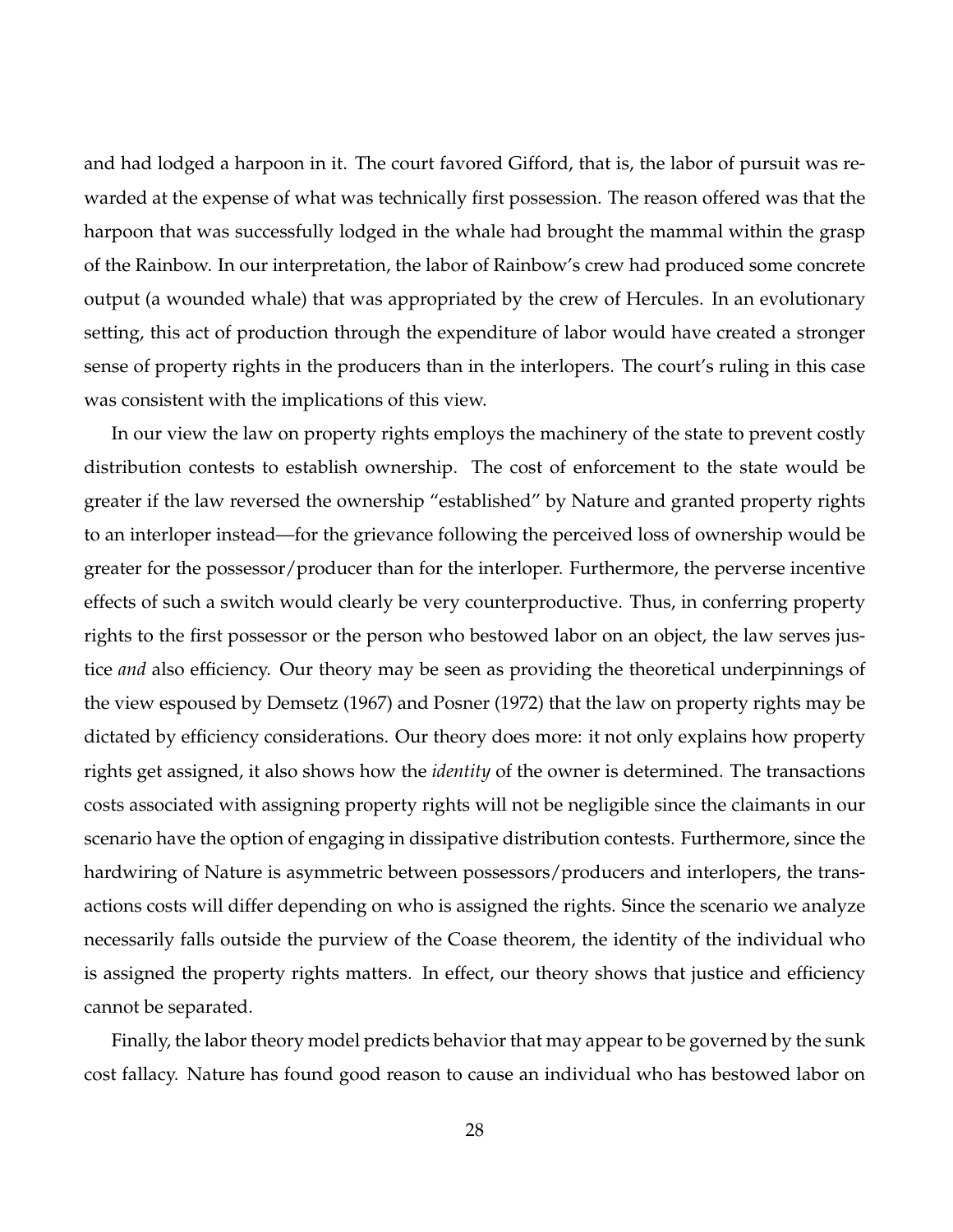and had lodged a harpoon in it. The court favored Gifford, that is, the labor of pursuit was rewarded at the expense of what was technically first possession. The reason offered was that the harpoon that was successfully lodged in the whale had brought the mammal within the grasp of the Rainbow. In our interpretation, the labor of Rainbow's crew had produced some concrete output (a wounded whale) that was appropriated by the crew of Hercules. In an evolutionary setting, this act of production through the expenditure of labor would have created a stronger sense of property rights in the producers than in the interlopers. The court's ruling in this case was consistent with the implications of this view.

In our view the law on property rights employs the machinery of the state to prevent costly distribution contests to establish ownership. The cost of enforcement to the state would be greater if the law reversed the ownership "established" by Nature and granted property rights to an interloper instead—for the grievance following the perceived loss of ownership would be greater for the possessor/producer than for the interloper. Furthermore, the perverse incentive effects of such a switch would clearly be very counterproductive. Thus, in conferring property rights to the first possessor or the person who bestowed labor on an object, the law serves justice *and* also efficiency. Our theory may be seen as providing the theoretical underpinnings of the view espoused by Demsetz (1967) and Posner (1972) that the law on property rights may be dictated by efficiency considerations. Our theory does more: it not only explains how property rights get assigned, it also shows how the *identity* of the owner is determined. The transactions costs associated with assigning property rights will not be negligible since the claimants in our scenario have the option of engaging in dissipative distribution contests. Furthermore, since the hardwiring of Nature is asymmetric between possessors/producers and interlopers, the transactions costs will differ depending on who is assigned the rights. Since the scenario we analyze necessarily falls outside the purview of the Coase theorem, the identity of the individual who is assigned the property rights matters. In effect, our theory shows that justice and efficiency cannot be separated.

Finally, the labor theory model predicts behavior that may appear to be governed by the sunk cost fallacy. Nature has found good reason to cause an individual who has bestowed labor on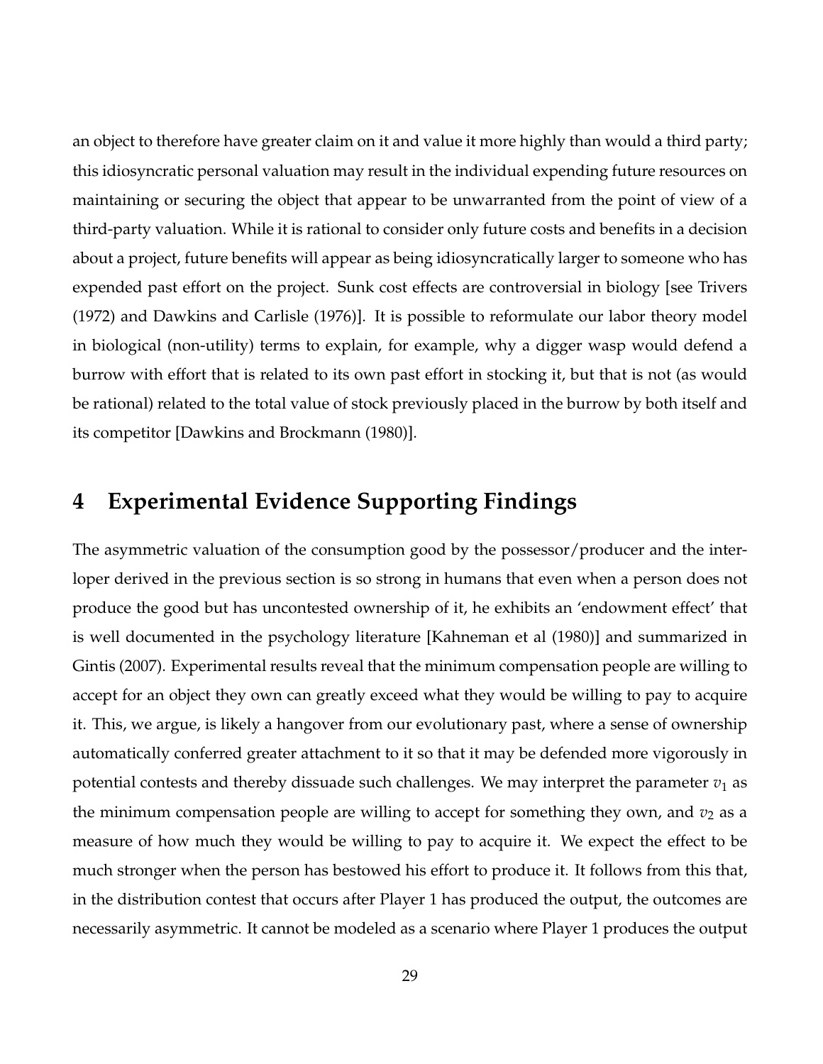an object to therefore have greater claim on it and value it more highly than would a third party; this idiosyncratic personal valuation may result in the individual expending future resources on maintaining or securing the object that appear to be unwarranted from the point of view of a third-party valuation. While it is rational to consider only future costs and benefits in a decision about a project, future benefits will appear as being idiosyncratically larger to someone who has expended past effort on the project. Sunk cost effects are controversial in biology [see Trivers (1972) and Dawkins and Carlisle (1976)]. It is possible to reformulate our labor theory model in biological (non-utility) terms to explain, for example, why a digger wasp would defend a burrow with effort that is related to its own past effort in stocking it, but that is not (as would be rational) related to the total value of stock previously placed in the burrow by both itself and its competitor [Dawkins and Brockmann (1980)].

# 4 Experimental Evidence Supporting Findings

The asymmetric valuation of the consumption good by the possessor/producer and the interloper derived in the previous section is so strong in humans that even when a person does not produce the good but has uncontested ownership of it, he exhibits an 'endowment effect' that is well documented in the psychology literature [Kahneman et al (1980)] and summarized in Gintis (2007). Experimental results reveal that the minimum compensation people are willing to accept for an object they own can greatly exceed what they would be willing to pay to acquire it. This, we argue, is likely a hangover from our evolutionary past, where a sense of ownership automatically conferred greater attachment to it so that it may be defended more vigorously in potential contests and thereby dissuade such challenges. We may interpret the parameter $v_1$ as the minimum compensation people are willing to accept for something they own, and $v_2$ as a measure of how much they would be willing to pay to acquire it. We expect the effect to be much stronger when the person has bestowed his effort to produce it. It follows from this that, in the distribution contest that occurs after Player 1 has produced the output, the outcomes are necessarily asymmetric. It cannot be modeled as a scenario where Player 1 produces the output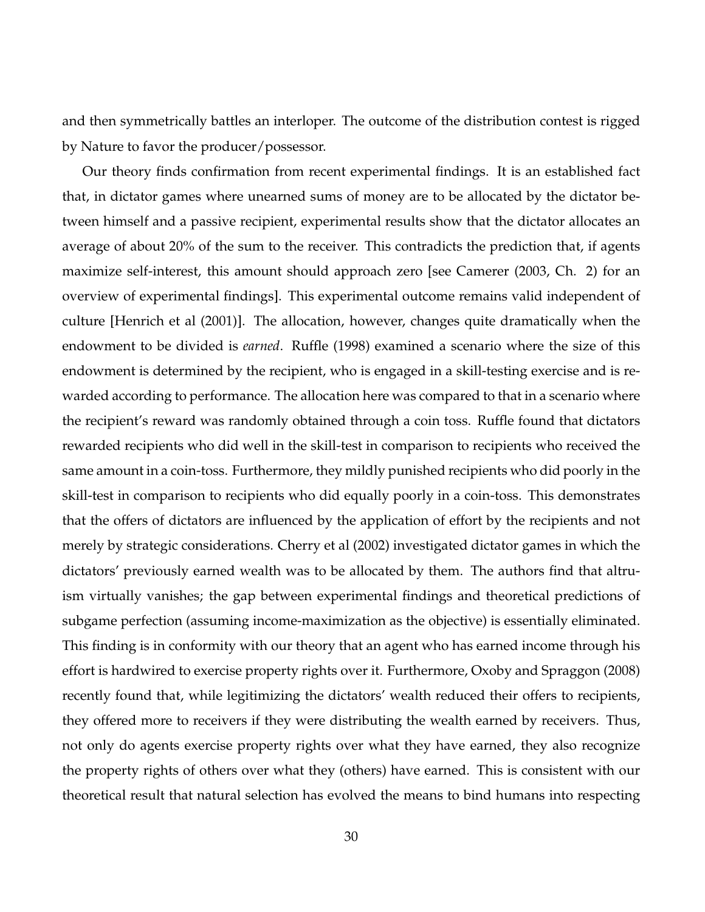and then symmetrically battles an interloper. The outcome of the distribution contest is rigged by Nature to favor the producer/possessor.

Our theory finds confirmation from recent experimental findings. It is an established fact that, in dictator games where unearned sums of money are to be allocated by the dictator between himself and a passive recipient, experimental results show that the dictator allocates an average of about 20% of the sum to the receiver. This contradicts the prediction that, if agents maximize self-interest, this amount should approach zero [see Camerer (2003, Ch. 2) for an overview of experimental findings]. This experimental outcome remains valid independent of culture [Henrich et al (2001)]. The allocation, however, changes quite dramatically when the endowment to be divided is *earned*. Ruffle (1998) examined a scenario where the size of this endowment is determined by the recipient, who is engaged in a skill-testing exercise and is rewarded according to performance. The allocation here was compared to that in a scenario where the recipient's reward was randomly obtained through a coin toss. Ruffle found that dictators rewarded recipients who did well in the skill-test in comparison to recipients who received the same amount in a coin-toss. Furthermore, they mildly punished recipients who did poorly in the skill-test in comparison to recipients who did equally poorly in a coin-toss. This demonstrates that the offers of dictators are influenced by the application of effort by the recipients and not merely by strategic considerations. Cherry et al (2002) investigated dictator games in which the dictators' previously earned wealth was to be allocated by them. The authors find that altruism virtually vanishes; the gap between experimental findings and theoretical predictions of subgame perfection (assuming income-maximization as the objective) is essentially eliminated. This finding is in conformity with our theory that an agent who has earned income through his effort is hardwired to exercise property rights over it. Furthermore, Oxoby and Spraggon (2008) recently found that, while legitimizing the dictators' wealth reduced their offers to recipients, they offered more to receivers if they were distributing the wealth earned by receivers. Thus, not only do agents exercise property rights over what they have earned, they also recognize the property rights of others over what they (others) have earned. This is consistent with our theoretical result that natural selection has evolved the means to bind humans into respecting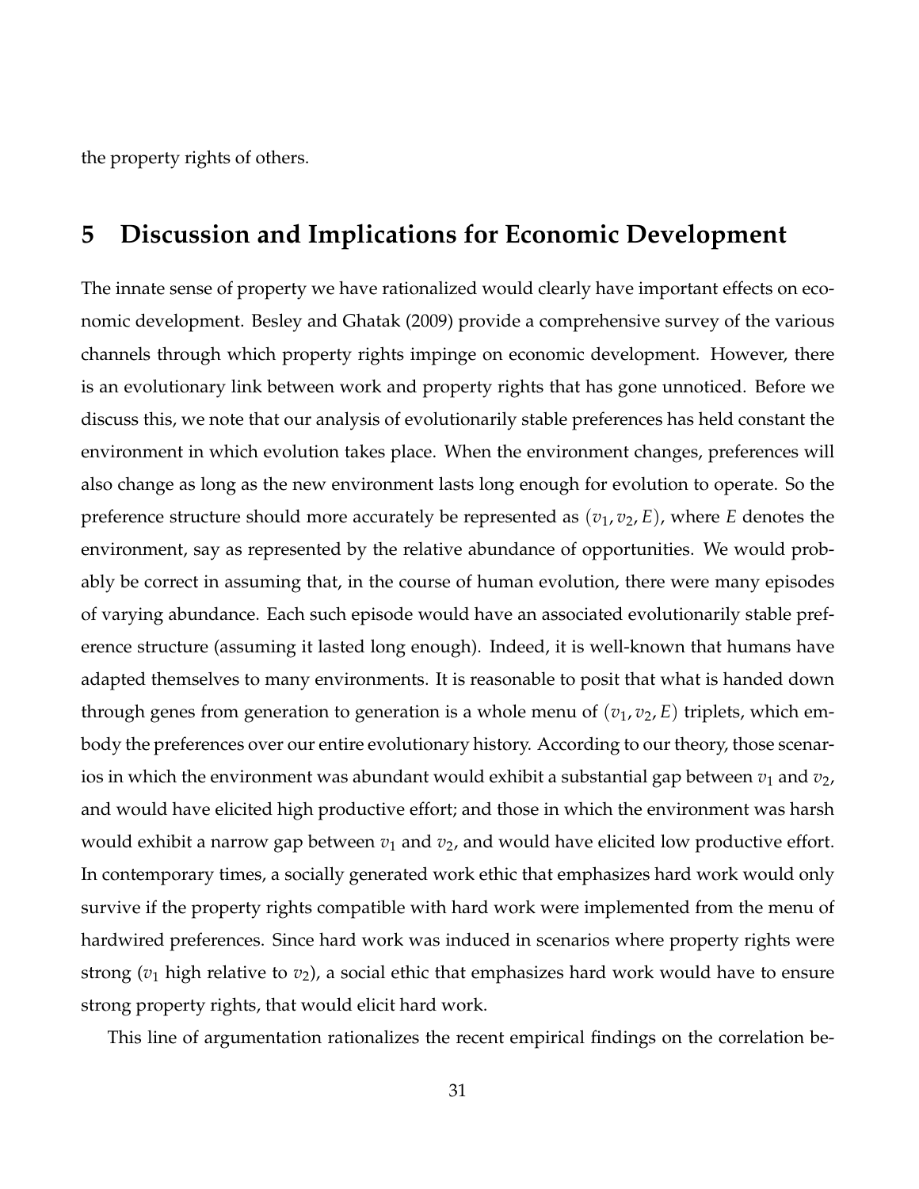the property rights of others.

# 5 Discussion and Implications for Economic Development

The innate sense of property we have rationalized would clearly have important effects on economic development. Besley and Ghatak (2009) provide a comprehensive survey of the various channels through which property rights impinge on economic development. However, there is an evolutionary link between work and property rights that has gone unnoticed. Before we discuss this, we note that our analysis of evolutionarily stable preferences has held constant the environment in which evolution takes place. When the environment changes, preferences will also change as long as the new environment lasts long enough for evolution to operate. So the preference structure should more accurately be represented as $(v_1, v_2, E)$, where $E$ denotes the environment, say as represented by the relative abundance of opportunities. We would probably be correct in assuming that, in the course of human evolution, there were many episodes of varying abundance. Each such episode would have an associated evolutionarily stable preference structure (assuming it lasted long enough). Indeed, it is well-known that humans have adapted themselves to many environments. It is reasonable to posit that what is handed down through genes from generation to generation is a whole menu of $(v_1, v_2, E)$ triplets, which embody the preferences over our entire evolutionary history. According to our theory, those scenarios in which the environment was abundant would exhibit a substantial gap between $v_1$ and $v_2$, and would have elicited high productive effort; and those in which the environment was harsh would exhibit a narrow gap between $v_1$ and $v_2$, and would have elicited low productive effort. In contemporary times, a socially generated work ethic that emphasizes hard work would only survive if the property rights compatible with hard work were implemented from the menu of hardwired preferences. Since hard work was induced in scenarios where property rights were strong ($v_1$ high relative to $v_2$), a social ethic that emphasizes hard work would have to ensure strong property rights, that would elicit hard work.

This line of argumentation rationalizes the recent empirical findings on the correlation be-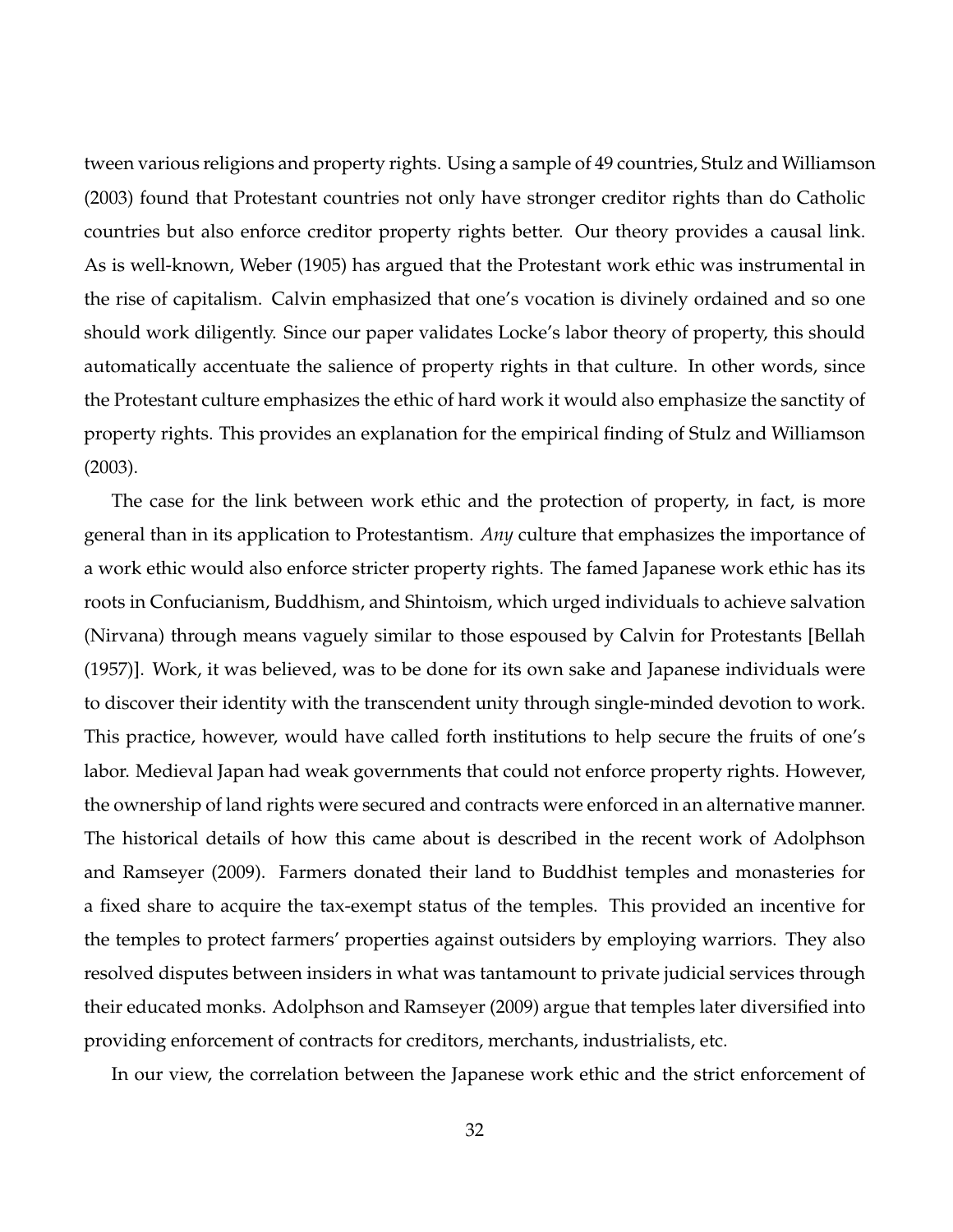tween various religions and property rights. Using a sample of 49 countries, Stulz and Williamson (2003) found that Protestant countries not only have stronger creditor rights than do Catholic countries but also enforce creditor property rights better. Our theory provides a causal link. As is well-known, Weber (1905) has argued that the Protestant work ethic was instrumental in the rise of capitalism. Calvin emphasized that one's vocation is divinely ordained and so one should work diligently. Since our paper validates Locke's labor theory of property, this should automatically accentuate the salience of property rights in that culture. In other words, since the Protestant culture emphasizes the ethic of hard work it would also emphasize the sanctity of property rights. This provides an explanation for the empirical finding of Stulz and Williamson (2003).

The case for the link between work ethic and the protection of property, in fact, is more general than in its application to Protestantism. *Any* culture that emphasizes the importance of a work ethic would also enforce stricter property rights. The famed Japanese work ethic has its roots in Confucianism, Buddhism, and Shintoism, which urged individuals to achieve salvation (Nirvana) through means vaguely similar to those espoused by Calvin for Protestants [Bellah (1957)]. Work, it was believed, was to be done for its own sake and Japanese individuals were to discover their identity with the transcendent unity through single-minded devotion to work. This practice, however, would have called forth institutions to help secure the fruits of one's labor. Medieval Japan had weak governments that could not enforce property rights. However, the ownership of land rights were secured and contracts were enforced in an alternative manner. The historical details of how this came about is described in the recent work of Adolphson and Ramseyer (2009). Farmers donated their land to Buddhist temples and monasteries for a fixed share to acquire the tax-exempt status of the temples. This provided an incentive for the temples to protect farmers' properties against outsiders by employing warriors. They also resolved disputes between insiders in what was tantamount to private judicial services through their educated monks. Adolphson and Ramseyer (2009) argue that temples later diversified into providing enforcement of contracts for creditors, merchants, industrialists, etc.

In our view, the correlation between the Japanese work ethic and the strict enforcement of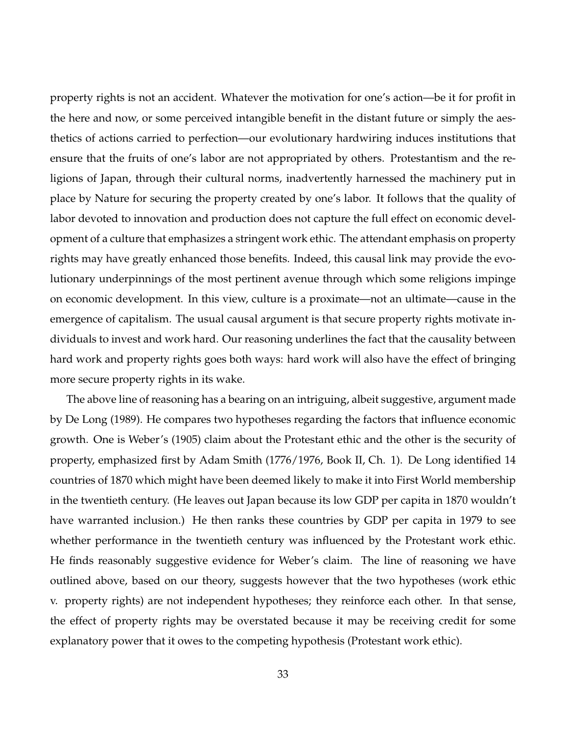property rights is not an accident. Whatever the motivation for one's action—be it for profit in the here and now, or some perceived intangible benefit in the distant future or simply the aesthetics of actions carried to perfection—our evolutionary hardwiring induces institutions that ensure that the fruits of one's labor are not appropriated by others. Protestantism and the religions of Japan, through their cultural norms, inadvertently harnessed the machinery put in place by Nature for securing the property created by one's labor. It follows that the quality of labor devoted to innovation and production does not capture the full effect on economic development of a culture that emphasizes a stringent work ethic. The attendant emphasis on property rights may have greatly enhanced those benefits. Indeed, this causal link may provide the evolutionary underpinnings of the most pertinent avenue through which some religions impinge on economic development. In this view, culture is a proximate—not an ultimate—cause in the emergence of capitalism. The usual causal argument is that secure property rights motivate individuals to invest and work hard. Our reasoning underlines the fact that the causality between hard work and property rights goes both ways: hard work will also have the effect of bringing more secure property rights in its wake.

The above line of reasoning has a bearing on an intriguing, albeit suggestive, argument made by De Long (1989). He compares two hypotheses regarding the factors that influence economic growth. One is Weber's (1905) claim about the Protestant ethic and the other is the security of property, emphasized first by Adam Smith (1776/1976, Book II, Ch. 1). De Long identified 14 countries of 1870 which might have been deemed likely to make it into First World membership in the twentieth century. (He leaves out Japan because its low GDP per capita in 1870 wouldn't have warranted inclusion.) He then ranks these countries by GDP per capita in 1979 to see whether performance in the twentieth century was influenced by the Protestant work ethic. He finds reasonably suggestive evidence for Weber's claim. The line of reasoning we have outlined above, based on our theory, suggests however that the two hypotheses (work ethic v. property rights) are not independent hypotheses; they reinforce each other. In that sense, the effect of property rights may be overstated because it may be receiving credit for some explanatory power that it owes to the competing hypothesis (Protestant work ethic).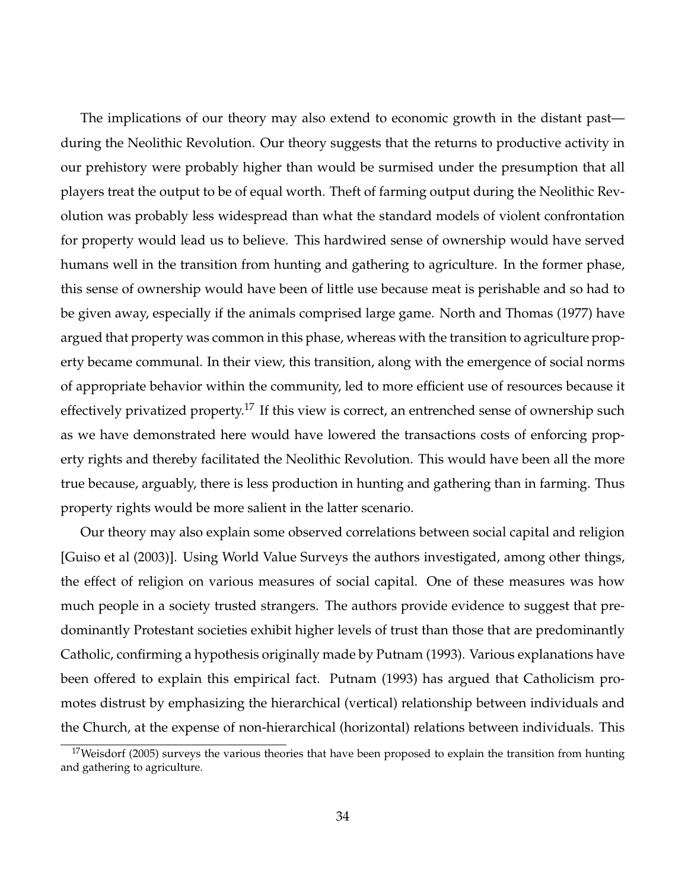The implications of our theory may also extend to economic growth in the distant past—during the Neolithic Revolution. Our theory suggests that the returns to productive activity in our prehistory were probably higher than would be surmised under the presumption that all players treat the output to be of equal worth. Theft of farming output during the Neolithic Revolution was probably less widespread than what the standard models of violent confrontation for property would lead us to believe. This hardwired sense of ownership would have served humans well in the transition from hunting and gathering to agriculture. In the former phase, this sense of ownership would have been of little use because meat is perishable and so had to be given away, especially if the animals comprised large game. North and Thomas (1977) have argued that property was common in this phase, whereas with the transition to agriculture property became communal. In their view, this transition, along with the emergence of social norms of appropriate behavior within the community, led to more efficient use of resources because it effectively privatized property.[17] If this view is correct, an entrenched sense of ownership such as we have demonstrated here would have lowered the transactions costs of enforcing property rights and thereby facilitated the Neolithic Revolution. This would have been all the more true because, arguably, there is less production in hunting and gathering than in farming. Thus property rights would be more salient in the latter scenario.

Our theory may also explain some observed correlations between social capital and religion [Guiso et al (2003)]. Using World Value Surveys the authors investigated, among other things, the effect of religion on various measures of social capital. One of these measures was how much people in a society trusted strangers. The authors provide evidence to suggest that predominantly Protestant societies exhibit higher levels of trust than those that are predominantly Catholic, confirming a hypothesis originally made by Putnam (1993). Various explanations have been offered to explain this empirical fact. Putnam (1993) has argued that Catholicism promotes distrust by emphasizing the hierarchical (vertical) relationship between individuals and the Church, at the expense of non-hierarchical (horizontal) relations between individuals. This

[17] Weisdorf (2005) surveys the various theories that have been proposed to explain the transition from hunting and gathering to agriculture.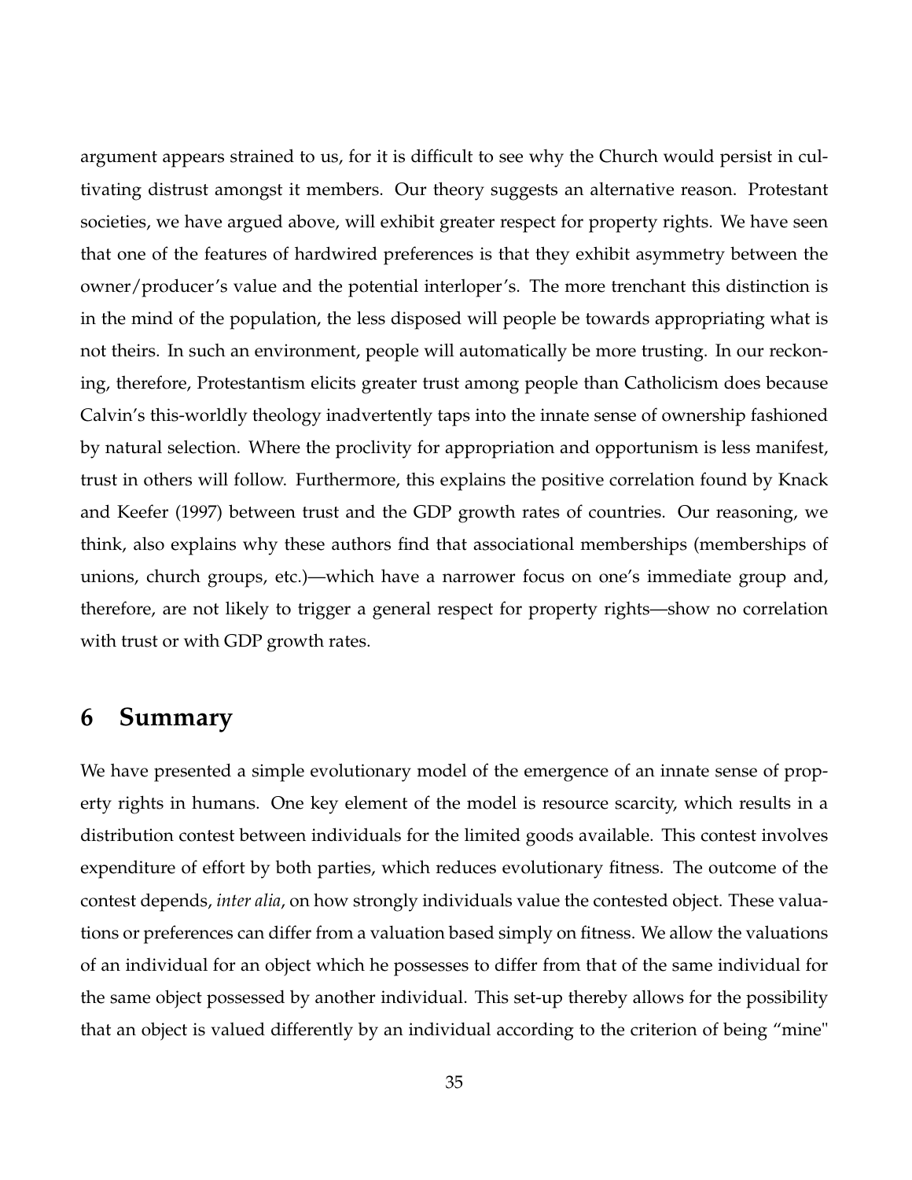argument appears strained to us, for it is difficult to see why the Church would persist in cultivating distrust amongst it members. Our theory suggests an alternative reason. Protestant societies, we have argued above, will exhibit greater respect for property rights. We have seen that one of the features of hardwired preferences is that they exhibit asymmetry between the owner/producer's value and the potential interloper's. The more trenchant this distinction is in the mind of the population, the less disposed will people be towards appropriating what is not theirs. In such an environment, people will automatically be more trusting. In our reckoning, therefore, Protestantism elicits greater trust among people than Catholicism does because Calvin's this-worldly theology inadvertently taps into the innate sense of ownership fashioned by natural selection. Where the proclivity for appropriation and opportunism is less manifest, trust in others will follow. Furthermore, this explains the positive correlation found by Knack and Keefer (1997) between trust and the GDP growth rates of countries. Our reasoning, we think, also explains why these authors find that associational memberships (memberships of unions, church groups, etc.)—which have a narrower focus on one's immediate group and, therefore, are not likely to trigger a general respect for property rights—show no correlation with trust or with GDP growth rates.

## 6 Summary

We have presented a simple evolutionary model of the emergence of an innate sense of property rights in humans. One key element of the model is resource scarcity, which results in a distribution contest between individuals for the limited goods available. This contest involves expenditure of effort by both parties, which reduces evolutionary fitness. The outcome of the contest depends, *inter alia*, on how strongly individuals value the contested object. These valuations or preferences can differ from a valuation based simply on fitness. We allow the valuations of an individual for an object which he possesses to differ from that of the same individual for the same object possessed by another individual. This set-up thereby allows for the possibility that an object is valued differently by an individual according to the criterion of being "mine"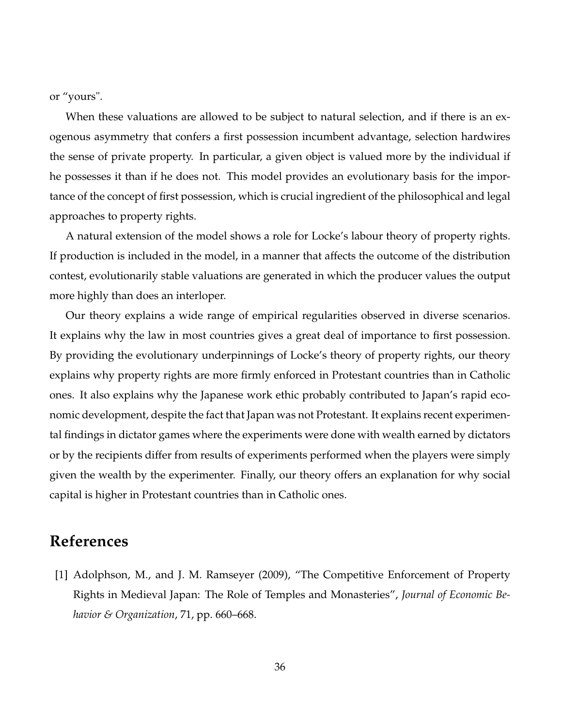or "yours".

When these valuations are allowed to be subject to natural selection, and if there is an exogenous asymmetry that confers a first possession incumbent advantage, selection hardwires the sense of private property. In particular, a given object is valued more by the individual if he possesses it than if he does not. This model provides an evolutionary basis for the importance of the concept of first possession, which is crucial ingredient of the philosophical and legal approaches to property rights.

A natural extension of the model shows a role for Locke's labour theory of property rights. If production is included in the model, in a manner that affects the outcome of the distribution contest, evolutionarily stable valuations are generated in which the producer values the output more highly than does an interloper.

Our theory explains a wide range of empirical regularities observed in diverse scenarios. It explains why the law in most countries gives a great deal of importance to first possession. By providing the evolutionary underpinnings of Locke's theory of property rights, our theory explains why property rights are more firmly enforced in Protestant countries than in Catholic ones. It also explains why the Japanese work ethic probably contributed to Japan's rapid economic development, despite the fact that Japan was not Protestant. It explains recent experimental findings in dictator games where the experiments were done with wealth earned by dictators or by the recipients differ from results of experiments performed when the players were simply given the wealth by the experimenter. Finally, our theory offers an explanation for why social capital is higher in Protestant countries than in Catholic ones.

# References

[1] Adolphson, M., and J. M. Ramseyer (2009), "The Competitive Enforcement of Property Rights in Medieval Japan: The Role of Temples and Monasteries", *Journal of Economic Behavior & Organization*, 71, pp. 660–668.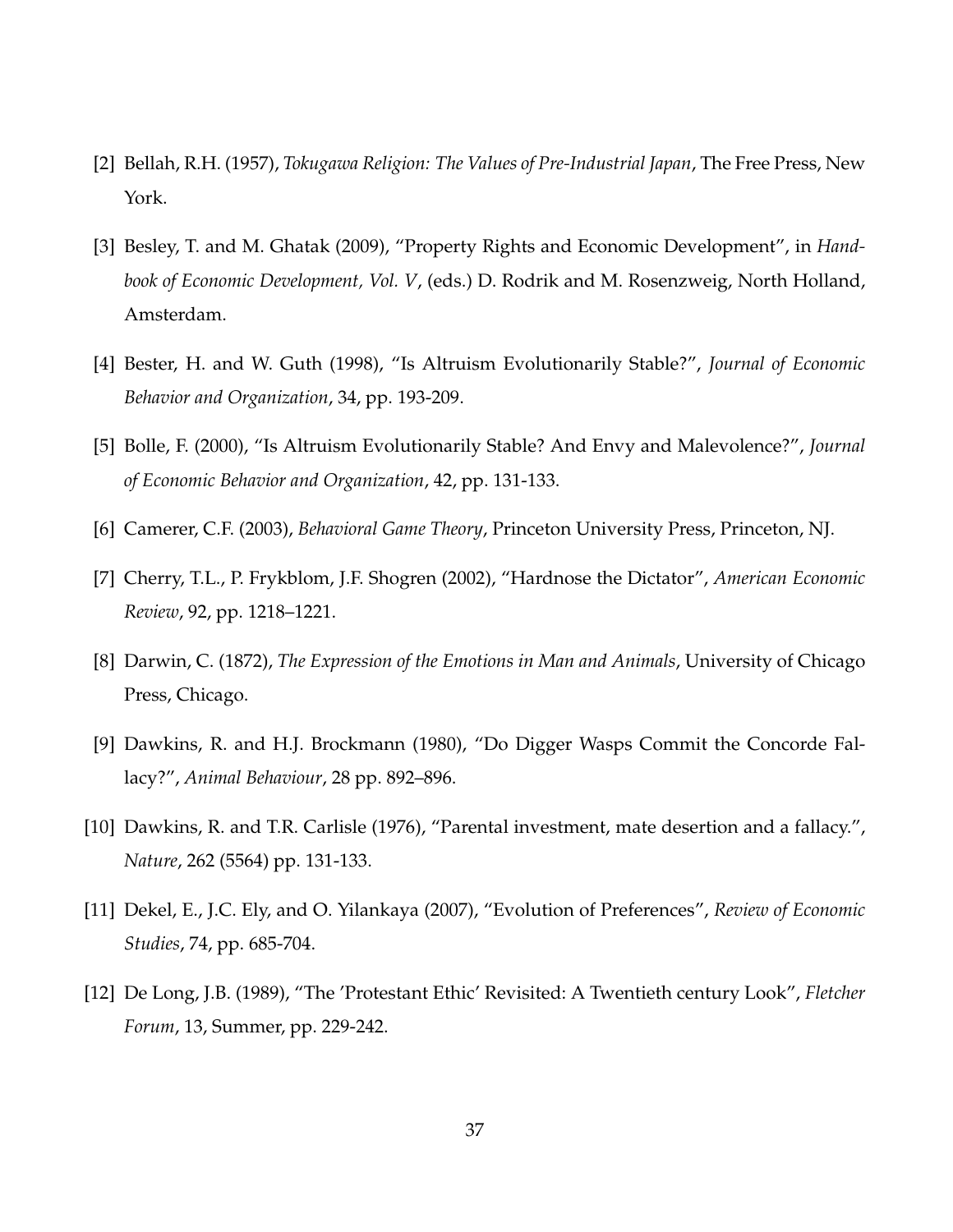[2] Bellah, R.H. (1957), *Tokugawa Religion: The Values of Pre-Industrial Japan*, The Free Press, New York.

[3] Besley, T. and M. Ghatak (2009), "Property Rights and Economic Development", in *Handbook of Economic Development, Vol. V*, (eds.) D. Rodrik and M. Rosenzweig, North Holland, Amsterdam.

[4] Bester, H. and W. Guth (1998), "Is Altruism Evolutionarily Stable?", *Journal of Economic Behavior and Organization*, 34, pp. 193-209.

[5] Bolle, F. (2000), "Is Altruism Evolutionarily Stable? And Envy and Malevolence?", *Journal of Economic Behavior and Organization*, 42, pp. 131-133.

[6] Camerer, C.F. (2003), *Behavioral Game Theory*, Princeton University Press, Princeton, NJ.

[7] Cherry, T.L., P. Frykblom, J.F. Shogren (2002), "Hardnose the Dictator", *American Economic Review*, 92, pp. 1218–1221.

[8] Darwin, C. (1872), *The Expression of the Emotions in Man and Animals*, University of Chicago Press, Chicago.

[9] Dawkins, R. and H.J. Brockmann (1980), "Do Digger Wasps Commit the Concorde Fallacy?", *Animal Behaviour*, 28 pp. 892–896.

[10] Dawkins, R. and T.R. Carlisle (1976), "Parental investment, mate desertion and a fallacy.", *Nature*, 262 (5564) pp. 131-133.

[11] Dekel, E., J.C. Ely, and O. Yilankaya (2007), "Evolution of Preferences", *Review of Economic Studies*, 74, pp. 685-704.

[12] De Long, J.B. (1989), "The 'Protestant Ethic' Revisited: A Twentieth century Look", *Fletcher Forum*, 13, Summer, pp. 229-242.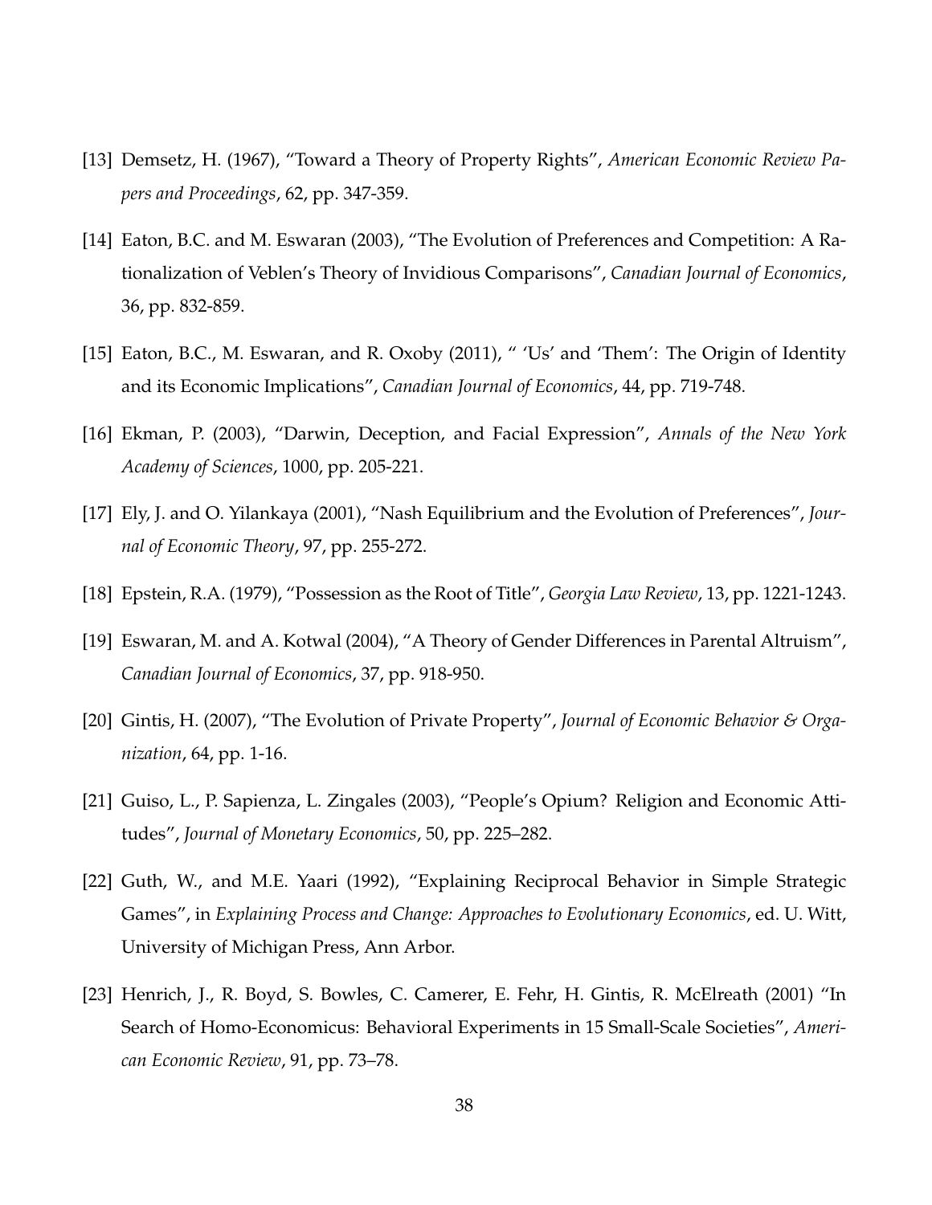[13] Demsetz, H. (1967), "Toward a Theory of Property Rights", *American Economic Review Papers and Proceedings*, 62, pp. 347-359.

[14] Eaton, B.C. and M. Eswaran (2003), "The Evolution of Preferences and Competition: A Rationalization of Veblen's Theory of Invidious Comparisons", *Canadian Journal of Economics*, 36, pp. 832-859.

[15] Eaton, B.C., M. Eswaran, and R. Oxoby (2011), " 'Us' and 'Them': The Origin of Identity and its Economic Implications", *Canadian Journal of Economics*, 44, pp. 719-748.

[16] Ekman, P. (2003), "Darwin, Deception, and Facial Expression", *Annals of the New York Academy of Sciences*, 1000, pp. 205-221.

[17] Ely, J. and O. Yilankaya (2001), "Nash Equilibrium and the Evolution of Preferences", *Journal of Economic Theory*, 97, pp. 255-272.

[18] Epstein, R.A. (1979), "Possession as the Root of Title", *Georgia Law Review*, 13, pp. 1221-1243.

[19] Eswaran, M. and A. Kotwal (2004), "A Theory of Gender Differences in Parental Altruism", *Canadian Journal of Economics*, 37, pp. 918-950.

[20] Gintis, H. (2007), "The Evolution of Private Property", *Journal of Economic Behavior & Organization*, 64, pp. 1-16.

[21] Guiso, L., P. Sapienza, L. Zingales (2003), "People's Opium? Religion and Economic Attitudes", *Journal of Monetary Economics*, 50, pp. 225–282.

[22] Guth, W., and M.E. Yaari (1992), "Explaining Reciprocal Behavior in Simple Strategic Games", in *Explaining Process and Change: Approaches to Evolutionary Economics*, ed. U. Witt, University of Michigan Press, Ann Arbor.

[23] Henrich, J., R. Boyd, S. Bowles, C. Camerer, E. Fehr, H. Gintis, R. McElreath (2001) "In Search of Homo-Economicus: Behavioral Experiments in 15 Small-Scale Societies", *American Economic Review*, 91, pp. 73–78.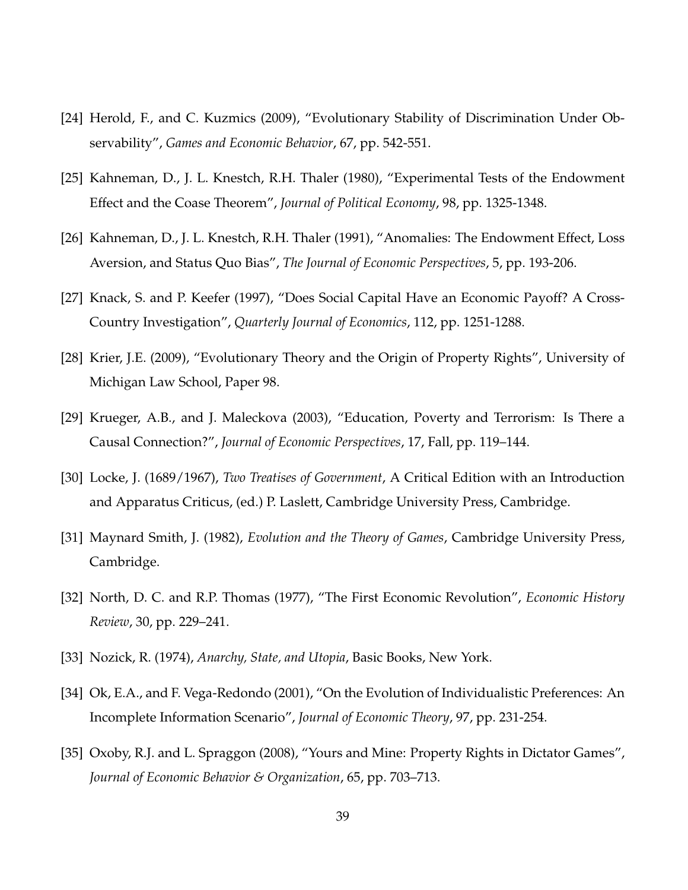[24] Herold, F., and C. Kuzmics (2009), "Evolutionary Stability of Discrimination Under Observability", *Games and Economic Behavior*, 67, pp. 542-551.

[25] Kahneman, D., J. L. Knestch, R.H. Thaler (1980), "Experimental Tests of the Endowment Effect and the Coase Theorem", *Journal of Political Economy*, 98, pp. 1325-1348.

[26] Kahneman, D., J. L. Knestch, R.H. Thaler (1991), "Anomalies: The Endowment Effect, Loss Aversion, and Status Quo Bias", *The Journal of Economic Perspectives*, 5, pp. 193-206.

[27] Knack, S. and P. Keefer (1997), "Does Social Capital Have an Economic Payoff? A Cross-Country Investigation", *Quarterly Journal of Economics*, 112, pp. 1251-1288.

[28] Krier, J.E. (2009), "Evolutionary Theory and the Origin of Property Rights", University of Michigan Law School, Paper 98.

[29] Krueger, A.B., and J. Maleckova (2003), "Education, Poverty and Terrorism: Is There a Causal Connection?", *Journal of Economic Perspectives*, 17, Fall, pp. 119–144.

[30] Locke, J. (1689/1967), *Two Treatises of Government*, A Critical Edition with an Introduction and Apparatus Criticus, (ed.) P. Laslett, Cambridge University Press, Cambridge.

[31] Maynard Smith, J. (1982), *Evolution and the Theory of Games*, Cambridge University Press, Cambridge.

[32] North, D. C. and R.P. Thomas (1977), "The First Economic Revolution", *Economic History Review*, 30, pp. 229–241.

[33] Nozick, R. (1974), *Anarchy, State, and Utopia*, Basic Books, New York.

[34] Ok, E.A., and F. Vega-Redondo (2001), "On the Evolution of Individualistic Preferences: An Incomplete Information Scenario", *Journal of Economic Theory*, 97, pp. 231-254.

[35] Oxoby, R.J. and L. Spraggon (2008), "Yours and Mine: Property Rights in Dictator Games", *Journal of Economic Behavior & Organization*, 65, pp. 703–713.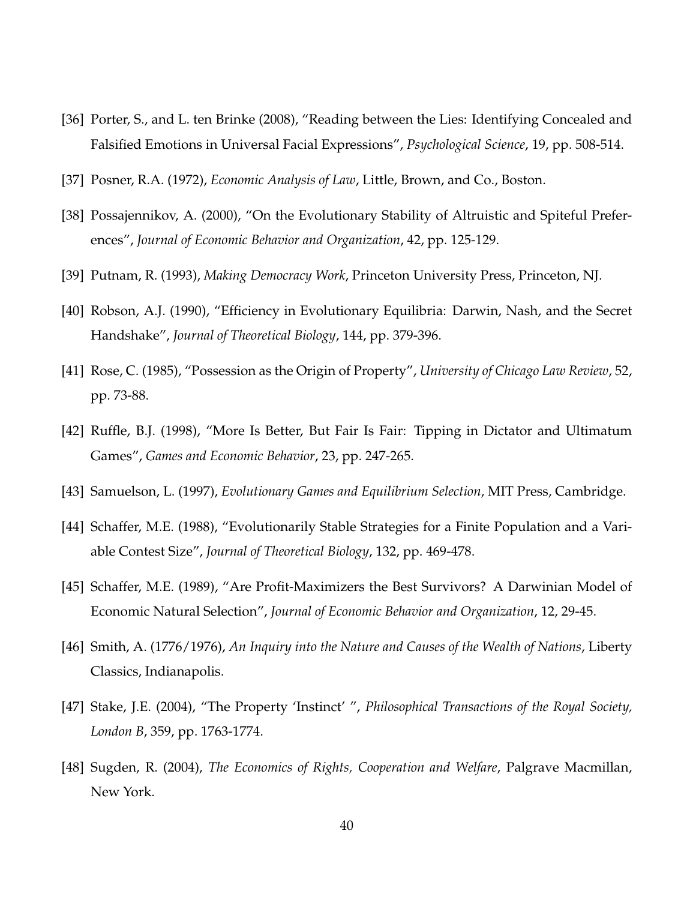[36] Porter, S., and L. ten Brinke (2008), "Reading between the Lies: Identifying Concealed and Falsified Emotions in Universal Facial Expressions", *Psychological Science*, 19, pp. 508-514.

[37] Posner, R.A. (1972), *Economic Analysis of Law*, Little, Brown, and Co., Boston.

[38] Possajennikov, A. (2000), "On the Evolutionary Stability of Altruistic and Spiteful Preferences", *Journal of Economic Behavior and Organization*, 42, pp. 125-129.

[39] Putnam, R. (1993), *Making Democracy Work*, Princeton University Press, Princeton, NJ.

[40] Robson, A.J. (1990), "Efficiency in Evolutionary Equilibria: Darwin, Nash, and the Secret Handshake", *Journal of Theoretical Biology*, 144, pp. 379-396.

[41] Rose, C. (1985), "Possession as the Origin of Property", *University of Chicago Law Review*, 52, pp. 73-88.

[42] Ruffle, B.J. (1998), "More Is Better, But Fair Is Fair: Tipping in Dictator and Ultimatum Games", *Games and Economic Behavior*, 23, pp. 247-265.

[43] Samuelson, L. (1997), *Evolutionary Games and Equilibrium Selection*, MIT Press, Cambridge.

[44] Schaffer, M.E. (1988), "Evolutionarily Stable Strategies for a Finite Population and a Variable Contest Size", *Journal of Theoretical Biology*, 132, pp. 469-478.

[45] Schaffer, M.E. (1989), "Are Profit-Maximizers the Best Survivors? A Darwinian Model of Economic Natural Selection", *Journal of Economic Behavior and Organization*, 12, 29-45.

[46] Smith, A. (1776/1976), *An Inquiry into the Nature and Causes of the Wealth of Nations*, Liberty Classics, Indianapolis.

[47] Stake, J.E. (2004), "The Property 'Instinct' ", *Philosophical Transactions of the Royal Society, London B*, 359, pp. 1763-1774.

[48] Sugden, R. (2004), *The Economics of Rights, Cooperation and Welfare*, Palgrave Macmillan, New York.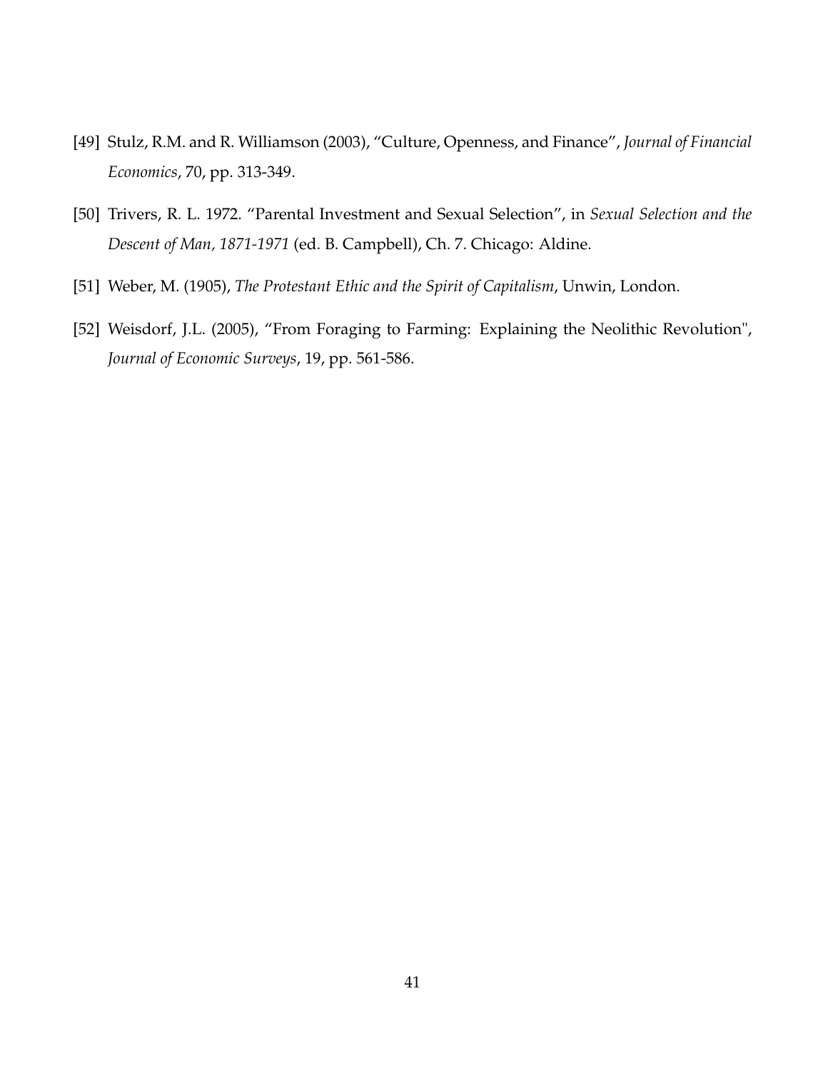[49] Stulz, R.M. and R. Williamson (2003), "Culture, Openness, and Finance", *Journal of Financial Economics*, 70, pp. 313-349.

[50] Trivers, R. L. 1972. "Parental Investment and Sexual Selection", in *Sexual Selection and the Descent of Man, 1871-1971* (ed. B. Campbell), Ch. 7. Chicago: Aldine.

[51] Weber, M. (1905), *The Protestant Ethic and the Spirit of Capitalism*, Unwin, London.

[52] Weisdorf, J.L. (2005), "From Foraging to Farming: Explaining the Neolithic Revolution", *Journal of Economic Surveys*, 19, pp. 561-586.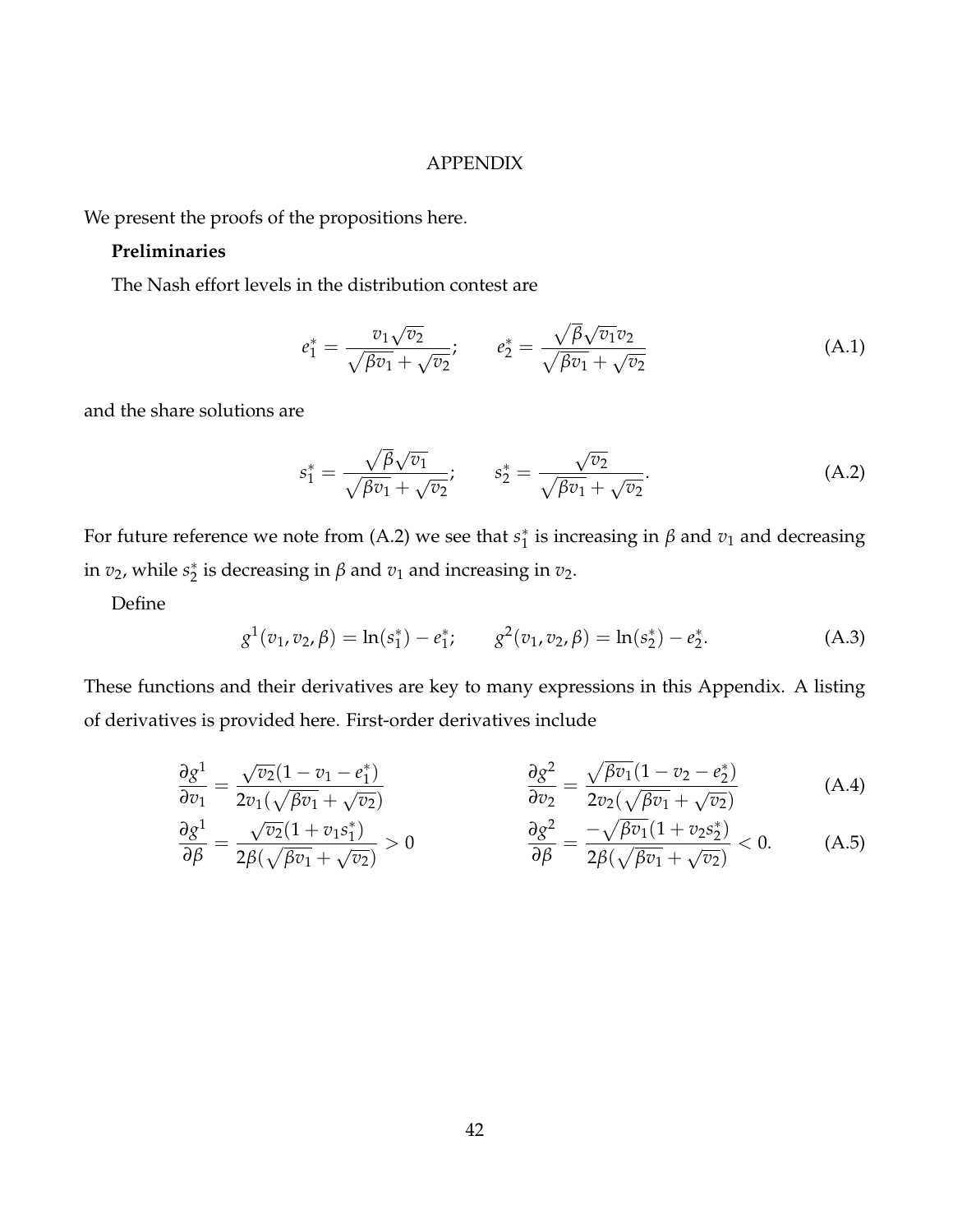# APPENDIX

We present the proofs of the propositions here.

**Preliminaries**

The Nash effort levels in the distribution contest are

$$e_1^* = \frac{v_1\sqrt{v_2}}{\sqrt{\beta v_1} + \sqrt{v_2}}; \qquad e_2^* = \frac{\sqrt{\beta}\sqrt{v_1}v_2}{\sqrt{\beta v_1} + \sqrt{v_2}} \tag{A.1}$$

and the share solutions are

$$s_1^* = \frac{\sqrt{\beta}\sqrt{v_1}}{\sqrt{\beta v_1} + \sqrt{v_2}}; \qquad s_2^* = \frac{\sqrt{v_2}}{\sqrt{\beta v_1} + \sqrt{v_2}}. \tag{A.2}$$

For future reference we note from (A.2) we see that $s_1^*$ is increasing in $\beta$ and $v_1$ and decreasing in $v_2$, while $s_2^*$ is decreasing in $\beta$ and $v_1$ and increasing in $v_2$.

Define

$$g^1(v_1, v_2, \beta) = \ln(s_1^*) - e_1^*; \qquad g^2(v_1, v_2, \beta) = \ln(s_2^*) - e_2^*. \tag{A.3}$$

These functions and their derivatives are key to many expressions in this Appendix. A listing of derivatives is provided here. First-order derivatives include

$$\frac{\partial g^1}{\partial v_1} = \frac{\sqrt{v_2}(1 - v_1 - e_1^*)}{2v_1(\sqrt{\beta v_1} + \sqrt{v_2})} \qquad \frac{\partial g^2}{\partial v_2} = \frac{\sqrt{\beta v_1}(1 - v_2 - e_2^*)}{2v_2(\sqrt{\beta v_1} + \sqrt{v_2})} \tag{A.4}$$

$$\frac{\partial g^1}{\partial \beta} = \frac{\sqrt{v_2}(1 + v_1 s_1^*)}{2\beta(\sqrt{\beta v_1} + \sqrt{v_2})} > 0 \qquad \frac{\partial g^2}{\partial \beta} = \frac{-\sqrt{\beta v_1}(1 + v_2 s_2^*)}{2\beta(\sqrt{\beta v_1} + \sqrt{v_2})} < 0. \tag{A.5}$$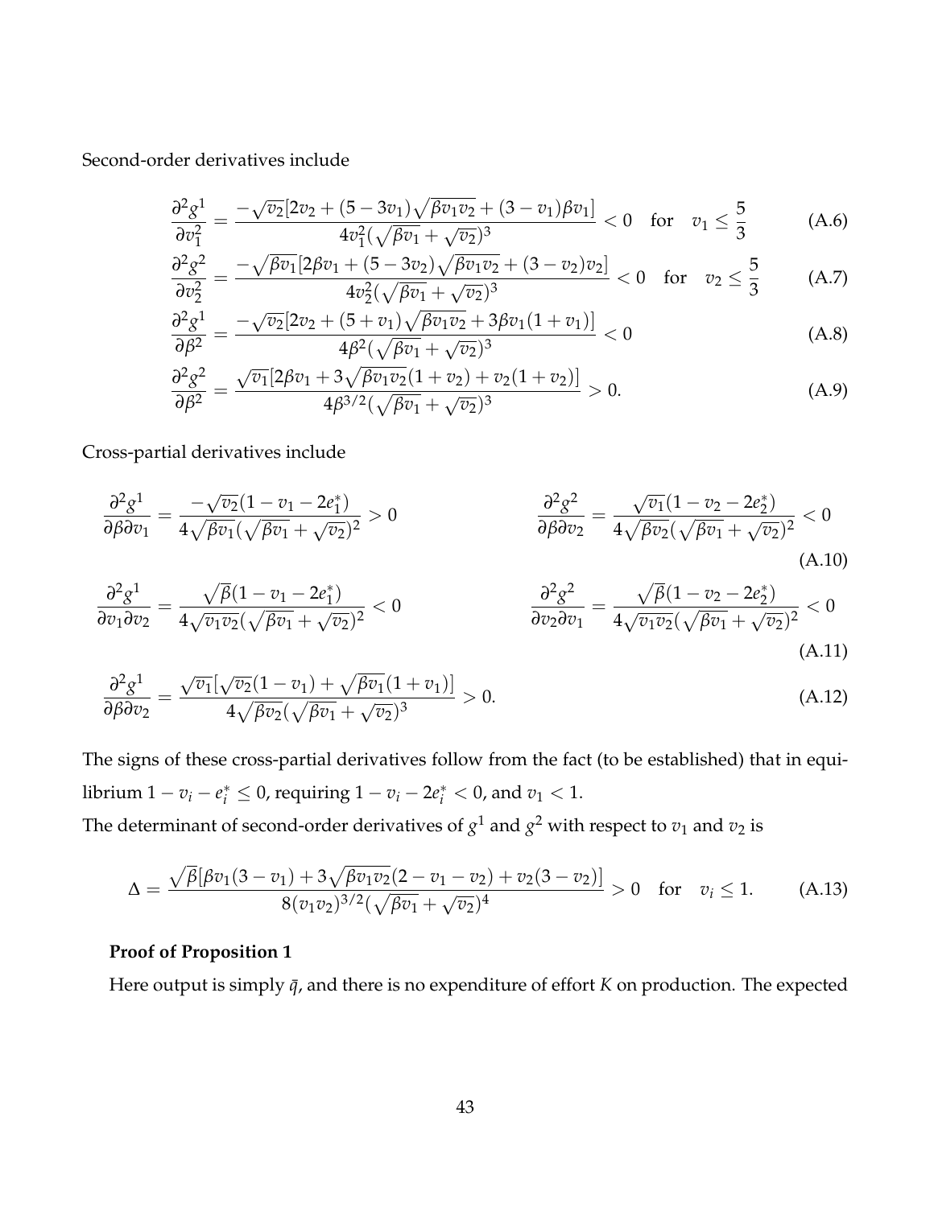Second-order derivatives include

$$\frac{\partial^2 g^1}{\partial v_1^2} = \frac{-\sqrt{v_2}[2v_2 + (5-3v_1)\sqrt{\beta v_1 v_2} + (3-v_1)\beta v_1]}{4v_1^2(\sqrt{\beta v_1}+\sqrt{v_2})^3} < 0 \quad \text{for} \quad v_1 \leq \frac{5}{3} \tag{A.6}$$

$$\frac{\partial^2 g^2}{\partial v_2^2} = \frac{-\sqrt{\beta v_1}[2\beta v_1 + (5-3v_2)\sqrt{\beta v_1 v_2} + (3-v_2)v_2]}{4v_2^2(\sqrt{\beta v_1}+\sqrt{v_2})^3} < 0 \quad \text{for} \quad v_2 \leq \frac{5}{3} \tag{A.7}$$

$$\frac{\partial^2 g^1}{\partial \beta^2} = \frac{-\sqrt{v_2}[2v_2 + (5+v_1)\sqrt{\beta v_1 v_2} + 3\beta v_1(1+v_1)]}{4\beta^2(\sqrt{\beta v_1}+\sqrt{v_2})^3} < 0 \tag{A.8}$$

$$\frac{\partial^2 g^2}{\partial \beta^2} = \frac{\sqrt{v_1}[2\beta v_1 + 3\sqrt{\beta v_1 v_2}(1+v_2) + v_2(1+v_2)]}{4\beta^{3/2}(\sqrt{\beta v_1}+\sqrt{v_2})^3} > 0. \tag{A.9}$$

Cross-partial derivatives include

$$\frac{\partial^2 g^1}{\partial \beta \partial v_1} = \frac{-\sqrt{v_2}(1-v_1-2e_1^*)}{4\sqrt{\beta v_1}(\sqrt{\beta v_1}+\sqrt{v_2})^2} > 0 \qquad \frac{\partial^2 g^2}{\partial \beta \partial v_2} = \frac{\sqrt{v_1}(1-v_2-2e_2^*)}{4\sqrt{\beta v_2}(\sqrt{\beta v_1}+\sqrt{v_2})^2} < 0 \tag{A.10}$$

$$\frac{\partial^2 g^1}{\partial v_1 \partial v_2} = \frac{\sqrt{\beta}(1-v_1-2e_1^*)}{4\sqrt{v_1 v_2}(\sqrt{\beta v_1}+\sqrt{v_2})^2} < 0 \qquad \frac{\partial^2 g^2}{\partial v_2 \partial v_1} = \frac{\sqrt{\beta}(1-v_2-2e_2^*)}{4\sqrt{v_1 v_2}(\sqrt{\beta v_1}+\sqrt{v_2})^2} < 0 \tag{A.11}$$

$$\frac{\partial^2 g^1}{\partial \beta \partial v_2} = \frac{\sqrt{v_1}[\sqrt{v_2}(1-v_1) + \sqrt{\beta v_1}(1+v_1)]}{4\sqrt{\beta v_2}(\sqrt{\beta v_1}+\sqrt{v_2})^3} > 0. \tag{A.12}$$

The signs of these cross-partial derivatives follow from the fact (to be established) that in equilibrium $1 - v_i - e_i^* \leq 0$, requiring $1 - v_i - 2e_i^* < 0$, and $v_1 < 1$.

The determinant of second-order derivatives of $g^1$ and $g^2$ with respect to $v_1$ and $v_2$ is

$$\Delta = \frac{\sqrt{\beta}[\beta v_1(3-v_1) + 3\sqrt{\beta v_1 v_2}(2-v_1-v_2) + v_2(3-v_2)]}{8(v_1 v_2)^{3/2}(\sqrt{\beta v_1}+\sqrt{v_2})^4} > 0 \quad \text{for} \quad v_i \leq 1. \tag{A.13}$$

**Proof of Proposition 1**

Here output is simply $\bar{q}$, and there is no expenditure of effort $K$ on production. The expected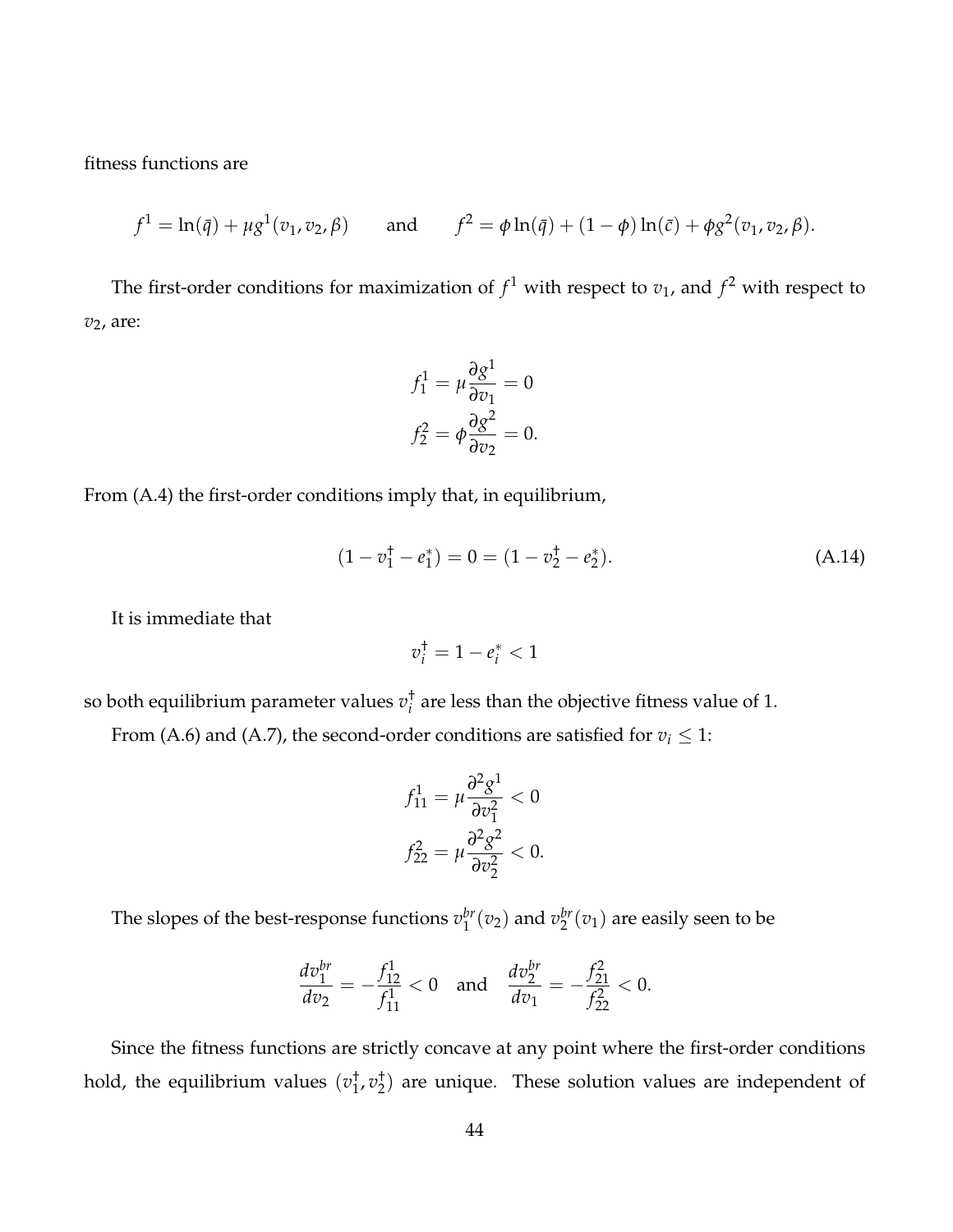fitness functions are

$$f^1 = \ln(\bar{q}) + \mu g^1(v_1, v_2, \beta) \qquad \text{and} \qquad f^2 = \phi \ln(\bar{q}) + (1-\phi)\ln(\bar{c}) + \phi g^2(v_1, v_2, \beta).$$

The first-order conditions for maximization of $f^1$ with respect to $v_1$, and $f^2$ with respect to $v_2$, are:

$$f^1_1 = \mu \frac{\partial g^1}{\partial v_1} = 0$$
$$f^2_2 = \phi \frac{\partial g^2}{\partial v_2} = 0.$$

From (A.4) the first-order conditions imply that, in equilibrium,

$$(1 - v_1^\dagger - e_1^*) = 0 = (1 - v_2^\dagger - e_2^*). \tag{A.14}$$

It is immediate that

$$v_i^\dagger = 1 - e_i^* < 1$$

so both equilibrium parameter values $v_i^\dagger$ are less than the objective fitness value of 1.

From (A.6) and (A.7), the second-order conditions are satisfied for $v_i \leq 1$:

$$f^1_{11} = \mu \frac{\partial^2 g^1}{\partial v_1^2} < 0$$
$$f^2_{22} = \mu \frac{\partial^2 g^2}{\partial v_2^2} < 0.$$

The slopes of the best-response functions $v_1^{br}(v_2)$ and $v_2^{br}(v_1)$ are easily seen to be

$$\frac{dv_1^{br}}{dv_2} = -\frac{f^1_{12}}{f^1_{11}} < 0 \quad \text{and} \quad \frac{dv_2^{br}}{dv_1} = -\frac{f^2_{21}}{f^2_{22}} < 0.$$

Since the fitness functions are strictly concave at any point where the first-order conditions hold, the equilibrium values $(v_1^\dagger, v_2^\dagger)$ are unique. These solution values are independent of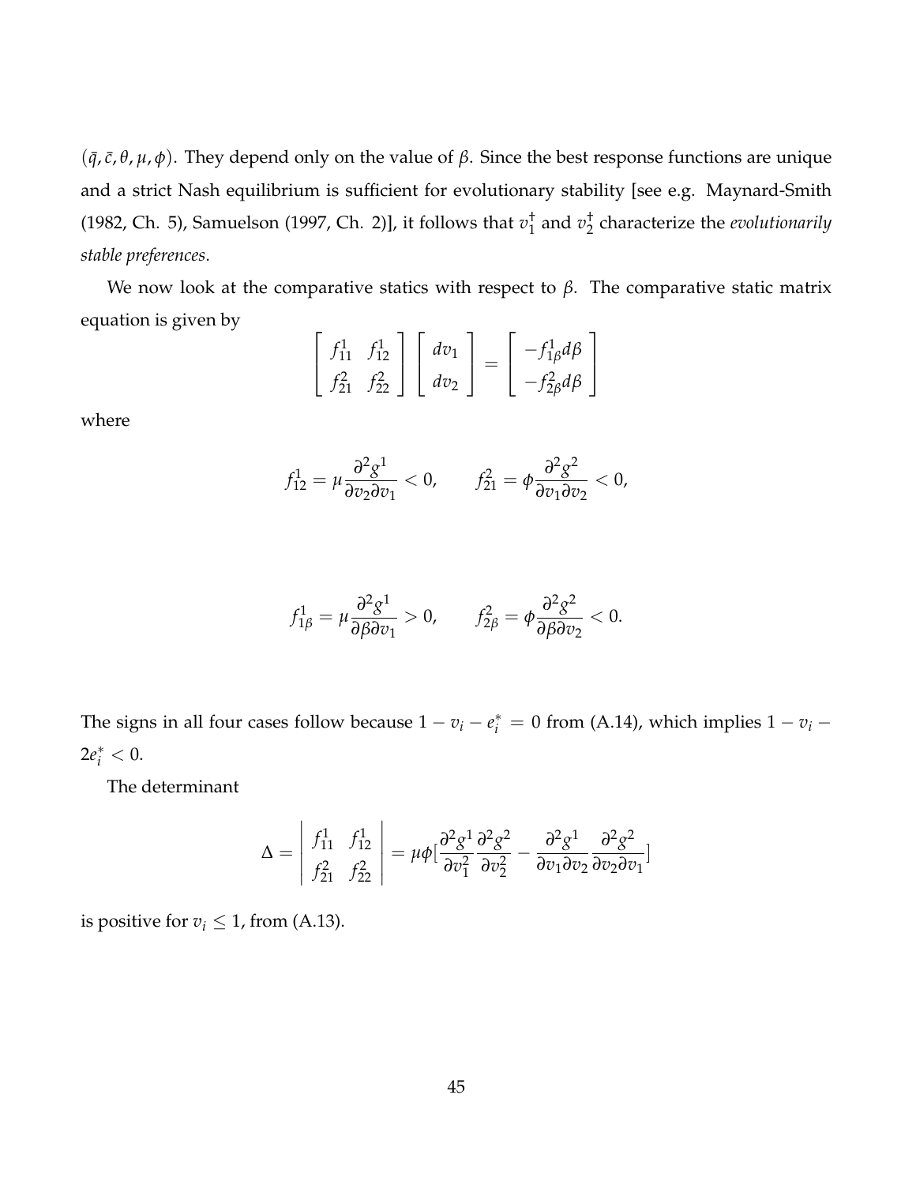$(\bar{q}, \bar{c}, \theta, \mu, \phi)$. They depend only on the value of $\beta$. Since the best response functions are unique and a strict Nash equilibrium is sufficient for evolutionary stability [see e.g. Maynard-Smith (1982, Ch. 5), Samuelson (1997, Ch. 2)], it follows that $v_1^\dagger$ and $v_2^\dagger$ characterize the *evolutionarily stable preferences*.

We now look at the comparative statics with respect to $\beta$. The comparative static matrix equation is given by

$$\begin{bmatrix} f_{11}^1 & f_{12}^1 \\ f_{21}^2 & f_{22}^2 \end{bmatrix} \begin{bmatrix} dv_1 \\ dv_2 \end{bmatrix} = \begin{bmatrix} -f_{1\beta}^1 d\beta \\ -f_{2\beta}^2 d\beta \end{bmatrix}$$

where

$$f_{12}^1 = \mu \frac{\partial^2 g^1}{\partial v_2 \partial v_1} < 0, \qquad f_{21}^2 = \phi \frac{\partial^2 g^2}{\partial v_1 \partial v_2} < 0,$$

$$f_{1\beta}^1 = \mu \frac{\partial^2 g^1}{\partial \beta \partial v_1} > 0, \qquad f_{2\beta}^2 = \phi \frac{\partial^2 g^2}{\partial \beta \partial v_2} < 0.$$

The signs in all four cases follow because $1 - v_i - e_i^* = 0$ from (A.14), which implies $1 - v_i - 2e_i^* < 0$.

The determinant

$$\Delta = \begin{vmatrix} f_{11}^1 & f_{12}^1 \\ f_{21}^2 & f_{22}^2 \end{vmatrix} = \mu\phi \left[ \frac{\partial^2 g^1}{\partial v_1^2} \frac{\partial^2 g^2}{\partial v_2^2} - \frac{\partial^2 g^1}{\partial v_1 \partial v_2} \frac{\partial^2 g^2}{\partial v_2 \partial v_1} \right]$$

is positive for $v_i \leq 1$, from (A.13).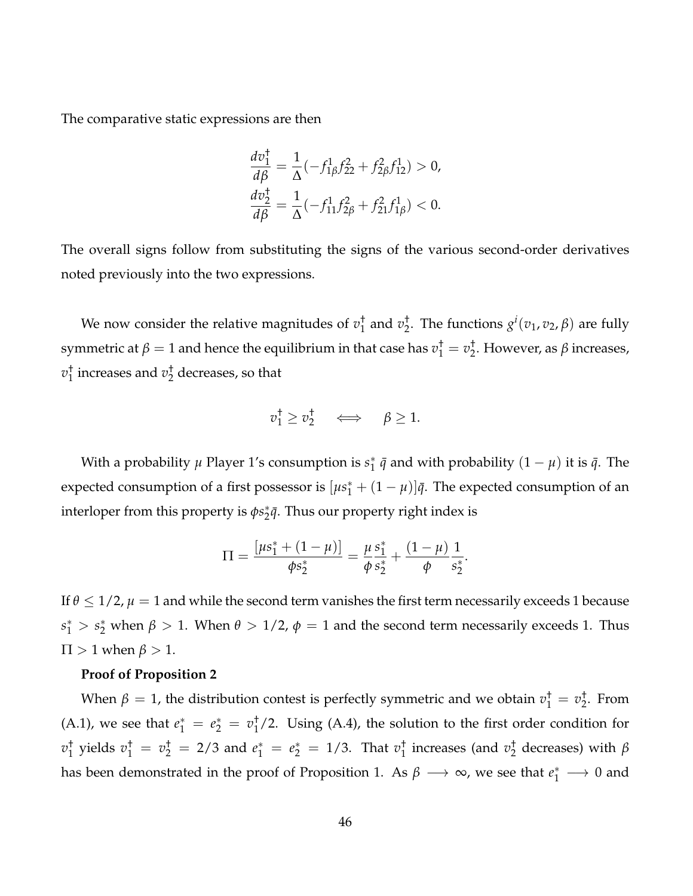The comparative static expressions are then

$$\frac{dv_1^\dagger}{d\beta} = \frac{1}{\Delta}(-f_{1\beta}^1 f_{22}^2 + f_{2\beta}^2 f_{12}^1) > 0,$$
$$\frac{dv_2^\dagger}{d\beta} = \frac{1}{\Delta}(-f_{11}^1 f_{2\beta}^2 + f_{21}^2 f_{1\beta}^1) < 0.$$

The overall signs follow from substituting the signs of the various second-order derivatives noted previously into the two expressions.

We now consider the relative magnitudes of $v_1^\dagger$ and $v_2^\dagger$. The functions $g^i(v_1, v_2, \beta)$ are fully symmetric at $\beta = 1$ and hence the equilibrium in that case has $v_1^\dagger = v_2^\dagger$. However, as $\beta$ increases, $v_1^\dagger$ increases and $v_2^\dagger$ decreases, so that

$$v_1^\dagger \geq v_2^\dagger \quad \Longleftrightarrow \quad \beta \geq 1.$$

With a probability $\mu$ Player 1's consumption is $s_1^* \, \bar{q}$ and with probability $(1-\mu)$ it is $\bar{q}$. The expected consumption of a first possessor is $[\mu s_1^* + (1-\mu)]\bar{q}$. The expected consumption of an interloper from this property is $\phi s_2^* \bar{q}$. Thus our property right index is

$$\Pi = \frac{[\mu s_1^* + (1-\mu)]}{\phi s_2^*} = \frac{\mu}{\phi}\frac{s_1^*}{s_2^*} + \frac{(1-\mu)}{\phi}\frac{1}{s_2^*}.$$

If $\theta \leq 1/2$, $\mu = 1$ and while the second term vanishes the first term necessarily exceeds 1 because $s_1^* > s_2^*$ when $\beta > 1$. When $\theta > 1/2$, $\phi = 1$ and the second term necessarily exceeds 1. Thus $\Pi > 1$ when $\beta > 1$.

**Proof of Proposition 2**

When $\beta = 1$, the distribution contest is perfectly symmetric and we obtain $v_1^\dagger = v_2^\dagger$. From (A.1), we see that $e_1^* = e_2^* = v_1^\dagger/2$. Using (A.4), the solution to the first order condition for $v_1^\dagger$ yields $v_1^\dagger = v_2^\dagger = 2/3$ and $e_1^* = e_2^* = 1/3$. That $v_1^\dagger$ increases (and $v_2^\dagger$ decreases) with $\beta$ has been demonstrated in the proof of Proposition 1. As $\beta \longrightarrow \infty$, we see that $e_1^* \longrightarrow 0$ and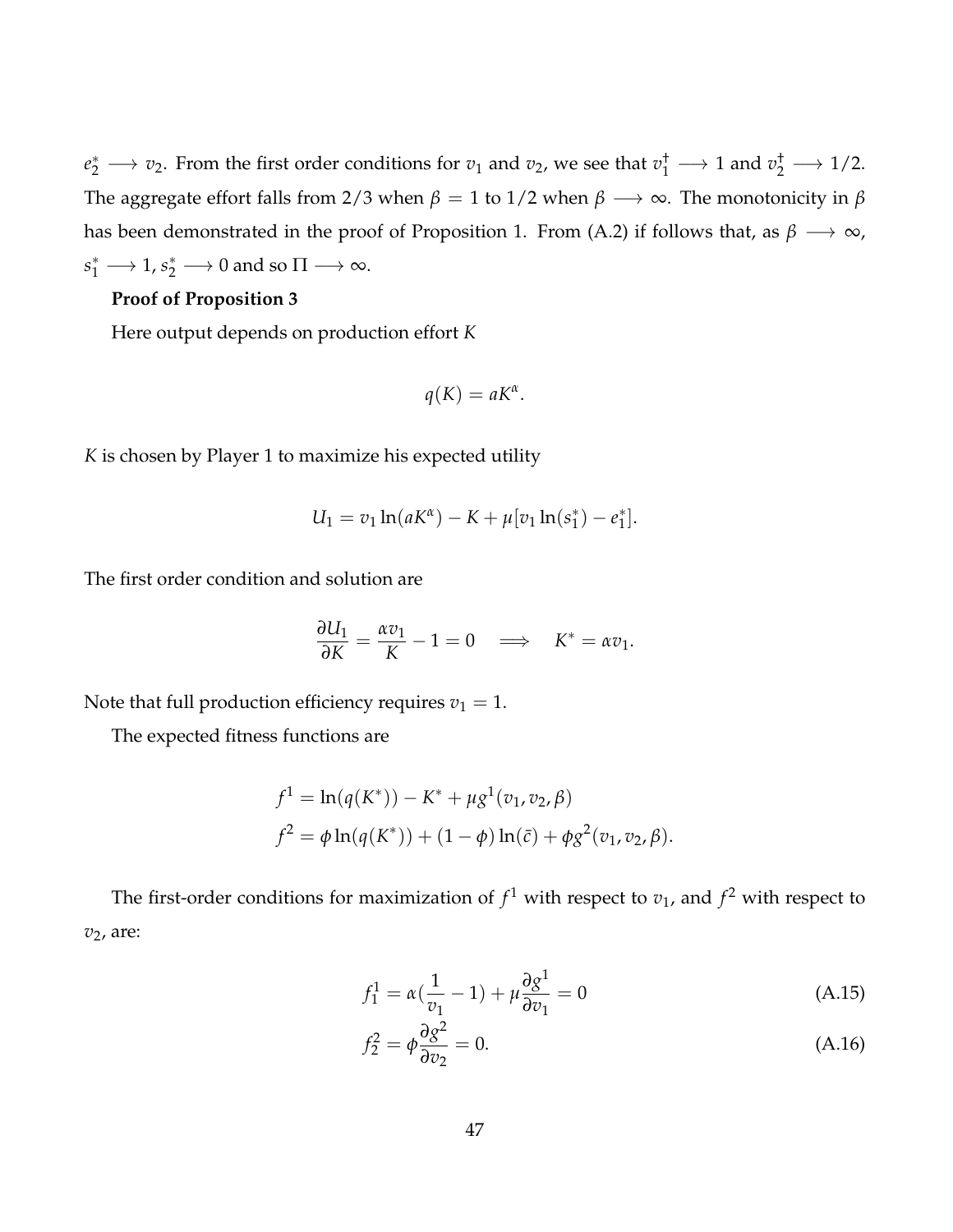$e_2^* \longrightarrow v_2$. From the first order conditions for $v_1$ and $v_2$, we see that $v_1^\dagger \longrightarrow 1$ and $v_2^\dagger \longrightarrow 1/2$. The aggregate effort falls from $2/3$ when $\beta = 1$ to $1/2$ when $\beta \longrightarrow \infty$. The monotonicity in $\beta$ has been demonstrated in the proof of Proposition 1. From (A.2) if follows that, as $\beta \longrightarrow \infty$, $s_1^* \longrightarrow 1$, $s_2^* \longrightarrow 0$ and so $\Pi \longrightarrow \infty$.

**Proof of Proposition 3**

Here output depends on production effort $K$

$$q(K) = aK^\alpha.$$

$K$ is chosen by Player 1 to maximize his expected utility

$$U_1 = v_1 \ln(aK^\alpha) - K + \mu[v_1 \ln(s_1^*) - e_1^*].$$

The first order condition and solution are

$$\frac{\partial U_1}{\partial K} = \frac{\alpha v_1}{K} - 1 = 0 \quad \Longrightarrow \quad K^* = \alpha v_1.$$

Note that full production efficiency requires $v_1 = 1$.

The expected fitness functions are

$$\begin{aligned} f^1 &= \ln(q(K^*)) - K^* + \mu g^1(v_1, v_2, \beta) \\ f^2 &= \phi \ln(q(K^*)) + (1-\phi)\ln(\bar{c}) + \phi g^2(v_1, v_2, \beta). \end{aligned}$$

The first-order conditions for maximization of $f^1$ with respect to $v_1$, and $f^2$ with respect to $v_2$, are:

$$f_1^1 = \alpha\left(\frac{1}{v_1} - 1\right) + \mu \frac{\partial g^1}{\partial v_1} = 0 \tag{A.15}$$

$$f_2^2 = \phi \frac{\partial g^2}{\partial v_2} = 0. \tag{A.16}$$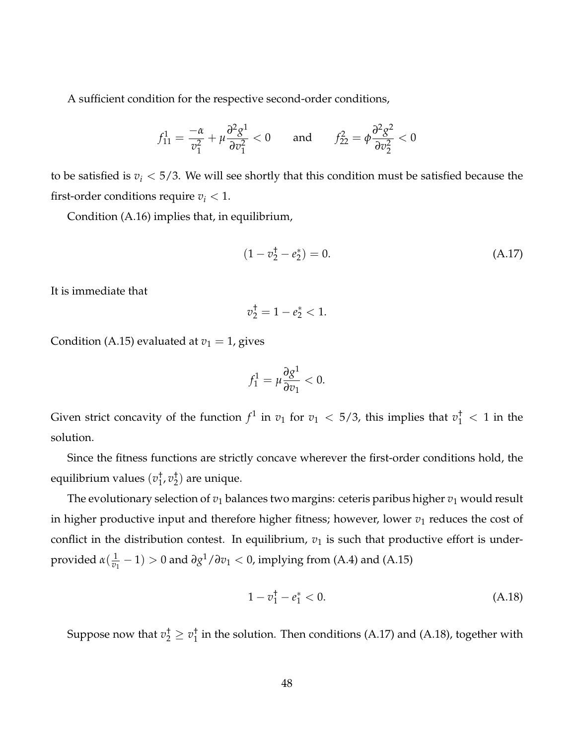A sufficient condition for the respective second-order conditions,

$$f^1_{11} = \frac{-\alpha}{v_1^2} + \mu \frac{\partial^2 g^1}{\partial v_1^2} < 0 \qquad \text{and} \qquad f^2_{22} = \phi \frac{\partial^2 g^2}{\partial v_2^2} < 0$$

to be satisfied is $v_i < 5/3$. We will see shortly that this condition must be satisfied because the first-order conditions require $v_i < 1$.

Condition (A.16) implies that, in equilibrium,

$$(1 - v_2^\dagger - e_2^*) = 0. \tag{A.17}$$

It is immediate that

$$v_2^\dagger = 1 - e_2^* < 1.$$

Condition (A.15) evaluated at $v_1 = 1$, gives

$$f^1_1 = \mu \frac{\partial g^1}{\partial v_1} < 0.$$

Given strict concavity of the function $f^1$ in $v_1$ for $v_1 < 5/3$, this implies that $v_1^\dagger < 1$ in the solution.

Since the fitness functions are strictly concave wherever the first-order conditions hold, the equilibrium values $(v_1^\dagger, v_2^\dagger)$ are unique.

The evolutionary selection of $v_1$ balances two margins: ceteris paribus higher $v_1$ would result in higher productive input and therefore higher fitness; however, lower $v_1$ reduces the cost of conflict in the distribution contest. In equilibrium, $v_1$ is such that productive effort is under-provided $\alpha(\frac{1}{v_1} - 1) > 0$ and $\partial g^1 / \partial v_1 < 0$, implying from (A.4) and (A.15)

$$1 - v_1^\dagger - e_1^* < 0. \tag{A.18}$$

Suppose now that $v_2^\dagger \geq v_1^\dagger$ in the solution. Then conditions (A.17) and (A.18), together with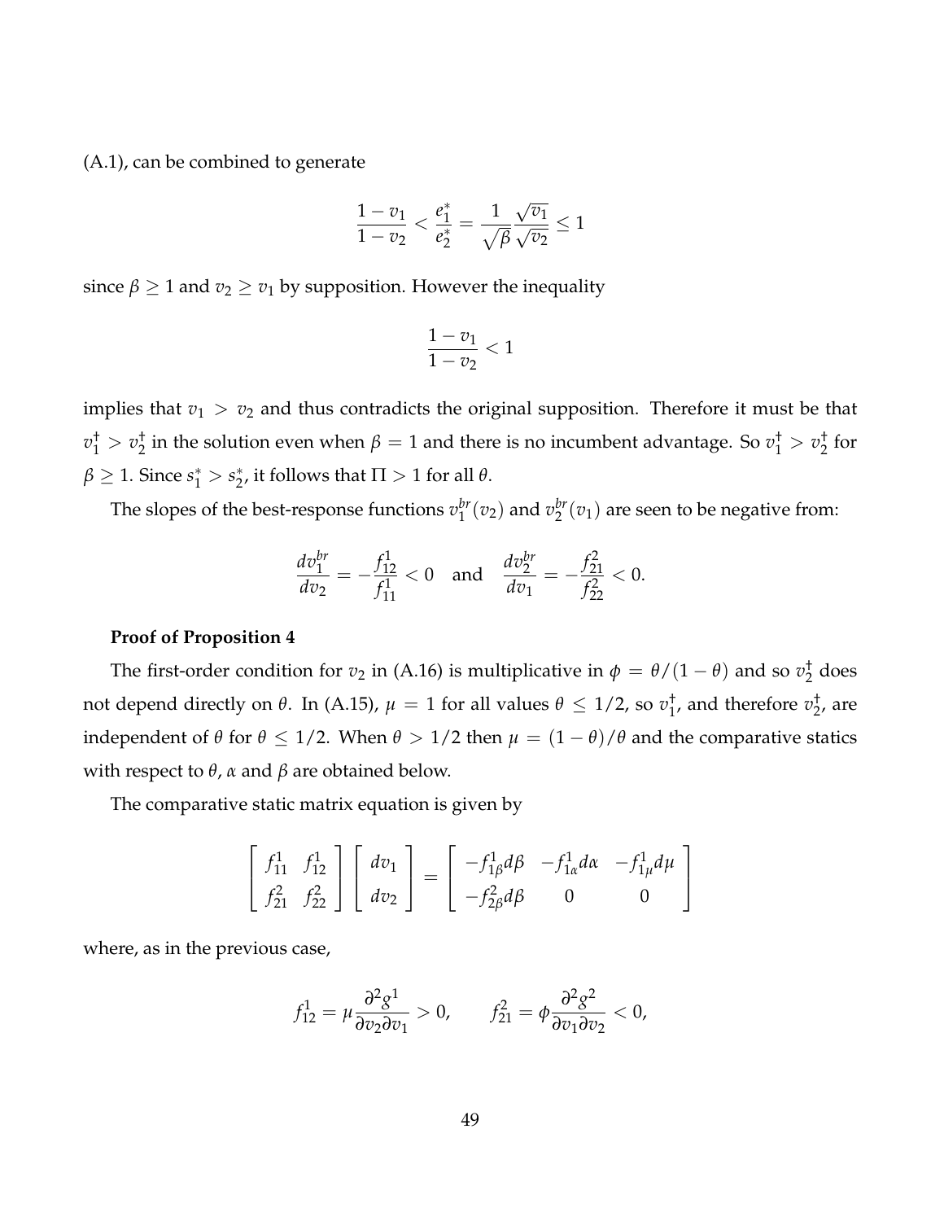(A.1), can be combined to generate

$$\frac{1 - v_1}{1 - v_2} < \frac{e_1^*}{e_2^*} = \frac{1}{\sqrt{\beta}} \frac{\sqrt{v_1}}{\sqrt{v_2}} \leq 1$$

since $\beta \geq 1$ and $v_2 \geq v_1$ by supposition. However the inequality

$$\frac{1 - v_1}{1 - v_2} < 1$$

implies that $v_1 > v_2$ and thus contradicts the original supposition. Therefore it must be that $v_1^\dagger > v_2^\dagger$ in the solution even when $\beta = 1$ and there is no incumbent advantage. So $v_1^\dagger > v_2^\dagger$ for $\beta \geq 1$. Since $s_1^* > s_2^*$, it follows that $\Pi > 1$ for all $\theta$.

The slopes of the best-response functions $v_1^{br}(v_2)$ and $v_2^{br}(v_1)$ are seen to be negative from:

$$\frac{dv_1^{br}}{dv_2} = -\frac{f_{12}^1}{f_{11}^1} < 0 \quad \text{and} \quad \frac{dv_2^{br}}{dv_1} = -\frac{f_{21}^2}{f_{22}^2} < 0.$$

**Proof of Proposition 4**

The first-order condition for $v_2$ in (A.16) is multiplicative in $\phi = \theta/(1 - \theta)$ and so $v_2^\dagger$ does not depend directly on $\theta$. In (A.15), $\mu = 1$ for all values $\theta \leq 1/2$, so $v_1^\dagger$, and therefore $v_2^\dagger$, are independent of $\theta$ for $\theta \leq 1/2$. When $\theta > 1/2$ then $\mu = (1 - \theta)/\theta$ and the comparative statics with respect to $\theta$, $\alpha$ and $\beta$ are obtained below.

The comparative static matrix equation is given by

$$\begin{bmatrix} f_{11}^1 & f_{12}^1 \\ f_{21}^2 & f_{22}^2 \end{bmatrix} \begin{bmatrix} dv_1 \\ dv_2 \end{bmatrix} = \begin{bmatrix} -f_{1\beta}^1 d\beta & -f_{1\alpha}^1 d\alpha & -f_{1\mu}^1 d\mu \\ -f_{2\beta}^2 d\beta & 0 & 0 \end{bmatrix}$$

where, as in the previous case,

$$f_{12}^1 = \mu \frac{\partial^2 g^1}{\partial v_2 \partial v_1} > 0, \qquad f_{21}^2 = \phi \frac{\partial^2 g^2}{\partial v_1 \partial v_2} < 0,$$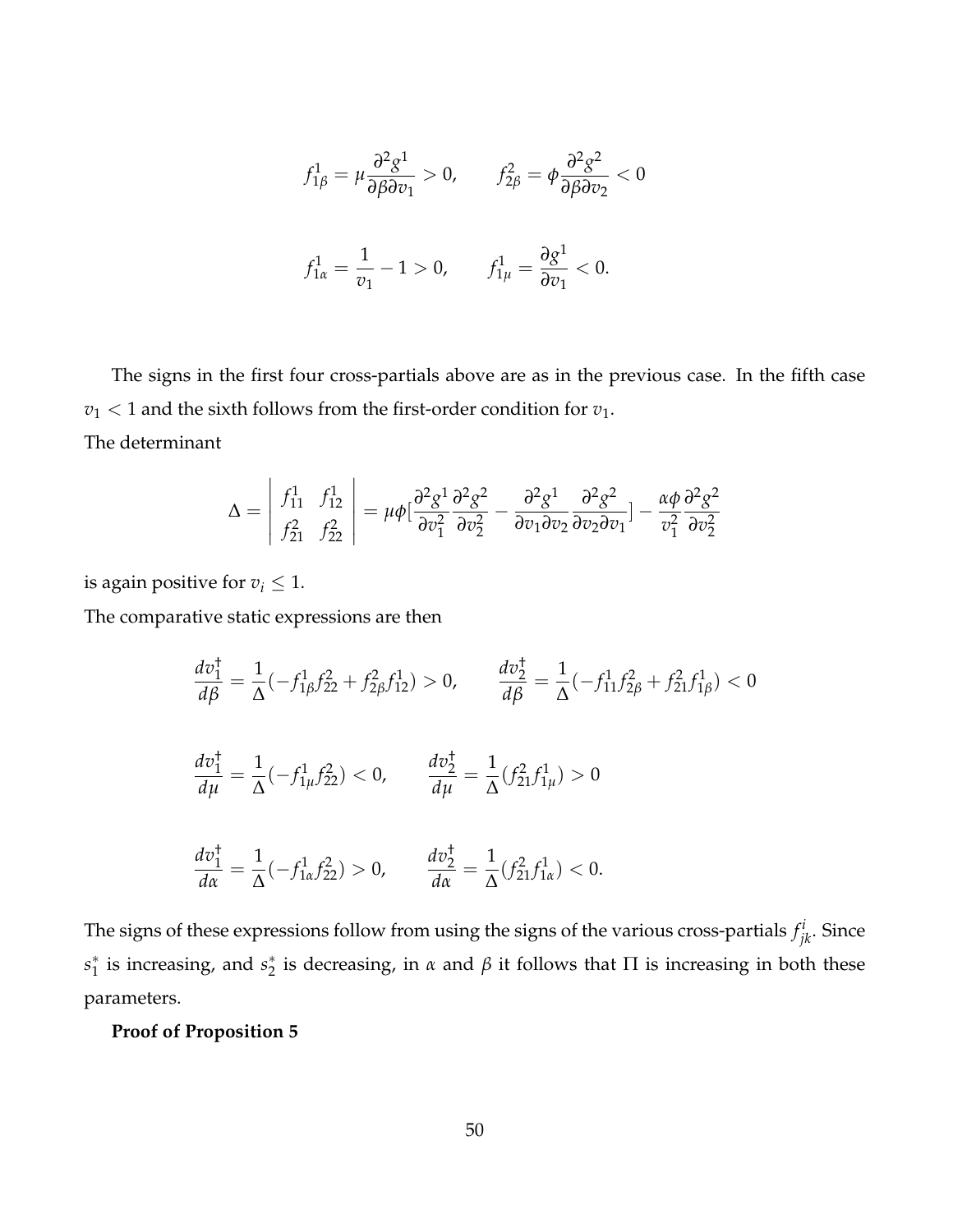$$f^1_{1\beta} = \mu \frac{\partial^2 g^1}{\partial \beta \partial v_1} > 0, \qquad f^2_{2\beta} = \phi \frac{\partial^2 g^2}{\partial \beta \partial v_2} < 0$$

$$f^1_{1\alpha} = \frac{1}{v_1} - 1 > 0, \qquad f^1_{1\mu} = \frac{\partial g^1}{\partial v_1} < 0.$$

The signs in the first four cross-partials above are as in the previous case. In the fifth case $v_1 < 1$ and the sixth follows from the first-order condition for $v_1$.

The determinant

$$\Delta = \begin{vmatrix} f^1_{11} & f^1_{12} \\ f^2_{21} & f^2_{22} \end{vmatrix} = \mu\phi\left[\frac{\partial^2 g^1}{\partial v_1^2}\frac{\partial^2 g^2}{\partial v_2^2} - \frac{\partial^2 g^1}{\partial v_1 \partial v_2}\frac{\partial^2 g^2}{\partial v_2 \partial v_1}\right] - \frac{\alpha\phi}{v_1^2}\frac{\partial^2 g^2}{\partial v_2^2}$$

is again positive for $v_i \leq 1$.

The comparative static expressions are then

$$\frac{dv_1^\dagger}{d\beta} = \frac{1}{\Delta}(-f^1_{1\beta} f^2_{22} + f^2_{2\beta} f^1_{12}) > 0, \qquad \frac{dv_2^\dagger}{d\beta} = \frac{1}{\Delta}(-f^1_{11} f^2_{2\beta} + f^2_{21} f^1_{1\beta}) < 0$$

$$\frac{dv_1^\dagger}{d\mu} = \frac{1}{\Delta}(-f^1_{1\mu} f^2_{22}) < 0, \qquad \frac{dv_2^\dagger}{d\mu} = \frac{1}{\Delta}(f^2_{21} f^1_{1\mu}) > 0$$

$$\frac{dv_1^\dagger}{d\alpha} = \frac{1}{\Delta}(-f^1_{1\alpha} f^2_{22}) > 0, \qquad \frac{dv_2^\dagger}{d\alpha} = \frac{1}{\Delta}(f^2_{21} f^1_{1\alpha}) < 0.$$

The signs of these expressions follow from using the signs of the various cross-partials $f^i_{jk}$. Since $s_1^*$ is increasing, and $s_2^*$ is decreasing, in $\alpha$ and $\beta$ it follows that $\Pi$ is increasing in both these parameters.

**Proof of Proposition 5**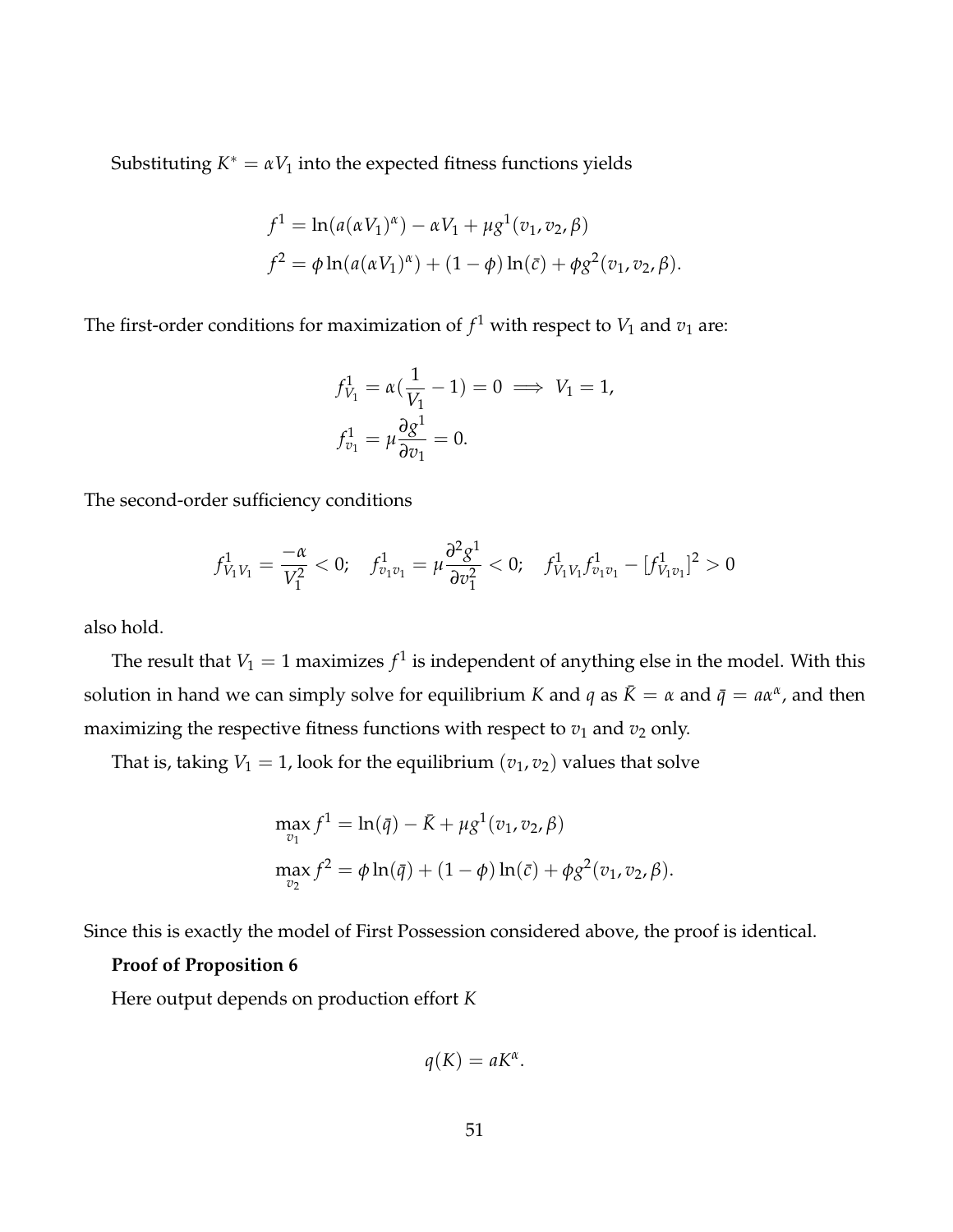Substituting $K^* = \alpha V_1$ into the expected fitness functions yields

$$
\begin{aligned}
f^1 &= \ln(a(\alpha V_1)^\alpha) - \alpha V_1 + \mu g^1(v_1, v_2, \beta) \\
f^2 &= \phi \ln(a(\alpha V_1)^\alpha) + (1-\phi)\ln(\bar{c}) + \phi g^2(v_1, v_2, \beta).
\end{aligned}
$$

The first-order conditions for maximization of $f^1$ with respect to $V_1$ and $v_1$ are:

$$
\begin{aligned}
f^1_{V_1} &= \alpha(\frac{1}{V_1} - 1) = 0 \implies V_1 = 1, \\
f^1_{v_1} &= \mu \frac{\partial g^1}{\partial v_1} = 0.
\end{aligned}
$$

The second-order sufficiency conditions

$$
f^1_{V_1 V_1} = \frac{-\alpha}{V_1^2} < 0; \quad f^1_{v_1 v_1} = \mu \frac{\partial^2 g^1}{\partial v_1^2} < 0; \quad f^1_{V_1 V_1} f^1_{v_1 v_1} - [f^1_{V_1 v_1}]^2 > 0
$$

also hold.

The result that $V_1 = 1$ maximizes $f^1$ is independent of anything else in the model. With this solution in hand we can simply solve for equilibrium $K$ and $q$ as $\bar{K} = \alpha$ and $\bar{q} = a\alpha^\alpha$, and then maximizing the respective fitness functions with respect to $v_1$ and $v_2$ only.

That is, taking $V_1 = 1$, look for the equilibrium $(v_1, v_2)$ values that solve

$$
\begin{aligned}
\max_{v_1} f^1 &= \ln(\bar{q}) - \bar{K} + \mu g^1(v_1, v_2, \beta) \\
\max_{v_2} f^2 &= \phi \ln(\bar{q}) + (1-\phi)\ln(\bar{c}) + \phi g^2(v_1, v_2, \beta).
\end{aligned}
$$

Since this is exactly the model of First Possession considered above, the proof is identical.

**Proof of Proposition 6**

Here output depends on production effort $K$

$$
q(K) = aK^\alpha.
$$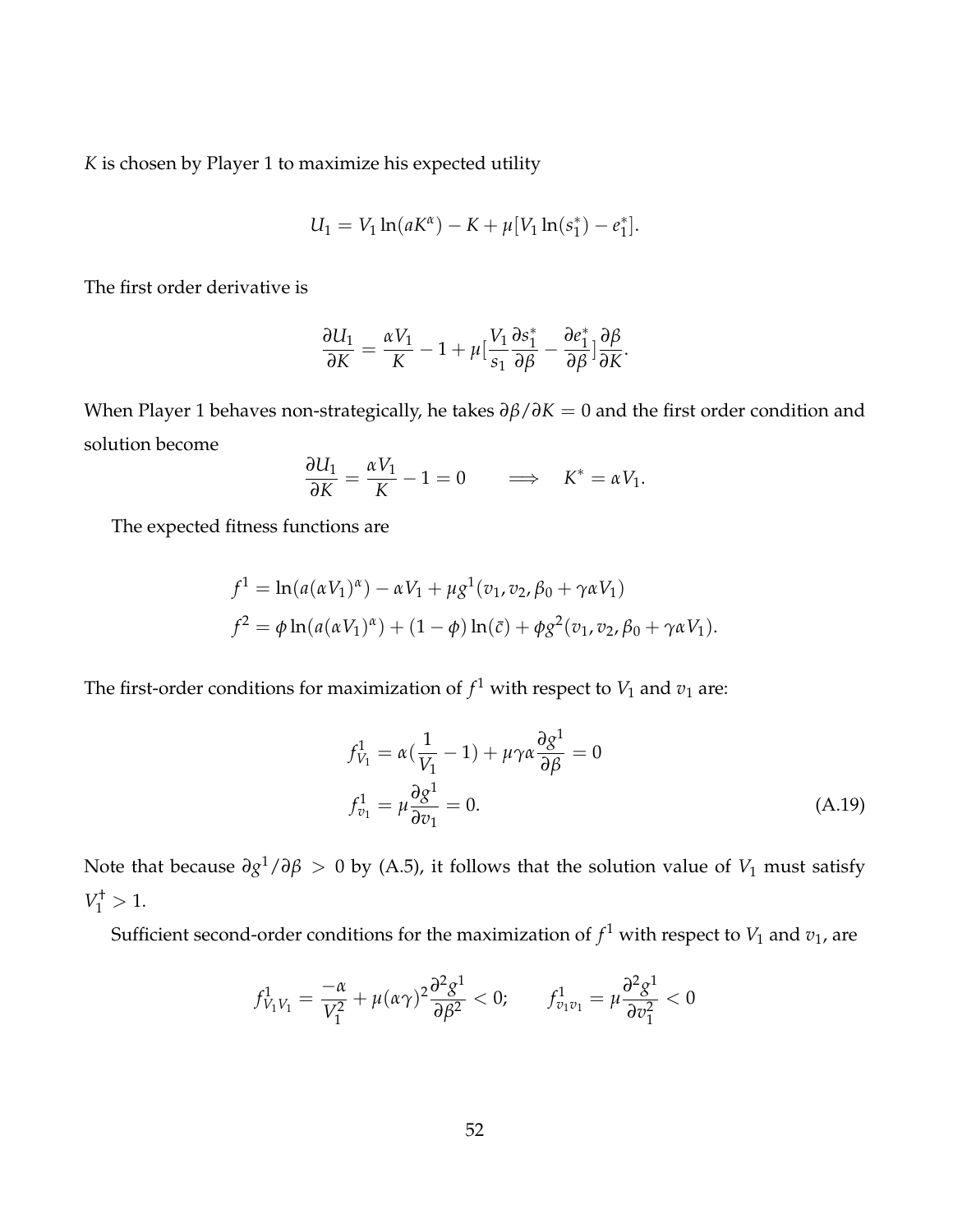$K$ is chosen by Player 1 to maximize his expected utility

$$U_1 = V_1 \ln(aK^{\alpha}) - K + \mu[V_1 \ln(s_1^*) - e_1^*].$$

The first order derivative is

$$\frac{\partial U_1}{\partial K} = \frac{\alpha V_1}{K} - 1 + \mu[\frac{V_1}{s_1}\frac{\partial s_1^*}{\partial \beta} - \frac{\partial e_1^*}{\partial \beta}]\frac{\partial \beta}{\partial K}.$$

When Player 1 behaves non-strategically, he takes $\partial\beta/\partial K = 0$ and the first order condition and solution become

$$\frac{\partial U_1}{\partial K} = \frac{\alpha V_1}{K} - 1 = 0 \qquad \Longrightarrow \quad K^* = \alpha V_1.$$

The expected fitness functions are

$$\begin{aligned}
f^1 &= \ln(a(\alpha V_1)^{\alpha}) - \alpha V_1 + \mu g^1(v_1, v_2, \beta_0 + \gamma\alpha V_1) \\
f^2 &= \phi \ln(a(\alpha V_1)^{\alpha}) + (1-\phi)\ln(\bar{c}) + \phi g^2(v_1, v_2, \beta_0 + \gamma\alpha V_1).
\end{aligned}$$

The first-order conditions for maximization of $f^1$ with respect to $V_1$ and $v_1$ are:

$$\begin{aligned}
f^1_{V_1} &= \alpha(\frac{1}{V_1} - 1) + \mu\gamma\alpha\frac{\partial g^1}{\partial \beta} = 0 \\
f^1_{v_1} &= \mu\frac{\partial g^1}{\partial v_1} = 0.
\end{aligned} \tag{A.19}$$

Note that because $\partial g^1/\partial\beta > 0$ by (A.5), it follows that the solution value of $V_1$ must satisfy $V_1^{\dagger} > 1$.

Sufficient second-order conditions for the maximization of $f^1$ with respect to $V_1$ and $v_1$, are

$$f^1_{V_1V_1} = \frac{-\alpha}{V_1^2} + \mu(\alpha\gamma)^2\frac{\partial^2 g^1}{\partial \beta^2} < 0; \qquad f^1_{v_1v_1} = \mu\frac{\partial^2 g^1}{\partial v_1^2} < 0$$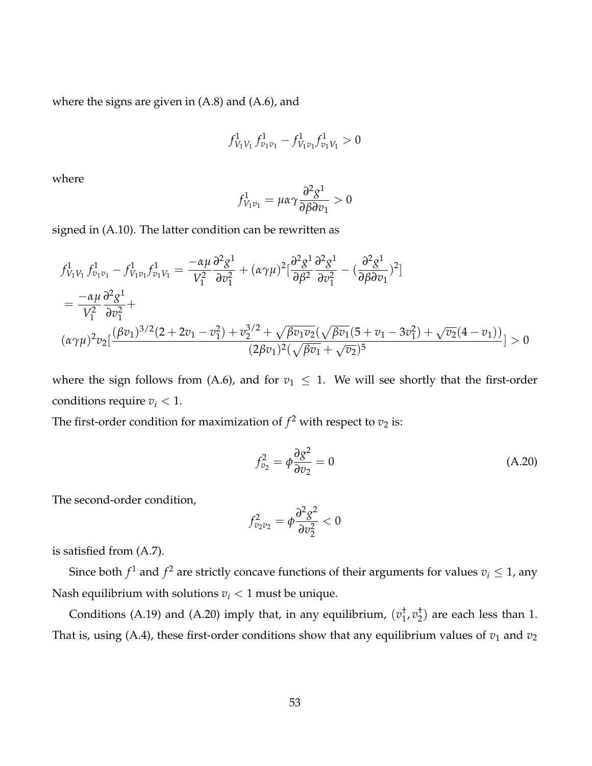where the signs are given in (A.8) and (A.6), and

$$f^1_{V_1V_1} f^1_{v_1v_1} - f^1_{V_1v_1} f^1_{v_1V_1} > 0$$

where

$$f^1_{V_1v_1} = \mu\alpha\gamma \frac{\partial^2 g^1}{\partial\beta\partial v_1} > 0$$

signed in (A.10). The latter condition can be rewritten as

$$\begin{aligned}
&f^1_{V_1V_1} f^1_{v_1v_1} - f^1_{V_1v_1} f^1_{v_1V_1} = \frac{-\alpha\mu}{V_1^2}\frac{\partial^2 g^1}{\partial v_1^2} + (\alpha\gamma\mu)^2 [\frac{\partial^2 g^1}{\partial\beta^2}\frac{\partial^2 g^1}{\partial v_1^2} - (\frac{\partial^2 g^1}{\partial\beta\partial v_1})^2] \\
&= \frac{-\alpha\mu}{V_1^2}\frac{\partial^2 g^1}{\partial v_1^2} + \\
&(\alpha\gamma\mu)^2 v_2 [\frac{(\beta v_1)^{3/2}(2 + 2v_1 - v_1^2) + v_2^{3/2} + \sqrt{\beta v_1 v_2}(\sqrt{\beta v_1}(5 + v_1 - 3v_1^2) + \sqrt{v_2}(4 - v_1))}{(2\beta v_1)^2(\sqrt{\beta v_1} + \sqrt{v_2})^5}] > 0
\end{aligned}$$

where the sign follows from (A.6), and for $v_1 \leq 1$. We will see shortly that the first-order conditions require $v_i < 1$.

The first-order condition for maximization of $f^2$ with respect to $v_2$ is:

$$f^2_{v_2} = \phi \frac{\partial g^2}{\partial v_2} = 0 \tag{A.20}$$

The second-order condition,

$$f^2_{v_2v_2} = \phi \frac{\partial^2 g^2}{\partial v_2^2} < 0$$

is satisfied from (A.7).

Since both $f^1$ and $f^2$ are strictly concave functions of their arguments for values $v_i \leq 1$, any Nash equilibrium with solutions $v_i < 1$ must be unique.

Conditions (A.19) and (A.20) imply that, in any equilibrium, $(v_1^\dagger, v_2^\dagger)$ are each less than 1. That is, using (A.4), these first-order conditions show that any equilibrium values of $v_1$ and $v_2$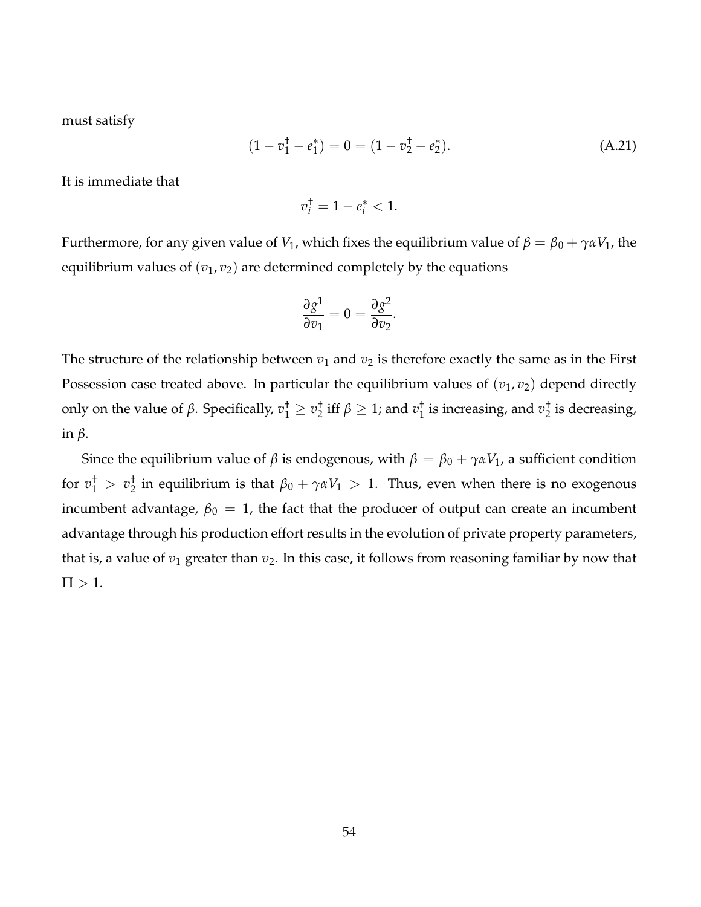must satisfy

$$(1 - v_1^\dagger - e_1^*) = 0 = (1 - v_2^\dagger - e_2^*). \tag{A.21}$$

It is immediate that

$$v_i^\dagger = 1 - e_i^* < 1.$$

Furthermore, for any given value of $V_1$, which fixes the equilibrium value of $\beta = \beta_0 + \gamma \alpha V_1$, the equilibrium values of $(v_1, v_2)$ are determined completely by the equations

$$\frac{\partial g^1}{\partial v_1} = 0 = \frac{\partial g^2}{\partial v_2}.$$

The structure of the relationship between $v_1$ and $v_2$ is therefore exactly the same as in the First Possession case treated above. In particular the equilibrium values of $(v_1, v_2)$ depend directly only on the value of $\beta$. Specifically, $v_1^\dagger \geq v_2^\dagger$ iff $\beta \geq 1$; and $v_1^\dagger$ is increasing, and $v_2^\dagger$ is decreasing, in $\beta$.

Since the equilibrium value of $\beta$ is endogenous, with $\beta = \beta_0 + \gamma \alpha V_1$, a sufficient condition for $v_1^\dagger > v_2^\dagger$ in equilibrium is that $\beta_0 + \gamma \alpha V_1 > 1$. Thus, even when there is no exogenous incumbent advantage, $\beta_0 = 1$, the fact that the producer of output can create an incumbent advantage through his production effort results in the evolution of private property parameters, that is, a value of $v_1$ greater than $v_2$. In this case, it follows from reasoning familiar by now that $\Pi > 1$.